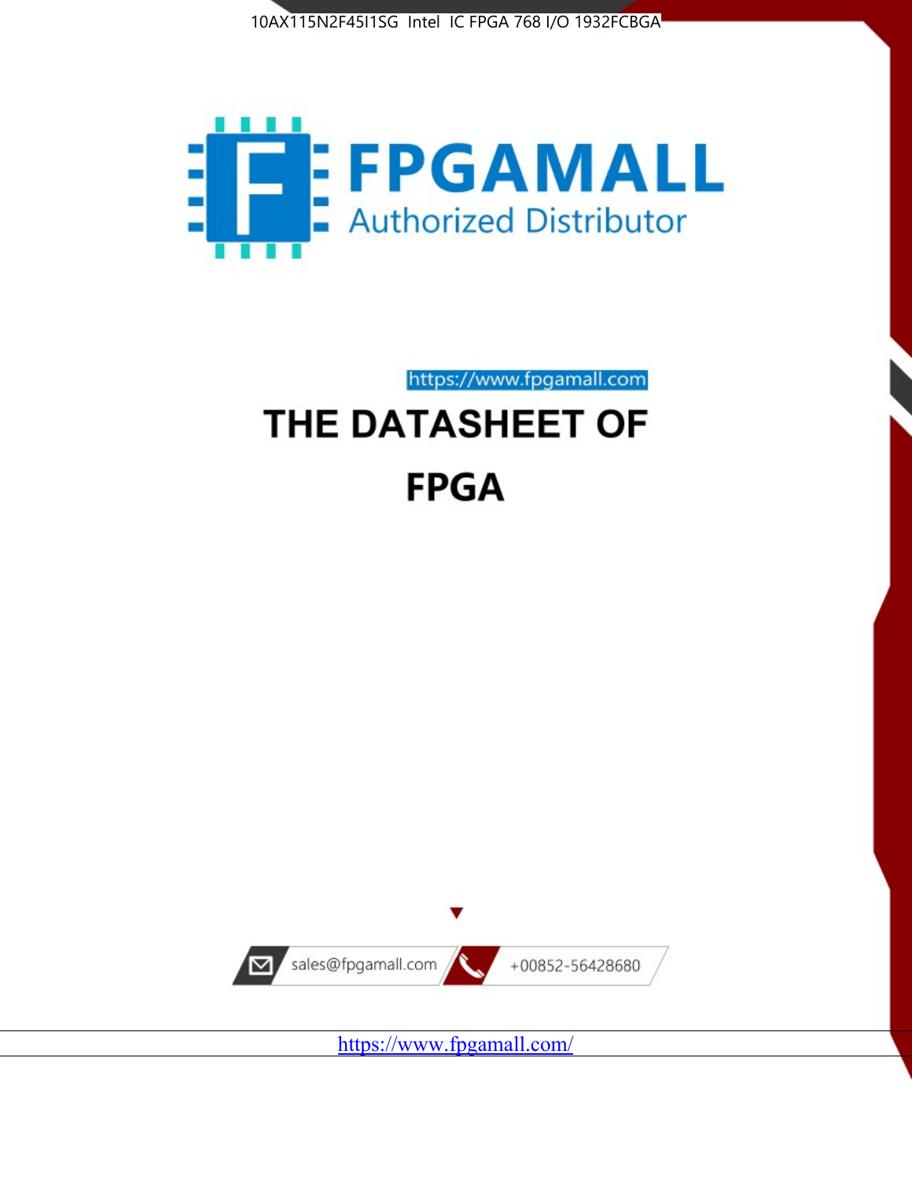10AX115N2F45I1SG Intel IC FPGA 768 I/O 1932FCBGA

FPGAMALL

Authorized Distributor

https://www.fpgamall.com

# THE DATASHEET OF

# FPGA

sales@fpgamall.com

+00852-56428680

https://www.fpgamall.com/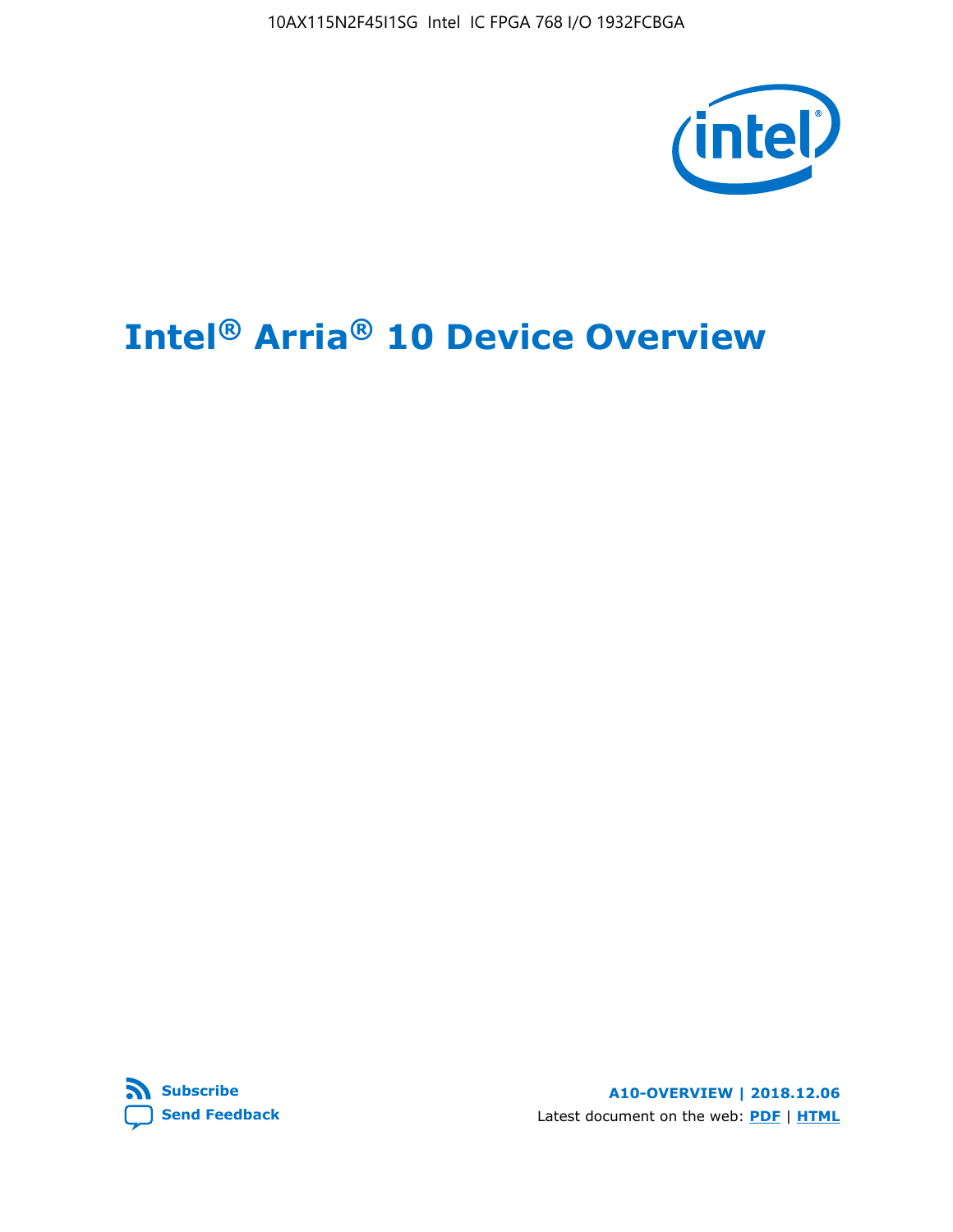# Intel® Arria® 10 Device Overview

Subscribe

Send Feedback

A10-OVERVIEW | 2018.12.06

Latest document on the web: PDF | HTML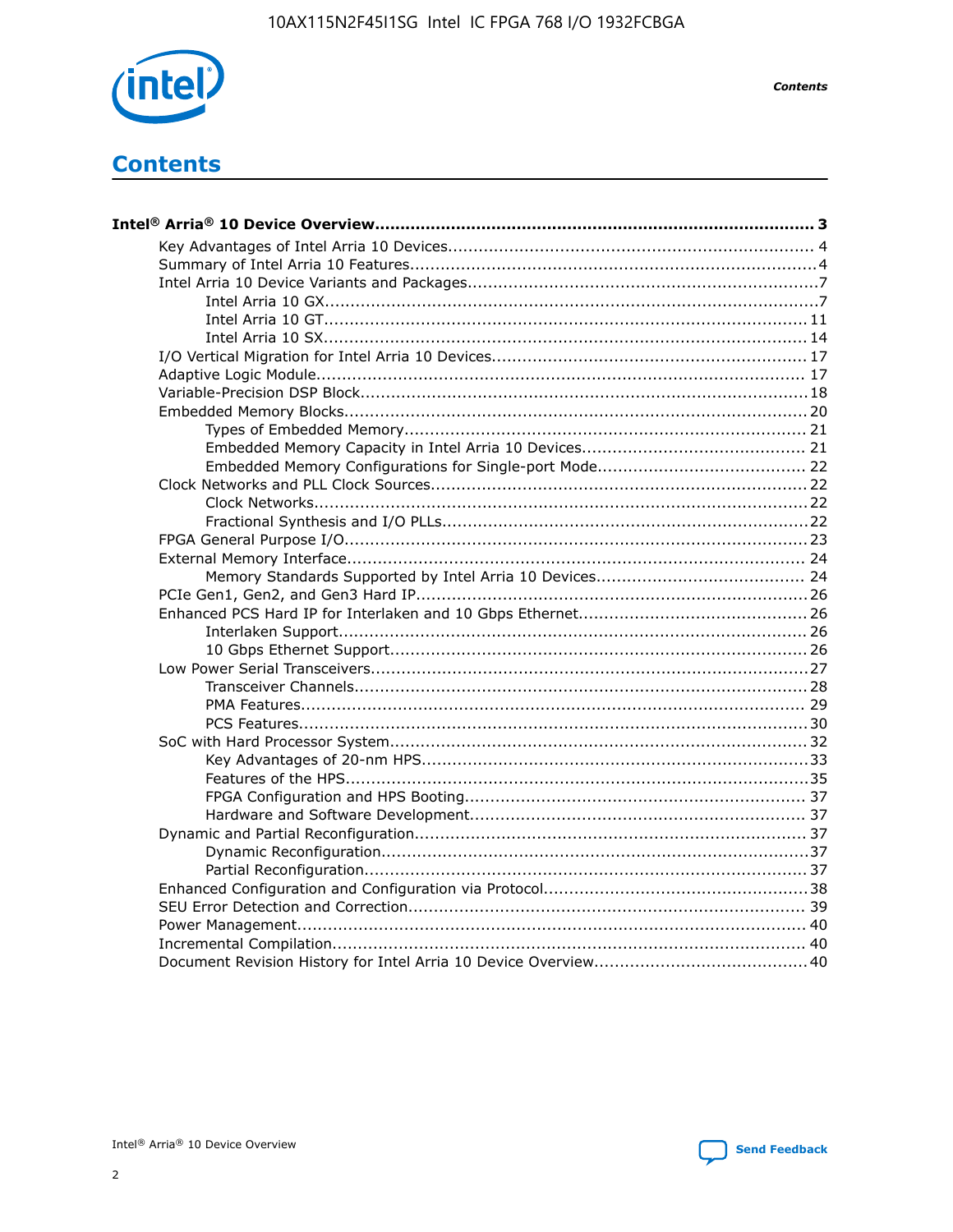# Contents

- **Intel® Arria® 10 Device Overview ..... 3**
  - Key Advantages of Intel Arria 10 Devices ..... 4
  - Summary of Intel Arria 10 Features ..... 4
  - Intel Arria 10 Device Variants and Packages ..... 7
    - Intel Arria 10 GX ..... 7
    - Intel Arria 10 GT ..... 11
    - Intel Arria 10 SX ..... 14
  - I/O Vertical Migration for Intel Arria 10 Devices ..... 17
  - Adaptive Logic Module ..... 17
  - Variable-Precision DSP Block ..... 18
  - Embedded Memory Blocks ..... 20
    - Types of Embedded Memory ..... 21
    - Embedded Memory Capacity in Intel Arria 10 Devices ..... 21
    - Embedded Memory Configurations for Single-port Mode ..... 22
  - Clock Networks and PLL Clock Sources ..... 22
    - Clock Networks ..... 22
    - Fractional Synthesis and I/O PLLs ..... 22
  - FPGA General Purpose I/O ..... 23
  - External Memory Interface ..... 24
    - Memory Standards Supported by Intel Arria 10 Devices ..... 24
  - PCIe Gen1, Gen2, and Gen3 Hard IP ..... 26
  - Enhanced PCS Hard IP for Interlaken and 10 Gbps Ethernet ..... 26
    - Interlaken Support ..... 26
    - 10 Gbps Ethernet Support ..... 26
  - Low Power Serial Transceivers ..... 27
    - Transceiver Channels ..... 28
    - PMA Features ..... 29
    - PCS Features ..... 30
  - SoC with Hard Processor System ..... 32
    - Key Advantages of 20-nm HPS ..... 33
    - Features of the HPS ..... 35
    - FPGA Configuration and HPS Booting ..... 37
    - Hardware and Software Development ..... 37
  - Dynamic and Partial Reconfiguration ..... 37
    - Dynamic Reconfiguration ..... 37
    - Partial Reconfiguration ..... 37
  - Enhanced Configuration and Configuration via Protocol ..... 38
  - SEU Error Detection and Correction ..... 39
  - Power Management ..... 40
  - Incremental Compilation ..... 40
  - Document Revision History for Intel Arria 10 Device Overview ..... 40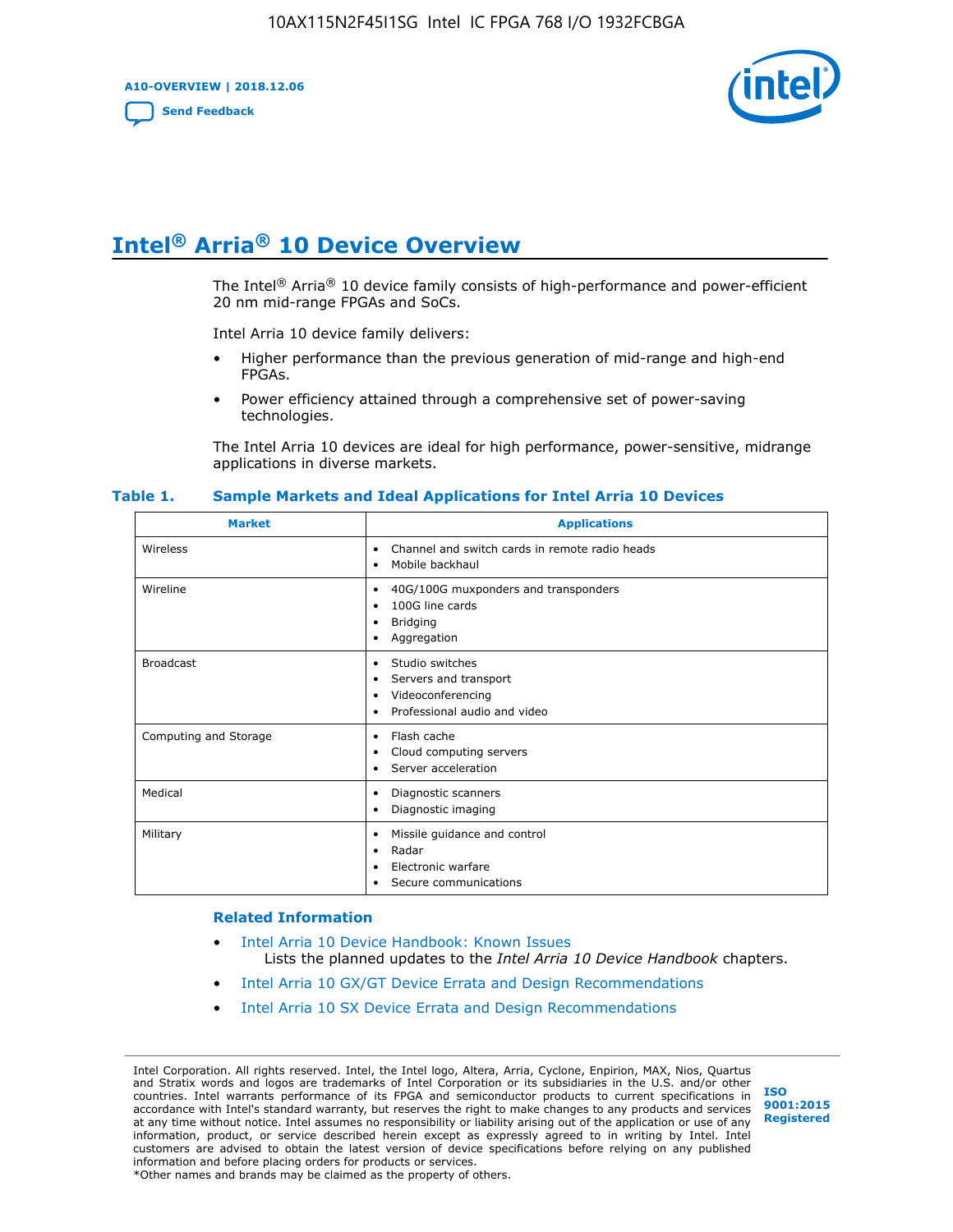# Intel® Arria® 10 Device Overview

The Intel® Arria® 10 device family consists of high-performance and power-efficient 20 nm mid-range FPGAs and SoCs.

Intel Arria 10 device family delivers:

- Higher performance than the previous generation of mid-range and high-end FPGAs.
- Power efficiency attained through a comprehensive set of power-saving technologies.

The Intel Arria 10 devices are ideal for high performance, power-sensitive, midrange applications in diverse markets.

**Table 1. Sample Markets and Ideal Applications for Intel Arria 10 Devices**

| Market | Applications |
|---|---|
| Wireless | • Channel and switch cards in remote radio heads<br>• Mobile backhaul |
| Wireline | • 40G/100G muxponders and transponders<br>• 100G line cards<br>• Bridging<br>• Aggregation |
| Broadcast | • Studio switches<br>• Servers and transport<br>• Videoconferencing<br>• Professional audio and video |
| Computing and Storage | • Flash cache<br>• Cloud computing servers<br>• Server acceleration |
| Medical | • Diagnostic scanners<br>• Diagnostic imaging |
| Military | • Missile guidance and control<br>• Radar<br>• Electronic warfare<br>• Secure communications |

## Related Information

- Intel Arria 10 Device Handbook: Known Issues
  Lists the planned updates to the *Intel Arria 10 Device Handbook* chapters.
- Intel Arria 10 GX/GT Device Errata and Design Recommendations
- Intel Arria 10 SX Device Errata and Design Recommendations

Intel Corporation. All rights reserved. Intel, the Intel logo, Altera, Arria, Cyclone, Enpirion, MAX, Nios, Quartus and Stratix words and logos are trademarks of Intel Corporation or its subsidiaries in the U.S. and/or other countries. Intel warrants performance of its FPGA and semiconductor products to current specifications in accordance with Intel's standard warranty, but reserves the right to make changes to any products and services at any time without notice. Intel assumes no responsibility or liability arising out of the application or use of any information, product, or service described herein except as expressly agreed to in writing by Intel. Intel customers are advised to obtain the latest version of device specifications before relying on any published information and before placing orders for products or services.
*Other names and brands may be claimed as the property of others.

ISO 9001:2015 Registered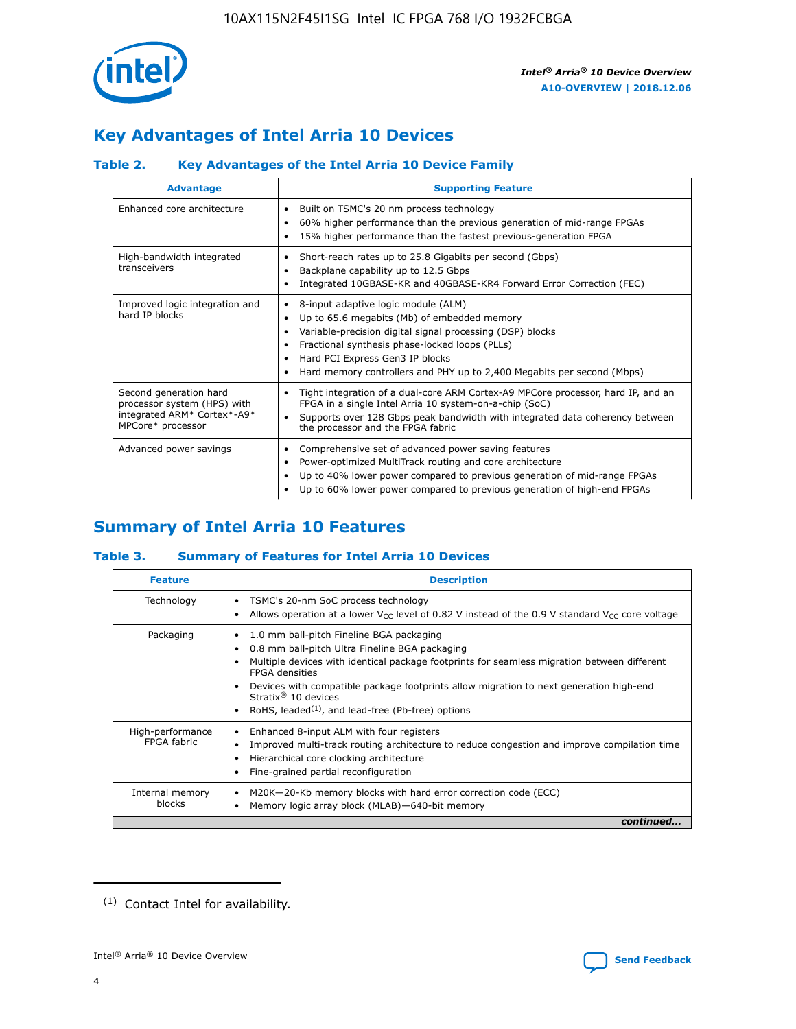## Key Advantages of Intel Arria 10 Devices

### Table 2. Key Advantages of the Intel Arria 10 Device Family

| Advantage | Supporting Feature |
| --- | --- |
| Enhanced core architecture | • Built on TSMC's 20 nm process technology<br>• 60% higher performance than the previous generation of mid-range FPGAs<br>• 15% higher performance than the fastest previous-generation FPGA |
| High-bandwidth integrated transceivers | • Short-reach rates up to 25.8 Gigabits per second (Gbps)<br>• Backplane capability up to 12.5 Gbps<br>• Integrated 10GBASE-KR and 40GBASE-KR4 Forward Error Correction (FEC) |
| Improved logic integration and hard IP blocks | • 8-input adaptive logic module (ALM)<br>• Up to 65.6 megabits (Mb) of embedded memory<br>• Variable-precision digital signal processing (DSP) blocks<br>• Fractional synthesis phase-locked loops (PLLs)<br>• Hard PCI Express Gen3 IP blocks<br>• Hard memory controllers and PHY up to 2,400 Megabits per second (Mbps) |
| Second generation hard processor system (HPS) with integrated ARM* Cortex*-A9* MPCore* processor | • Tight integration of a dual-core ARM Cortex-A9 MPCore processor, hard IP, and an FPGA in a single Intel Arria 10 system-on-a-chip (SoC)<br>• Supports over 128 Gbps peak bandwidth with integrated data coherency between the processor and the FPGA fabric |
| Advanced power savings | • Comprehensive set of advanced power saving features<br>• Power-optimized MultiTrack routing and core architecture<br>• Up to 40% lower power compared to previous generation of mid-range FPGAs<br>• Up to 60% lower power compared to previous generation of high-end FPGAs |

## Summary of Intel Arria 10 Features

### Table 3. Summary of Features for Intel Arria 10 Devices

| Feature | Description |
| --- | --- |
| Technology | • TSMC's 20-nm SoC process technology<br>• Allows operation at a lower $V_{CC}$ level of 0.82 V instead of the 0.9 V standard $V_{CC}$ core voltage |
| Packaging | • 1.0 mm ball-pitch Fineline BGA packaging<br>• 0.8 mm ball-pitch Ultra Fineline BGA packaging<br>• Multiple devices with identical package footprints for seamless migration between different FPGA densities<br>• Devices with compatible package footprints allow migration to next generation high-end Stratix® 10 devices<br>• RoHS, leaded[(1)], and lead-free (Pb-free) options |
| High-performance FPGA fabric | • Enhanced 8-input ALM with four registers<br>• Improved multi-track routing architecture to reduce congestion and improve compilation time<br>• Hierarchical core clocking architecture<br>• Fine-grained partial reconfiguration |
| Internal memory blocks | • M20K—20-Kb memory blocks with hard error correction code (ECC)<br>• Memory logic array block (MLAB)—640-bit memory |

*continued...*

(1) Contact Intel for availability.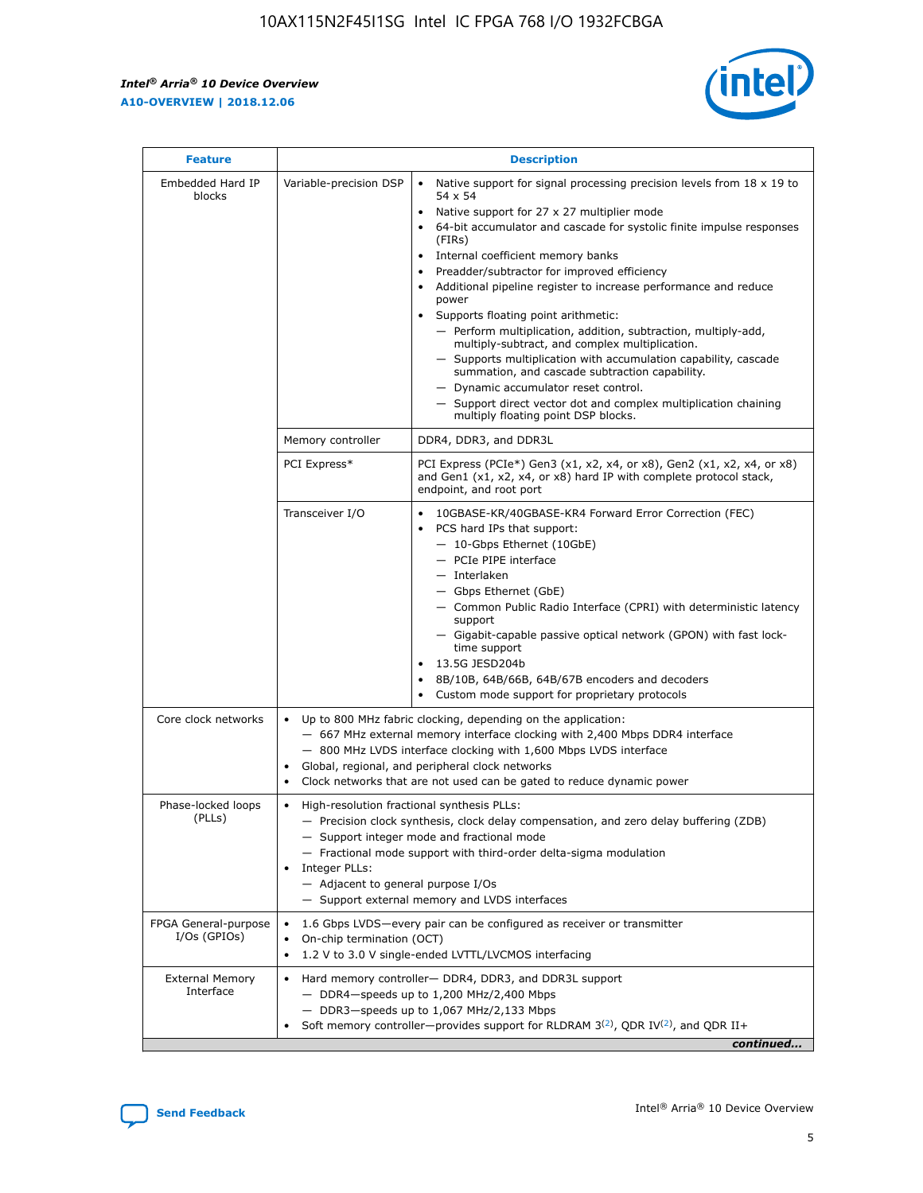| Feature | Description | |
|---|---|---|
| Embedded Hard IP blocks | Variable-precision DSP | • Native support for signal processing precision levels from 18 x 19 to 54 x 54<br>• Native support for 27 x 27 multiplier mode<br>• 64-bit accumulator and cascade for systolic finite impulse responses (FIRs)<br>• Internal coefficient memory banks<br>• Preadder/subtractor for improved efficiency<br>• Additional pipeline register to increase performance and reduce power<br>• Supports floating point arithmetic:<br>— Perform multiplication, addition, subtraction, multiply-add, multiply-subtract, and complex multiplication.<br>— Supports multiplication with accumulation capability, cascade summation, and cascade subtraction capability.<br>— Dynamic accumulator reset control.<br>— Support direct vector dot and complex multiplication chaining multiply floating point DSP blocks. |
| | Memory controller | DDR4, DDR3, and DDR3L |
| | PCI Express* | PCI Express (PCIe*) Gen3 (x1, x2, x4, or x8), Gen2 (x1, x2, x4, or x8) and Gen1 (x1, x2, x4, or x8) hard IP with complete protocol stack, endpoint, and root port |
| | Transceiver I/O | • 10GBASE-KR/40GBASE-KR4 Forward Error Correction (FEC)<br>• PCS hard IPs that support:<br>— 10-Gbps Ethernet (10GbE)<br>— PCIe PIPE interface<br>— Interlaken<br>— Gbps Ethernet (GbE)<br>— Common Public Radio Interface (CPRI) with deterministic latency support<br>— Gigabit-capable passive optical network (GPON) with fast lock-time support<br>• 13.5G JESD204b<br>• 8B/10B, 64B/66B, 64B/67B encoders and decoders<br>• Custom mode support for proprietary protocols |
| Core clock networks | • Up to 800 MHz fabric clocking, depending on the application:<br>— 667 MHz external memory interface clocking with 2,400 Mbps DDR4 interface<br>— 800 MHz LVDS interface clocking with 1,600 Mbps LVDS interface<br>• Global, regional, and peripheral clock networks<br>• Clock networks that are not used can be gated to reduce dynamic power | |
| Phase-locked loops (PLLs) | • High-resolution fractional synthesis PLLs:<br>— Precision clock synthesis, clock delay compensation, and zero delay buffering (ZDB)<br>— Support integer mode and fractional mode<br>— Fractional mode support with third-order delta-sigma modulation<br>• Integer PLLs:<br>— Adjacent to general purpose I/Os<br>— Support external memory and LVDS interfaces | |
| FPGA General-purpose I/Os (GPIOs) | • 1.6 Gbps LVDS—every pair can be configured as receiver or transmitter<br>• On-chip termination (OCT)<br>• 1.2 V to 3.0 V single-ended LVTTL/LVCMOS interfacing | |
| External Memory Interface | • Hard memory controller— DDR4, DDR3, and DDR3L support<br>— DDR4—speeds up to 1,200 MHz/2,400 Mbps<br>— DDR3—speeds up to 1,067 MHz/2,133 Mbps<br>• Soft memory controller—provides support for RLDRAM 3[(2)], QDR IV[(2)], and QDR II+ | |

*continued...*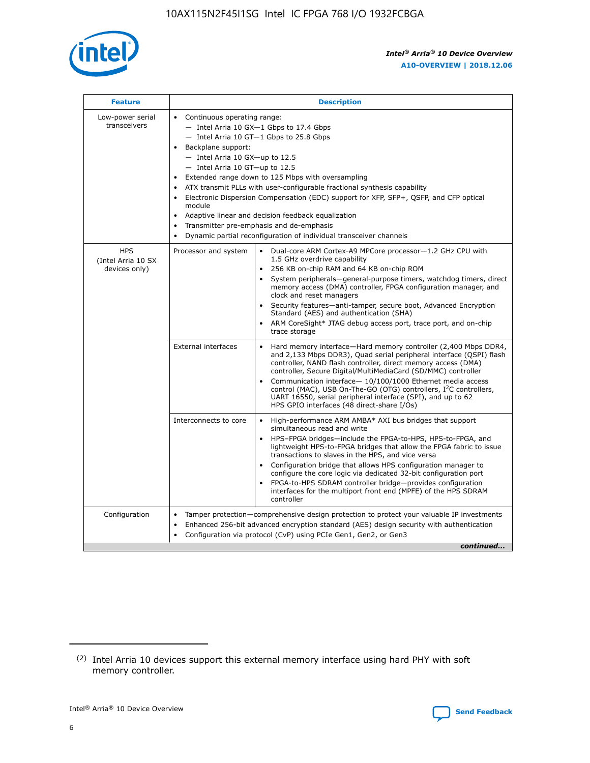| Feature | Description | |
|---|---|---|
| Low-power serial transceivers | • Continuous operating range:<br>— Intel Arria 10 GX—1 Gbps to 17.4 Gbps<br>— Intel Arria 10 GT—1 Gbps to 25.8 Gbps<br>• Backplane support:<br>— Intel Arria 10 GX—up to 12.5<br>— Intel Arria 10 GT—up to 12.5<br>• Extended range down to 125 Mbps with oversampling<br>• ATX transmit PLLs with user-configurable fractional synthesis capability<br>• Electronic Dispersion Compensation (EDC) support for XFP, SFP+, QSFP, and CFP optical module<br>• Adaptive linear and decision feedback equalization<br>• Transmitter pre-emphasis and de-emphasis<br>• Dynamic partial reconfiguration of individual transceiver channels | |
| HPS (Intel Arria 10 SX devices only) | Processor and system | • Dual-core ARM Cortex-A9 MPCore processor—1.2 GHz CPU with 1.5 GHz overdrive capability<br>• 256 KB on-chip RAM and 64 KB on-chip ROM<br>• System peripherals—general-purpose timers, watchdog timers, direct memory access (DMA) controller, FPGA configuration manager, and clock and reset managers<br>• Security features—anti-tamper, secure boot, Advanced Encryption Standard (AES) and authentication (SHA)<br>• ARM CoreSight* JTAG debug access port, trace port, and on-chip trace storage |
| | External interfaces | • Hard memory interface—Hard memory controller (2,400 Mbps DDR4, and 2,133 Mbps DDR3), Quad serial peripheral interface (QSPI) flash controller, NAND flash controller, direct memory access (DMA) controller, Secure Digital/MultiMediaCard (SD/MMC) controller<br>• Communication interface— 10/100/1000 Ethernet media access control (MAC), USB On-The-GO (OTG) controllers, I²C controllers, UART 16550, serial peripheral interface (SPI), and up to 62 HPS GPIO interfaces (48 direct-share I/Os) |
| | Interconnects to core | • High-performance ARM AMBA* AXI bus bridges that support simultaneous read and write<br>• HPS–FPGA bridges—include the FPGA-to-HPS, HPS-to-FPGA, and lightweight HPS-to-FPGA bridges that allow the FPGA fabric to issue transactions to slaves in the HPS, and vice versa<br>• Configuration bridge that allows HPS configuration manager to configure the core logic via dedicated 32-bit configuration port<br>• FPGA-to-HPS SDRAM controller bridge—provides configuration interfaces for the multiport front end (MPFE) of the HPS SDRAM controller |
| Configuration | • Tamper protection—comprehensive design protection to protect your valuable IP investments<br>• Enhanced 256-bit advanced encryption standard (AES) design security with authentication<br>• Configuration via protocol (CvP) using PCIe Gen1, Gen2, or Gen3 | |

*continued...*

(2) Intel Arria 10 devices support this external memory interface using hard PHY with soft memory controller.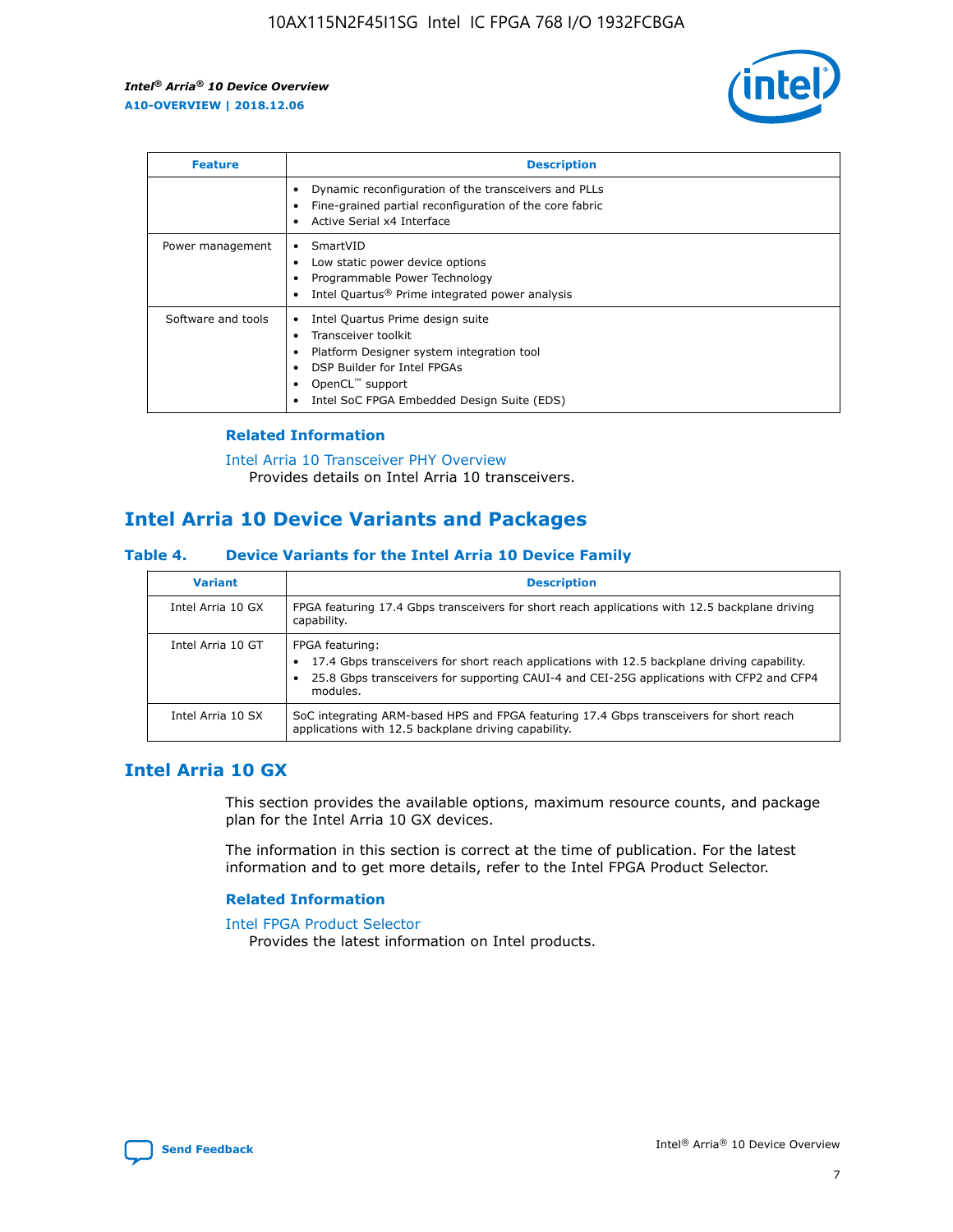| Feature | Description |
| --- | --- |
| | • Dynamic reconfiguration of the transceivers and PLLs<br>• Fine-grained partial reconfiguration of the core fabric<br>• Active Serial x4 Interface |
| Power management | • SmartVID<br>• Low static power device options<br>• Programmable Power Technology<br>• Intel Quartus® Prime integrated power analysis |
| Software and tools | • Intel Quartus Prime design suite<br>• Transceiver toolkit<br>• Platform Designer system integration tool<br>• DSP Builder for Intel FPGAs<br>• OpenCL™ support<br>• Intel SoC FPGA Embedded Design Suite (EDS) |

### Related Information

Intel Arria 10 Transceiver PHY Overview
Provides details on Intel Arria 10 transceivers.

## Intel Arria 10 Device Variants and Packages

### Table 4. Device Variants for the Intel Arria 10 Device Family

| Variant | Description |
| --- | --- |
| Intel Arria 10 GX | FPGA featuring 17.4 Gbps transceivers for short reach applications with 12.5 backplane driving capability. |
| Intel Arria 10 GT | FPGA featuring:<br>• 17.4 Gbps transceivers for short reach applications with 12.5 backplane driving capability.<br>• 25.8 Gbps transceivers for supporting CAUI-4 and CEI-25G applications with CFP2 and CFP4 modules. |
| Intel Arria 10 SX | SoC integrating ARM-based HPS and FPGA featuring 17.4 Gbps transceivers for short reach applications with 12.5 backplane driving capability. |

## Intel Arria 10 GX

This section provides the available options, maximum resource counts, and package plan for the Intel Arria 10 GX devices.

The information in this section is correct at the time of publication. For the latest information and to get more details, refer to the Intel FPGA Product Selector.

### Related Information

Intel FPGA Product Selector
Provides the latest information on Intel products.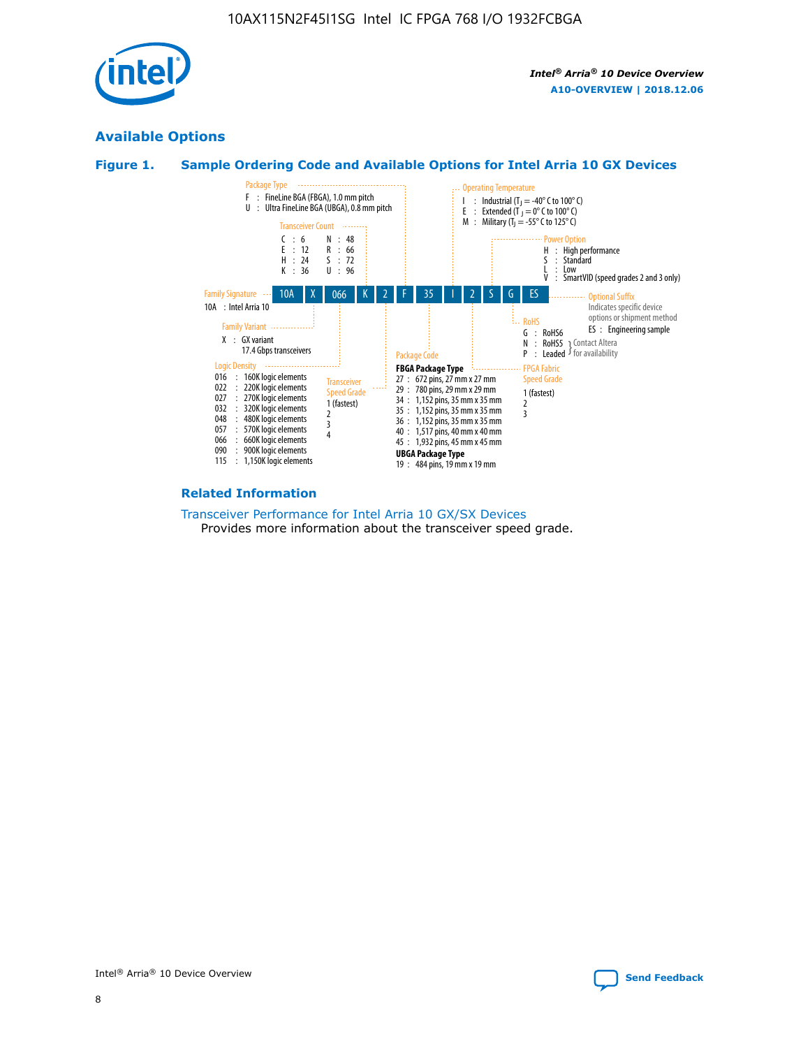## Available Options

### Figure 1. Sample Ordering Code and Available Options for Intel Arria 10 GX Devices

| 10A | X | 066 | K | 2 | F | 35 | I | 2 | S | G | ES |
|---|---|---|---|---|---|---|---|---|---|---|---|

**Family Signature**
- 10A : Intel Arria 10

**Family Variant**
- X : GX variant 17.4 Gbps transceivers

**Logic Density**
- 016 : 160K logic elements
- 022 : 220K logic elements
- 027 : 270K logic elements
- 032 : 320K logic elements
- 048 : 480K logic elements
- 057 : 570K logic elements
- 066 : 660K logic elements
- 090 : 900K logic elements
- 115 : 1,150K logic elements

**Transceiver Count**
- C : 6
- E : 12
- H : 24
- K : 36
- N : 48
- R : 66
- S : 72
- U : 96

**Transceiver Speed Grade**
- 1 (fastest)
- 2
- 3
- 4

**Package Type**
- F : FineLine BGA (FBGA), 1.0 mm pitch
- U : Ultra FineLine BGA (UBGA), 0.8 mm pitch

**Package Code**

FBGA Package Type
- 27 : 672 pins, 27 mm x 27 mm
- 29 : 780 pins, 29 mm x 29 mm
- 34 : 1,152 pins, 35 mm x 35 mm
- 35 : 1,152 pins, 35 mm x 35 mm
- 36 : 1,152 pins, 35 mm x 35 mm
- 40 : 1,517 pins, 40 mm x 40 mm
- 45 : 1,932 pins, 45 mm x 45 mm

UBGA Package Type
- 19 : 484 pins, 19 mm x 19 mm

**Operating Temperature**
- I : Industrial ($T_J$ = -40° C to 100° C)
- E : Extended ($T_J$ = 0° C to 100° C)
- M : Military ($T_J$ = -55° C to 125° C)

**FPGA Fabric Speed Grade**
- 1 (fastest)
- 2
- 3

**Power Option**
- H : High performance
- S : Standard
- L : Low
- V : SmartVID (speed grades 2 and 3 only)

**RoHS**
- G : RoHS6
- N : RoHS5 (Contact Altera for availability)
- P : Leaded (Contact Altera for availability)

**Optional Suffix**

Indicates specific device options or shipment method
- ES : Engineering sample

### Related Information

Transceiver Performance for Intel Arria 10 GX/SX Devices

Provides more information about the transceiver speed grade.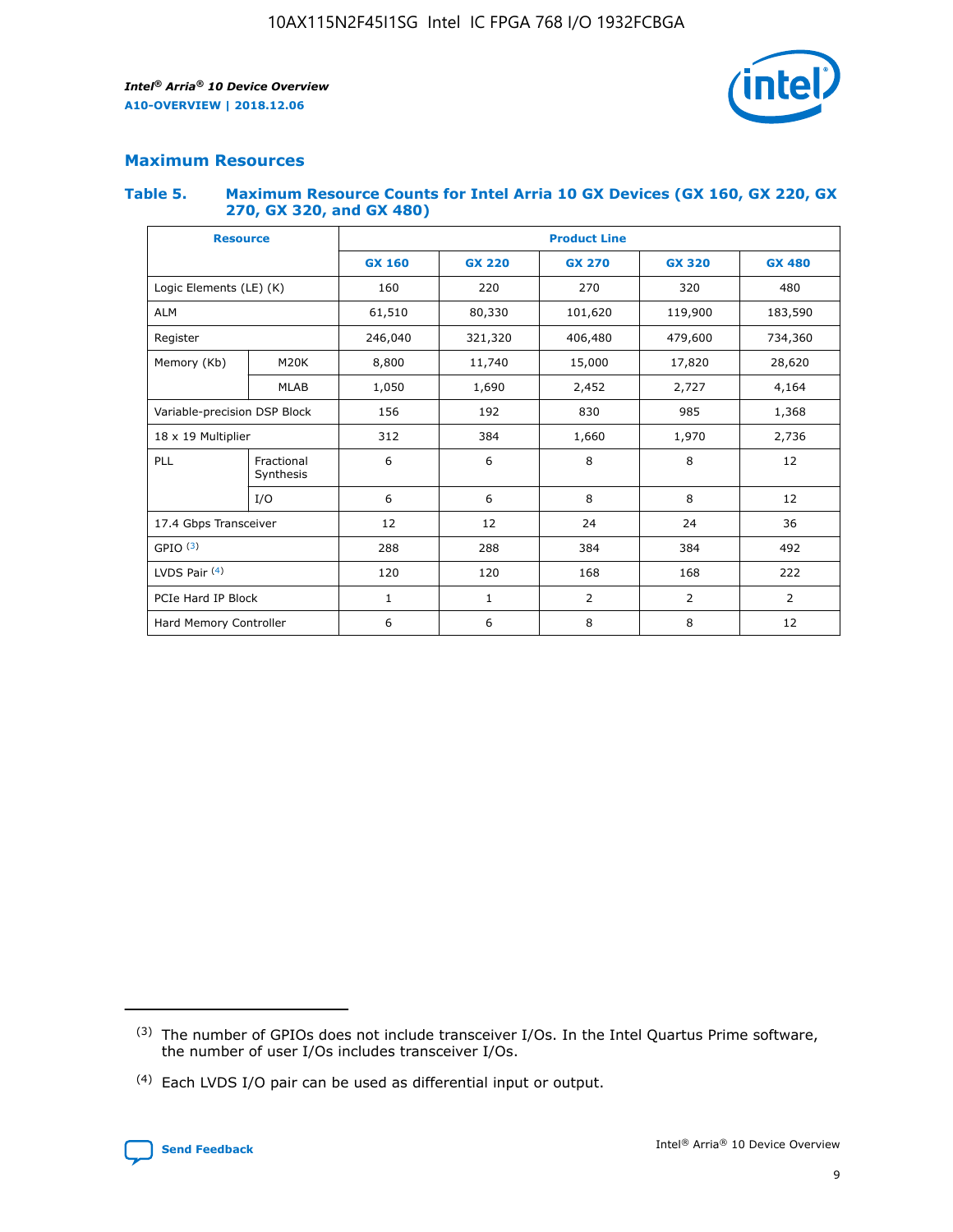## Maximum Resources

### Table 5. Maximum Resource Counts for Intel Arria 10 GX Devices (GX 160, GX 220, GX 270, GX 320, and GX 480)

| Resource | | Product Line | | | | |
|---|---|---|---|---|---|---|
| | | GX 160 | GX 220 | GX 270 | GX 320 | GX 480 |
| Logic Elements (LE) (K) | | 160 | 220 | 270 | 320 | 480 |
| ALM | | 61,510 | 80,330 | 101,620 | 119,900 | 183,590 |
| Register | | 246,040 | 321,320 | 406,480 | 479,600 | 734,360 |
| Memory (Kb) | M20K | 8,800 | 11,740 | 15,000 | 17,820 | 28,620 |
| | MLAB | 1,050 | 1,690 | 2,452 | 2,727 | 4,164 |
| Variable-precision DSP Block | | 156 | 192 | 830 | 985 | 1,368 |
| 18 x 19 Multiplier | | 312 | 384 | 1,660 | 1,970 | 2,736 |
| PLL | Fractional Synthesis | 6 | 6 | 8 | 8 | 12 |
| | I/O | 6 | 6 | 8 | 8 | 12 |
| 17.4 Gbps Transceiver | | 12 | 12 | 24 | 24 | 36 |
| GPIO [(3)] | | 288 | 288 | 384 | 384 | 492 |
| LVDS Pair [(4)] | | 120 | 120 | 168 | 168 | 222 |
| PCIe Hard IP Block | | 1 | 1 | 2 | 2 | 2 |
| Hard Memory Controller | | 6 | 6 | 8 | 8 | 12 |

(3) The number of GPIOs does not include transceiver I/Os. In the Intel Quartus Prime software, the number of user I/Os includes transceiver I/Os.

(4) Each LVDS I/O pair can be used as differential input or output.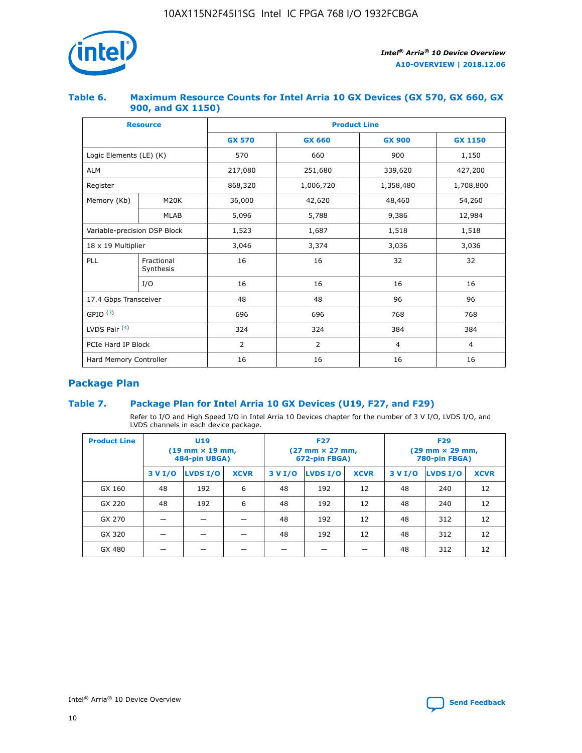### Table 6. Maximum Resource Counts for Intel Arria 10 GX Devices (GX 570, GX 660, GX 900, and GX 1150)

| Resource | | Product Line | | | |
|---|---|---|---|---|---|
| | | GX 570 | GX 660 | GX 900 | GX 1150 |
| Logic Elements (LE) (K) | | 570 | 660 | 900 | 1,150 |
| ALM | | 217,080 | 251,680 | 339,620 | 427,200 |
| Register | | 868,320 | 1,006,720 | 1,358,480 | 1,708,800 |
| Memory (Kb) | M20K | 36,000 | 42,620 | 48,460 | 54,260 |
| | MLAB | 5,096 | 5,788 | 9,386 | 12,984 |
| Variable-precision DSP Block | | 1,523 | 1,687 | 1,518 | 1,518 |
| 18 x 19 Multiplier | | 3,046 | 3,374 | 3,036 | 3,036 |
| PLL | Fractional Synthesis | 16 | 16 | 32 | 32 |
| | I/O | 16 | 16 | 16 | 16 |
| 17.4 Gbps Transceiver | | 48 | 48 | 96 | 96 |
| GPIO [(3)] | | 696 | 696 | 768 | 768 |
| LVDS Pair [(4)] | | 324 | 324 | 384 | 384 |
| PCIe Hard IP Block | | 2 | 2 | 4 | 4 |
| Hard Memory Controller | | 16 | 16 | 16 | 16 |

## Package Plan

### Table 7. Package Plan for Intel Arria 10 GX Devices (U19, F27, and F29)

Refer to I/O and High Speed I/O in Intel Arria 10 Devices chapter for the number of 3 V I/O, LVDS I/O, and LVDS channels in each device package.

| Product Line | U19 (19 mm × 19 mm, 484-pin UBGA) | | | F27 (27 mm × 27 mm, 672-pin FBGA) | | | F29 (29 mm × 29 mm, 780-pin FBGA) | | |
|---|---|---|---|---|---|---|---|---|---|
| | 3 V I/O | LVDS I/O | XCVR | 3 V I/O | LVDS I/O | XCVR | 3 V I/O | LVDS I/O | XCVR |
| GX 160 | 48 | 192 | 6 | 48 | 192 | 12 | 48 | 240 | 12 |
| GX 220 | 48 | 192 | 6 | 48 | 192 | 12 | 48 | 240 | 12 |
| GX 270 | — | — | — | 48 | 192 | 12 | 48 | 312 | 12 |
| GX 320 | — | — | — | 48 | 192 | 12 | 48 | 312 | 12 |
| GX 480 | — | — | — | — | — | — | 48 | 312 | 12 |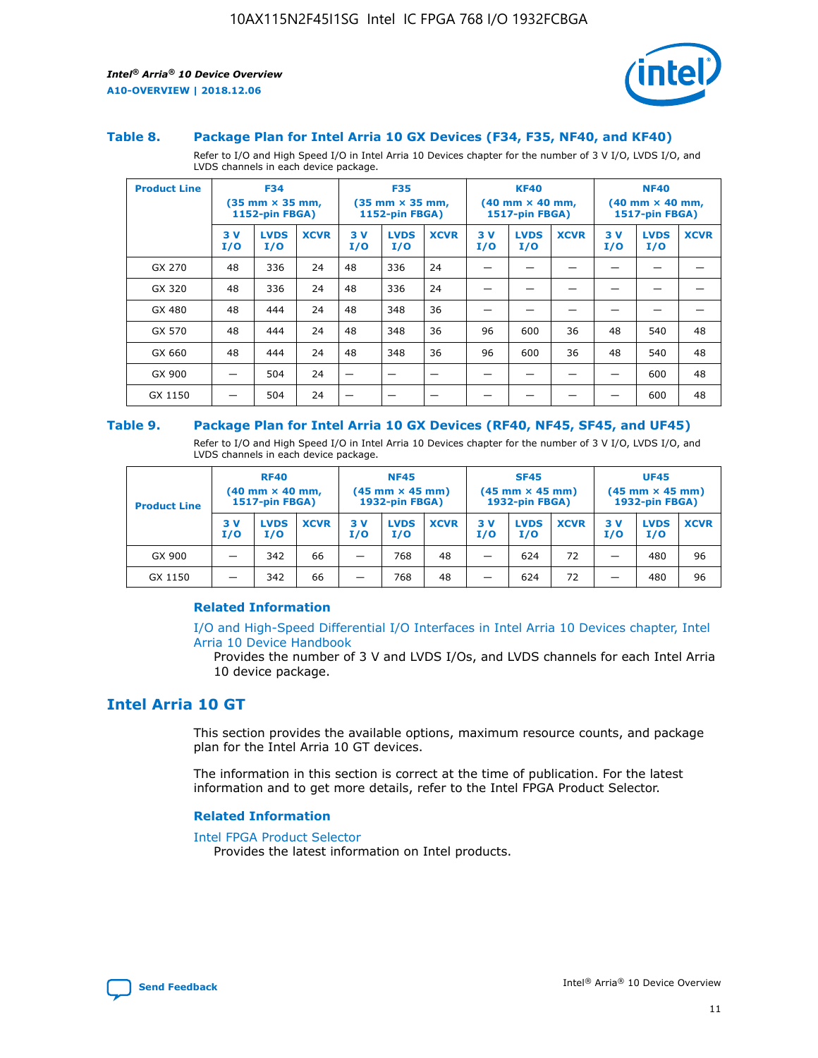### Table 8. Package Plan for Intel Arria 10 GX Devices (F34, F35, NF40, and KF40)

Refer to I/O and High Speed I/O in Intel Arria 10 Devices chapter for the number of 3 V I/O, LVDS I/O, and LVDS channels in each device package.

| Product Line | F34 (35 mm × 35 mm, 1152-pin FBGA) | | | F35 (35 mm × 35 mm, 1152-pin FBGA) | | | KF40 (40 mm × 40 mm, 1517-pin FBGA) | | | NF40 (40 mm × 40 mm, 1517-pin FBGA) | | |
|---|---|---|---|---|---|---|---|---|---|---|---|---|
| | 3 V I/O | LVDS I/O | XCVR | 3 V I/O | LVDS I/O | XCVR | 3 V I/O | LVDS I/O | XCVR | 3 V I/O | LVDS I/O | XCVR |
| GX 270 | 48 | 336 | 24 | 48 | 336 | 24 | — | — | — | — | — | — |
| GX 320 | 48 | 336 | 24 | 48 | 336 | 24 | — | — | — | — | — | — |
| GX 480 | 48 | 444 | 24 | 48 | 348 | 36 | — | — | — | — | — | — |
| GX 570 | 48 | 444 | 24 | 48 | 348 | 36 | 96 | 600 | 36 | 48 | 540 | 48 |
| GX 660 | 48 | 444 | 24 | 48 | 348 | 36 | 96 | 600 | 36 | 48 | 540 | 48 |
| GX 900 | — | 504 | 24 | — | — | — | — | — | — | — | 600 | 48 |
| GX 1150 | — | 504 | 24 | — | — | — | — | — | — | — | 600 | 48 |

### Table 9. Package Plan for Intel Arria 10 GX Devices (RF40, NF45, SF45, and UF45)

Refer to I/O and High Speed I/O in Intel Arria 10 Devices chapter for the number of 3 V I/O, LVDS I/O, and LVDS channels in each device package.

| Product Line | RF40 (40 mm × 40 mm, 1517-pin FBGA) | | | NF45 (45 mm × 45 mm) 1932-pin FBGA) | | | SF45 (45 mm × 45 mm) 1932-pin FBGA) | | | UF45 (45 mm × 45 mm) 1932-pin FBGA) | | |
|---|---|---|---|---|---|---|---|---|---|---|---|---|
| | 3 V I/O | LVDS I/O | XCVR | 3 V I/O | LVDS I/O | XCVR | 3 V I/O | LVDS I/O | XCVR | 3 V I/O | LVDS I/O | XCVR |
| GX 900 | — | 342 | 66 | — | 768 | 48 | — | 624 | 72 | — | 480 | 96 |
| GX 1150 | — | 342 | 66 | — | 768 | 48 | — | 624 | 72 | — | 480 | 96 |

#### Related Information

I/O and High-Speed Differential I/O Interfaces in Intel Arria 10 Devices chapter, Intel Arria 10 Device Handbook

Provides the number of 3 V and LVDS I/Os, and LVDS channels for each Intel Arria 10 device package.

## Intel Arria 10 GT

This section provides the available options, maximum resource counts, and package plan for the Intel Arria 10 GT devices.

The information in this section is correct at the time of publication. For the latest information and to get more details, refer to the Intel FPGA Product Selector.

#### Related Information

Intel FPGA Product Selector

Provides the latest information on Intel products.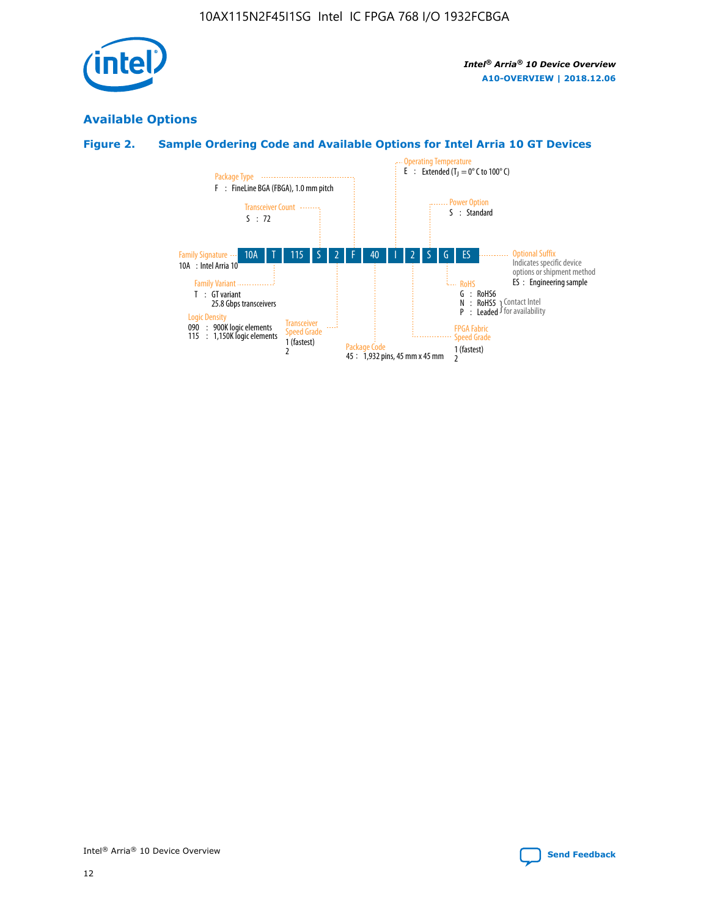## Available Options

### Figure 2. Sample Ordering Code and Available Options for Intel Arria 10 GT Devices

| 10A | T | 115 | S | 2 | F | 40 | I | 2 | S | G | ES |
|---|---|---|---|---|---|---|---|---|---|---|---|

**Family Signature**
10A : Intel Arria 10

**Family Variant**
T : GT variant
25.8 Gbps transceivers

**Logic Density**
090 : 900K logic elements
115 : 1,150K logic elements

**Transceiver Count**
S : 72

**Transceiver Speed Grade**
1 (fastest)
2

**Package Type**
F : FineLine BGA (FBGA), 1.0 mm pitch

**Package Code**
45 : 1,932 pins, 45 mm x 45 mm

**Operating Temperature**
E : Extended ($T_J$ = 0° C to 100° C)

**FPGA Fabric Speed Grade**
1 (fastest)
2

**Power Option**
S : Standard

**RoHS**
G : RoHS6
N : RoHS5 } Contact Intel for availability
P : Leaded } Contact Intel for availability

**Optional Suffix**
Indicates specific device options or shipment method
ES : Engineering sample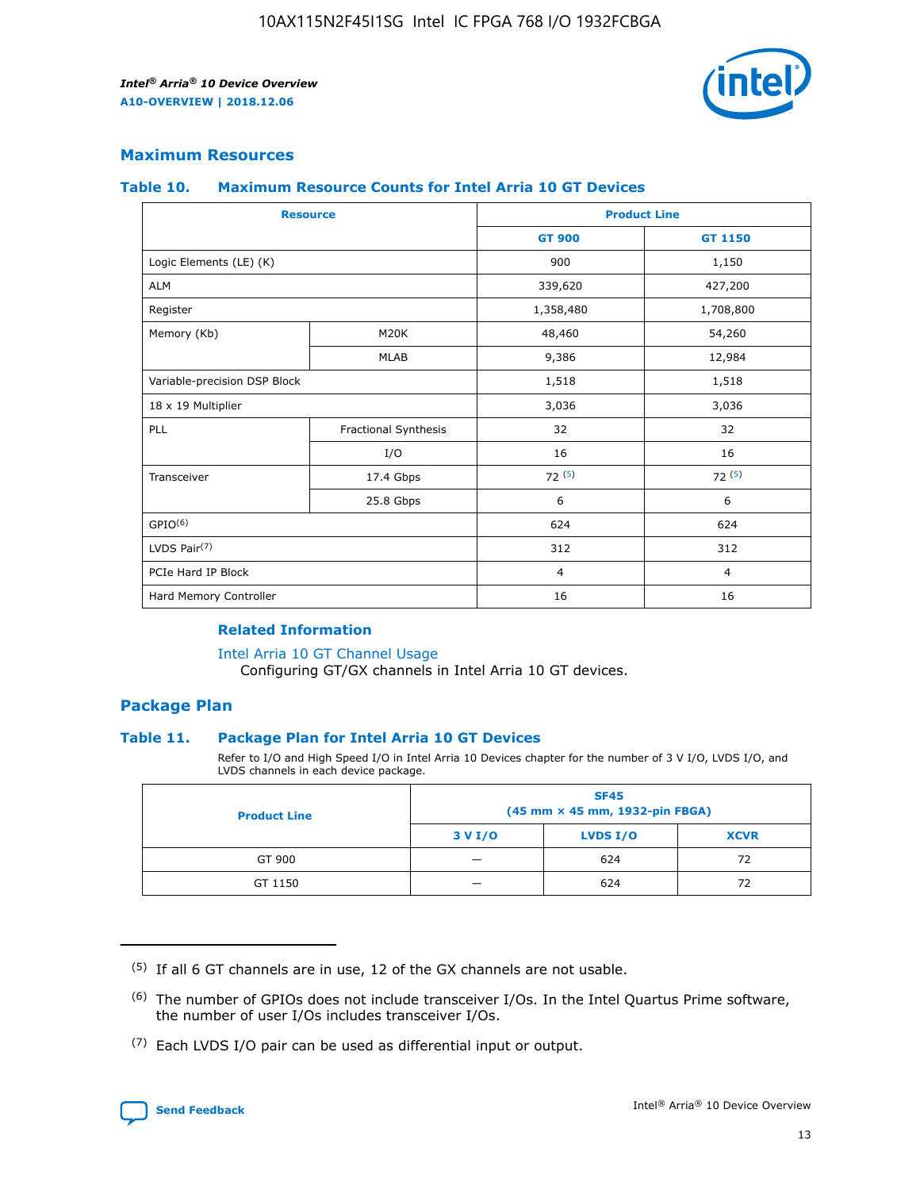## Maximum Resources

### Table 10. Maximum Resource Counts for Intel Arria 10 GT Devices

| Resource | | Product Line | |
|---|---|---|---|
| | | GT 900 | GT 1150 |
| Logic Elements (LE) (K) | | 900 | 1,150 |
| ALM | | 339,620 | 427,200 |
| Register | | 1,358,480 | 1,708,800 |
| Memory (Kb) | M20K | 48,460 | 54,260 |
| | MLAB | 9,386 | 12,984 |
| Variable-precision DSP Block | | 1,518 | 1,518 |
| 18 x 19 Multiplier | | 3,036 | 3,036 |
| PLL | Fractional Synthesis | 32 | 32 |
| | I/O | 16 | 16 |
| Transceiver | 17.4 Gbps | 72 (5) | 72 (5) |
| | 25.8 Gbps | 6 | 6 |
| GPIO(6) | | 624 | 624 |
| LVDS Pair(7) | | 312 | 312 |
| PCIe Hard IP Block | | 4 | 4 |
| Hard Memory Controller | | 16 | 16 |

#### Related Information

Intel Arria 10 GT Channel Usage
Configuring GT/GX channels in Intel Arria 10 GT devices.

## Package Plan

### Table 11. Package Plan for Intel Arria 10 GT Devices

Refer to I/O and High Speed I/O in Intel Arria 10 Devices chapter for the number of 3 V I/O, LVDS I/O, and LVDS channels in each device package.

| Product Line | SF45 (45 mm × 45 mm, 1932-pin FBGA) | | |
|---|---|---|---|
| | 3 V I/O | LVDS I/O | XCVR |
| GT 900 | — | 624 | 72 |
| GT 1150 | — | 624 | 72 |

(5) If all 6 GT channels are in use, 12 of the GX channels are not usable.

(6) The number of GPIOs does not include transceiver I/Os. In the Intel Quartus Prime software, the number of user I/Os includes transceiver I/Os.

(7) Each LVDS I/O pair can be used as differential input or output.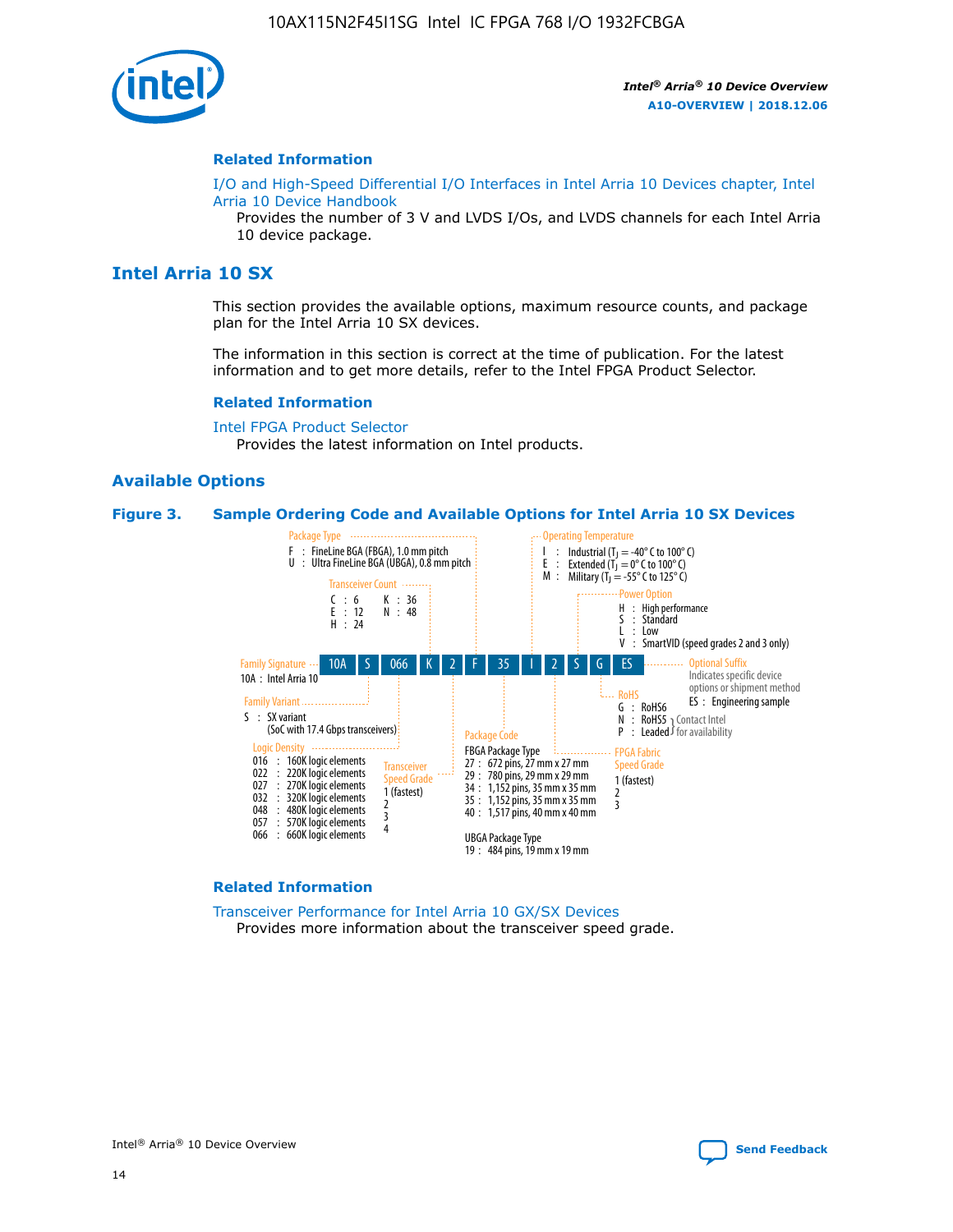## Related Information

I/O and High-Speed Differential I/O Interfaces in Intel Arria 10 Devices chapter, Intel Arria 10 Device Handbook

Provides the number of 3 V and LVDS I/Os, and LVDS channels for each Intel Arria 10 device package.

# Intel Arria 10 SX

This section provides the available options, maximum resource counts, and package plan for the Intel Arria 10 SX devices.

The information in this section is correct at the time of publication. For the latest information and to get more details, refer to the Intel FPGA Product Selector.

## Related Information

Intel FPGA Product Selector

Provides the latest information on Intel products.

## Available Options

**Figure 3. Sample Ordering Code and Available Options for Intel Arria 10 SX Devices**

Sample ordering code: 10A S 066 K 2 F 35 I 2 S G ES

- **Family Signature**
  - 10A : Intel Arria 10
- **Family Variant**
  - S : SX variant (SoC with 17.4 Gbps transceivers)
- **Logic Density**
  - 016 : 160K logic elements
  - 022 : 220K logic elements
  - 027 : 270K logic elements
  - 032 : 320K logic elements
  - 048 : 480K logic elements
  - 057 : 570K logic elements
  - 066 : 660K logic elements
- **Transceiver Count**
  - C : 6
  - E : 12
  - H : 24
  - K : 36
  - N : 48
- **Transceiver Speed Grade**
  - 1 (fastest)
  - 2
  - 3
  - 4
- **Package Type**
  - F : FineLine BGA (FBGA), 1.0 mm pitch
  - U : Ultra FineLine BGA (UBGA), 0.8 mm pitch
- **Package Code**
  - FBGA Package Type
    - 27 : 672 pins, 27 mm x 27 mm
    - 29 : 780 pins, 29 mm x 29 mm
    - 34 : 1,152 pins, 35 mm x 35 mm
    - 35 : 1,152 pins, 35 mm x 35 mm
    - 40 : 1,517 pins, 40 mm x 40 mm
  - UBGA Package Type
    - 19 : 484 pins, 19 mm x 19 mm
- **Operating Temperature**
  - I : Industrial ($T_J$ = -40° C to 100° C)
  - E : Extended ($T_J$ = 0° C to 100° C)
  - M : Military ($T_J$ = -55° C to 125° C)
- **FPGA Fabric Speed Grade**
  - 1 (fastest)
  - 2
  - 3
- **Power Option**
  - H : High performance
  - S : Standard
  - L : Low
  - V : SmartVID (speed grades 2 and 3 only)
- **RoHS**
  - G : RoHS6
  - N : RoHS5 (Contact Intel for availability)
  - P : Leaded (Contact Intel for availability)
- **Optional Suffix**
  - Indicates specific device options or shipment method
  - ES : Engineering sample

## Related Information

Transceiver Performance for Intel Arria 10 GX/SX Devices

Provides more information about the transceiver speed grade.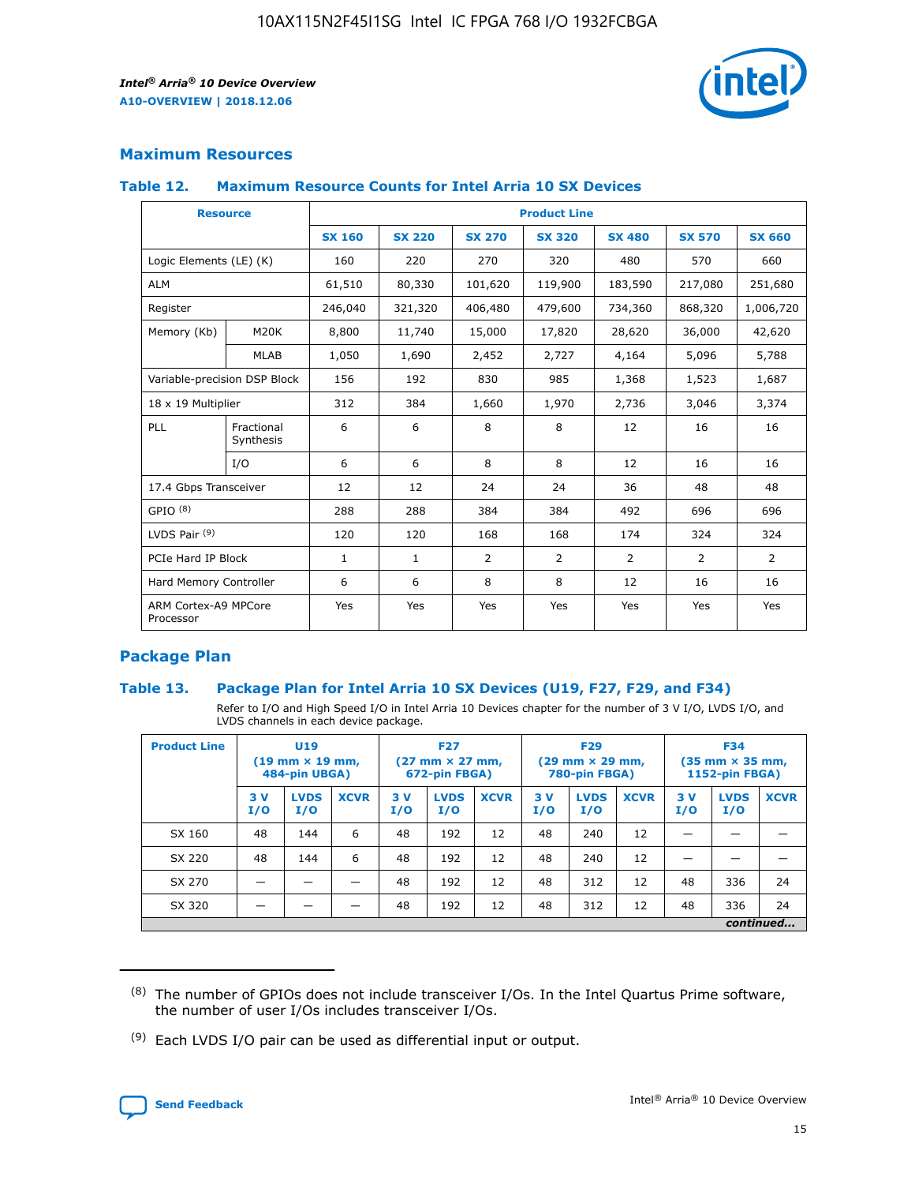## Maximum Resources

### Table 12. Maximum Resource Counts for Intel Arria 10 SX Devices

| Resource | | Product Line | | | | | | |
|---|---|---|---|---|---|---|---|---|
| | | SX 160 | SX 220 | SX 270 | SX 320 | SX 480 | SX 570 | SX 660 |
| Logic Elements (LE) (K) | | 160 | 220 | 270 | 320 | 480 | 570 | 660 |
| ALM | | 61,510 | 80,330 | 101,620 | 119,900 | 183,590 | 217,080 | 251,680 |
| Register | | 246,040 | 321,320 | 406,480 | 479,600 | 734,360 | 868,320 | 1,006,720 |
| Memory (Kb) | M20K | 8,800 | 11,740 | 15,000 | 17,820 | 28,620 | 36,000 | 42,620 |
| | MLAB | 1,050 | 1,690 | 2,452 | 2,727 | 4,164 | 5,096 | 5,788 |
| Variable-precision DSP Block | | 156 | 192 | 830 | 985 | 1,368 | 1,523 | 1,687 |
| 18 x 19 Multiplier | | 312 | 384 | 1,660 | 1,970 | 2,736 | 3,046 | 3,374 |
| PLL | Fractional Synthesis | 6 | 6 | 8 | 8 | 12 | 16 | 16 |
| | I/O | 6 | 6 | 8 | 8 | 12 | 16 | 16 |
| 17.4 Gbps Transceiver | | 12 | 12 | 24 | 24 | 36 | 48 | 48 |
| GPIO [8] | | 288 | 288 | 384 | 384 | 492 | 696 | 696 |
| LVDS Pair [9] | | 120 | 120 | 168 | 168 | 174 | 324 | 324 |
| PCIe Hard IP Block | | 1 | 1 | 2 | 2 | 2 | 2 | 2 |
| Hard Memory Controller | | 6 | 6 | 8 | 8 | 12 | 16 | 16 |
| ARM Cortex-A9 MPCore Processor | | Yes | Yes | Yes | Yes | Yes | Yes | Yes |

## Package Plan

### Table 13. Package Plan for Intel Arria 10 SX Devices (U19, F27, F29, and F34)

Refer to I/O and High Speed I/O in Intel Arria 10 Devices chapter for the number of 3 V I/O, LVDS I/O, and LVDS channels in each device package.

| Product Line | U19 (19 mm × 19 mm, 484-pin UBGA) | | | F27 (27 mm × 27 mm, 672-pin FBGA) | | | F29 (29 mm × 29 mm, 780-pin FBGA) | | | F34 (35 mm × 35 mm, 1152-pin FBGA) | | |
|---|---|---|---|---|---|---|---|---|---|---|---|---|
| | 3 V I/O | LVDS I/O | XCVR | 3 V I/O | LVDS I/O | XCVR | 3 V I/O | LVDS I/O | XCVR | 3 V I/O | LVDS I/O | XCVR |
| SX 160 | 48 | 144 | 6 | 48 | 192 | 12 | 48 | 240 | 12 | — | — | — |
| SX 220 | 48 | 144 | 6 | 48 | 192 | 12 | 48 | 240 | 12 | — | — | — |
| SX 270 | — | — | — | 48 | 192 | 12 | 48 | 312 | 12 | 48 | 336 | 24 |
| SX 320 | — | — | — | 48 | 192 | 12 | 48 | 312 | 12 | 48 | 336 | 24 |

*continued...*

(8) The number of GPIOs does not include transceiver I/Os. In the Intel Quartus Prime software, the number of user I/Os includes transceiver I/Os.

(9) Each LVDS I/O pair can be used as differential input or output.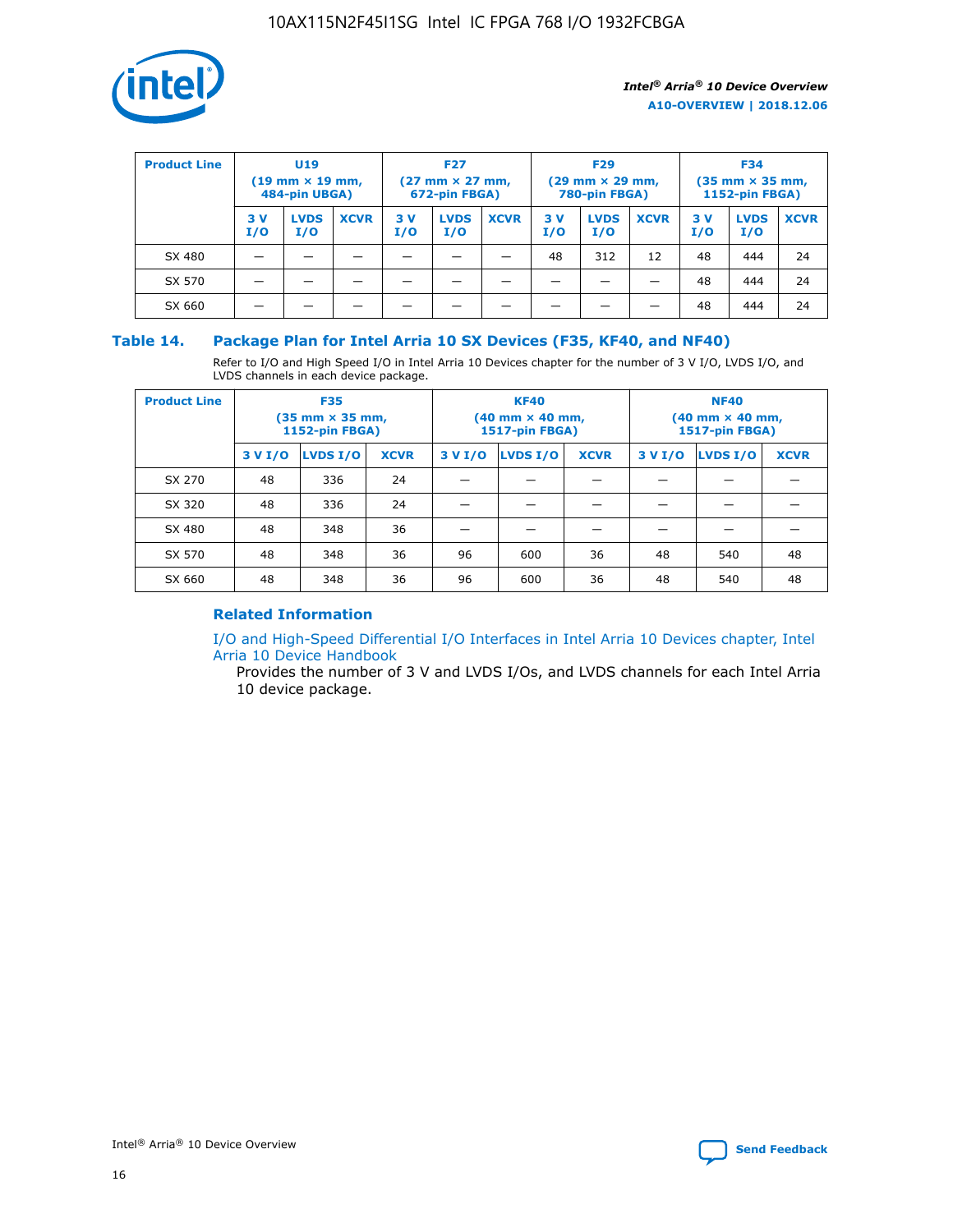| Product Line | U19 (19 mm × 19 mm, 484-pin UBGA) | | | F27 (27 mm × 27 mm, 672-pin FBGA) | | | F29 (29 mm × 29 mm, 780-pin FBGA) | | | F34 (35 mm × 35 mm, 1152-pin FBGA) | | |
|---|---|---|---|---|---|---|---|---|---|---|---|---|
| | 3 V I/O | LVDS I/O | XCVR | 3 V I/O | LVDS I/O | XCVR | 3 V I/O | LVDS I/O | XCVR | 3 V I/O | LVDS I/O | XCVR |
| SX 480 | — | — | — | — | — | — | 48 | 312 | 12 | 48 | 444 | 24 |
| SX 570 | — | — | — | — | — | — | — | — | — | 48 | 444 | 24 |
| SX 660 | — | — | — | — | — | — | — | — | — | 48 | 444 | 24 |

### Table 14. Package Plan for Intel Arria 10 SX Devices (F35, KF40, and NF40)

Refer to I/O and High Speed I/O in Intel Arria 10 Devices chapter for the number of 3 V I/O, LVDS I/O, and LVDS channels in each device package.

| Product Line | F35 (35 mm × 35 mm, 1152-pin FBGA) | | | KF40 (40 mm × 40 mm, 1517-pin FBGA) | | | NF40 (40 mm × 40 mm, 1517-pin FBGA) | | |
|---|---|---|---|---|---|---|---|---|---|
| | 3 V I/O | LVDS I/O | XCVR | 3 V I/O | LVDS I/O | XCVR | 3 V I/O | LVDS I/O | XCVR |
| SX 270 | 48 | 336 | 24 | — | — | — | — | — | — |
| SX 320 | 48 | 336 | 24 | — | — | — | — | — | — |
| SX 480 | 48 | 348 | 36 | — | — | — | — | — | — |
| SX 570 | 48 | 348 | 36 | 96 | 600 | 36 | 48 | 540 | 48 |
| SX 660 | 48 | 348 | 36 | 96 | 600 | 36 | 48 | 540 | 48 |

#### Related Information

I/O and High-Speed Differential I/O Interfaces in Intel Arria 10 Devices chapter, Intel Arria 10 Device Handbook

Provides the number of 3 V and LVDS I/Os, and LVDS channels for each Intel Arria 10 device package.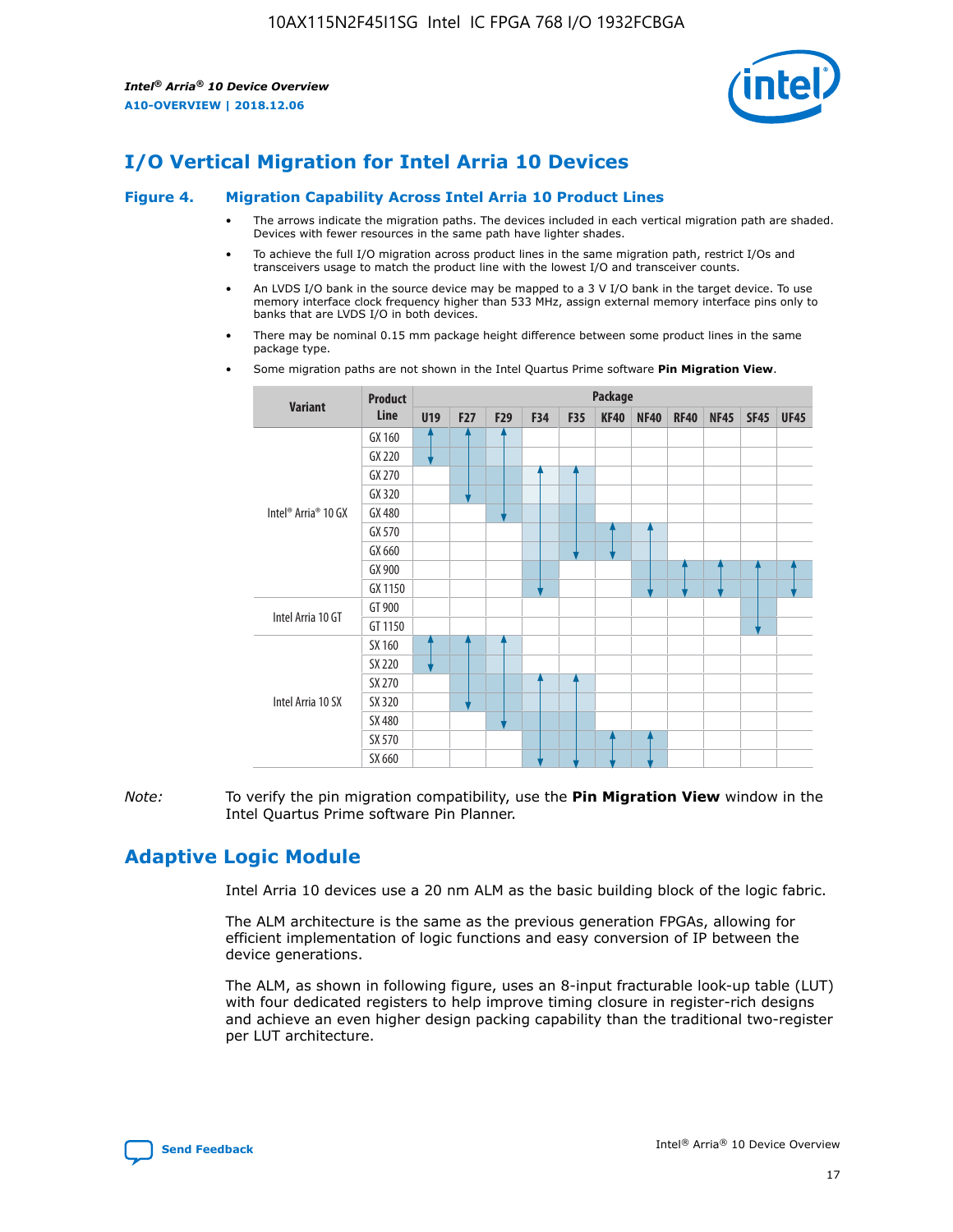# I/O Vertical Migration for Intel Arria 10 Devices

**Figure 4. Migration Capability Across Intel Arria 10 Product Lines**

- The arrows indicate the migration paths. The devices included in each vertical migration path are shaded. Devices with fewer resources in the same path have lighter shades.
- To achieve the full I/O migration across product lines in the same migration path, restrict I/Os and transceivers usage to match the product line with the lowest I/O and transceiver counts.
- An LVDS I/O bank in the source device may be mapped to a 3 V I/O bank in the target device. To use memory interface clock frequency higher than 533 MHz, assign external memory interface pins only to banks that are LVDS I/O in both devices.
- There may be nominal 0.15 mm package height difference between some product lines in the same package type.
- Some migration paths are not shown in the Intel Quartus Prime software **Pin Migration View**.

| Variant | Product Line | U19 | F27 | F29 | F34 | F35 | KF40 | NF40 | RF40 | NF45 | SF45 | UF45 |
|---|---|---|---|---|---|---|---|---|---|---|---|---|
| Intel® Arria® 10 GX | GX 160 | | | | | | | | | | | |
| | GX 220 | | | | | | | | | | | |
| | GX 270 | | | | | | | | | | | |
| | GX 320 | | | | | | | | | | | |
| | GX 480 | | | | | | | | | | | |
| | GX 570 | | | | | | | | | | | |
| | GX 660 | | | | | | | | | | | |
| | GX 900 | | | | | | | | | | | |
| | GX 1150 | | | | | | | | | | | |
| Intel Arria 10 GT | GT 900 | | | | | | | | | | | |
| | GT 1150 | | | | | | | | | | | |
| Intel Arria 10 SX | SX 160 | | | | | | | | | | | |
| | SX 220 | | | | | | | | | | | |
| | SX 270 | | | | | | | | | | | |
| | SX 320 | | | | | | | | | | | |
| | SX 480 | | | | | | | | | | | |
| | SX 570 | | | | | | | | | | | |
| | SX 660 | | | | | | | | | | | |

*Note:* To verify the pin migration compatibility, use the **Pin Migration View** window in the Intel Quartus Prime software Pin Planner.

# Adaptive Logic Module

Intel Arria 10 devices use a 20 nm ALM as the basic building block of the logic fabric.

The ALM architecture is the same as the previous generation FPGAs, allowing for efficient implementation of logic functions and easy conversion of IP between the device generations.

The ALM, as shown in following figure, uses an 8-input fracturable look-up table (LUT) with four dedicated registers to help improve timing closure in register-rich designs and achieve an even higher design packing capability than the traditional two-register per LUT architecture.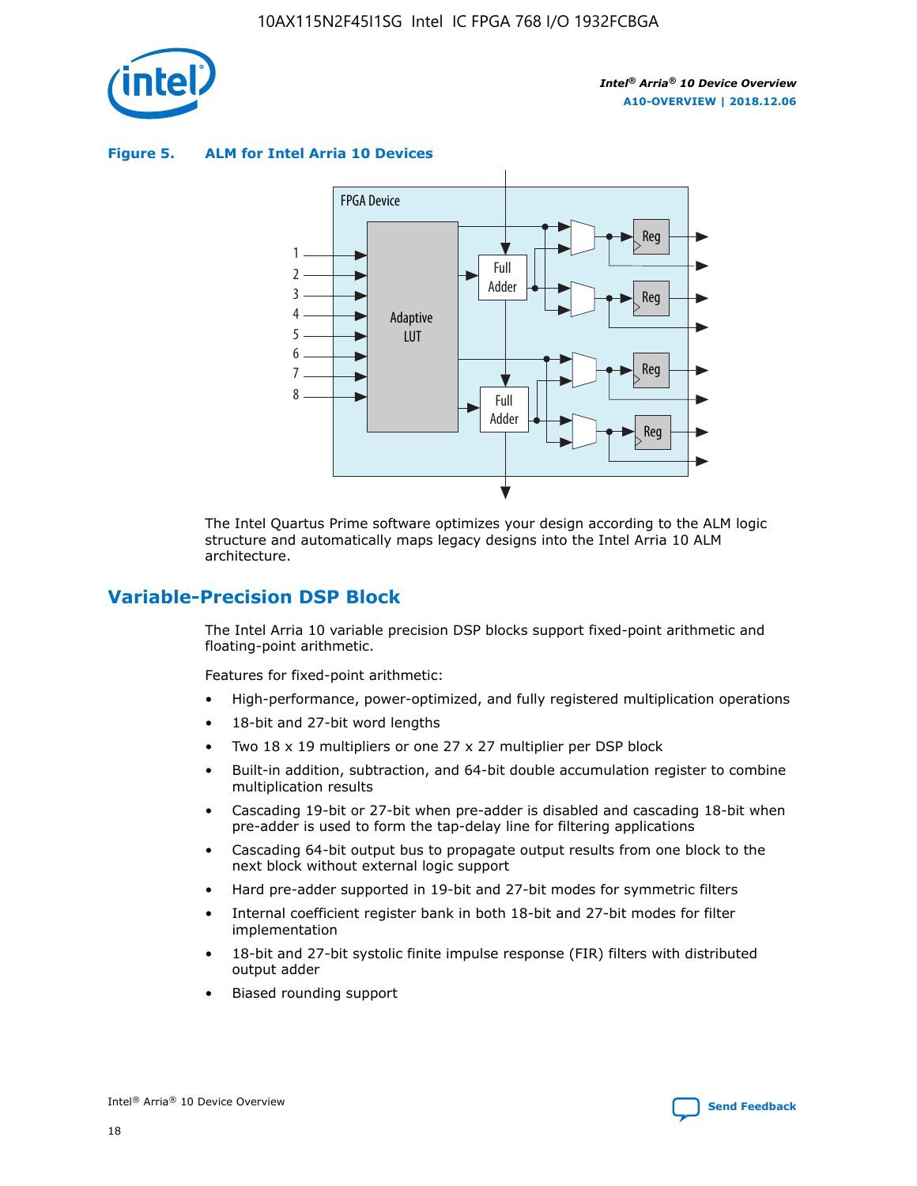**Figure 5. ALM for Intel Arria 10 Devices**

The Intel Quartus Prime software optimizes your design according to the ALM logic structure and automatically maps legacy designs into the Intel Arria 10 ALM architecture.

## Variable-Precision DSP Block

The Intel Arria 10 variable precision DSP blocks support fixed-point arithmetic and floating-point arithmetic.

Features for fixed-point arithmetic:

- High-performance, power-optimized, and fully registered multiplication operations
- 18-bit and 27-bit word lengths
- Two 18 x 19 multipliers or one 27 x 27 multiplier per DSP block
- Built-in addition, subtraction, and 64-bit double accumulation register to combine multiplication results
- Cascading 19-bit or 27-bit when pre-adder is disabled and cascading 18-bit when pre-adder is used to form the tap-delay line for filtering applications
- Cascading 64-bit output bus to propagate output results from one block to the next block without external logic support
- Hard pre-adder supported in 19-bit and 27-bit modes for symmetric filters
- Internal coefficient register bank in both 18-bit and 27-bit modes for filter implementation
- 18-bit and 27-bit systolic finite impulse response (FIR) filters with distributed output adder
- Biased rounding support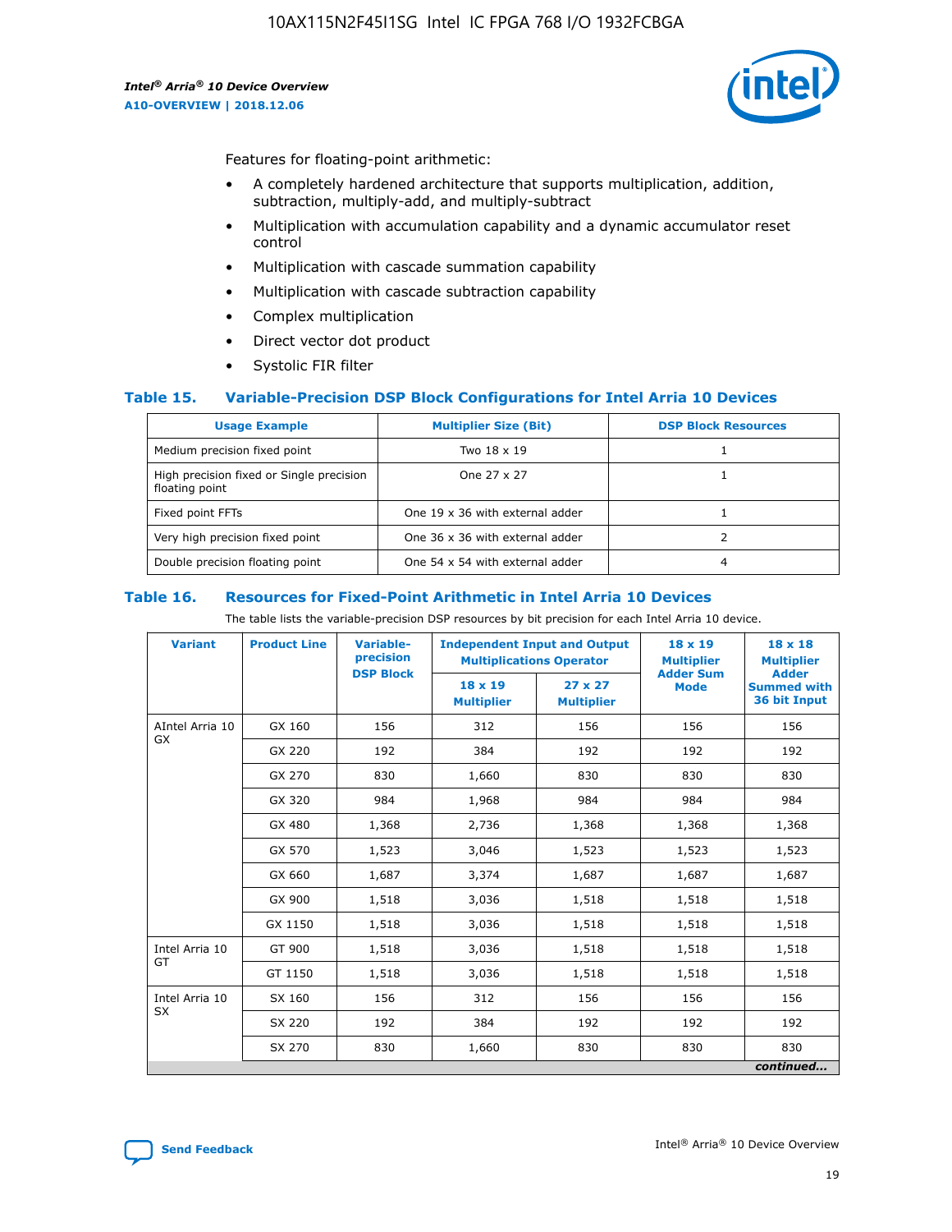Features for floating-point arithmetic:

- A completely hardened architecture that supports multiplication, addition, subtraction, multiply-add, and multiply-subtract
- Multiplication with accumulation capability and a dynamic accumulator reset control
- Multiplication with cascade summation capability
- Multiplication with cascade subtraction capability
- Complex multiplication
- Direct vector dot product
- Systolic FIR filter

### Table 15. Variable-Precision DSP Block Configurations for Intel Arria 10 Devices

| Usage Example | Multiplier Size (Bit) | DSP Block Resources |
|---|---|---|
| Medium precision fixed point | Two 18 x 19 | 1 |
| High precision fixed or Single precision floating point | One 27 x 27 | 1 |
| Fixed point FFTs | One 19 x 36 with external adder | 1 |
| Very high precision fixed point | One 36 x 36 with external adder | 2 |
| Double precision floating point | One 54 x 54 with external adder | 4 |

### Table 16. Resources for Fixed-Point Arithmetic in Intel Arria 10 Devices

The table lists the variable-precision DSP resources by bit precision for each Intel Arria 10 device.

| Variant | Product Line | Variable-precision DSP Block | Independent Input and Output Multiplications Operator | | 18 x 19 Multiplier Adder Sum Mode | 18 x 18 Multiplier Adder Summed with 36 bit Input |
|---|---|---|---|---|---|---|
| | | | 18 x 19 Multiplier | 27 x 27 Multiplier | | |
| AIntel Arria 10 GX | GX 160 | 156 | 312 | 156 | 156 | 156 |
| | GX 220 | 192 | 384 | 192 | 192 | 192 |
| | GX 270 | 830 | 1,660 | 830 | 830 | 830 |
| | GX 320 | 984 | 1,968 | 984 | 984 | 984 |
| | GX 480 | 1,368 | 2,736 | 1,368 | 1,368 | 1,368 |
| | GX 570 | 1,523 | 3,046 | 1,523 | 1,523 | 1,523 |
| | GX 660 | 1,687 | 3,374 | 1,687 | 1,687 | 1,687 |
| | GX 900 | 1,518 | 3,036 | 1,518 | 1,518 | 1,518 |
| | GX 1150 | 1,518 | 3,036 | 1,518 | 1,518 | 1,518 |
| Intel Arria 10 GT | GT 900 | 1,518 | 3,036 | 1,518 | 1,518 | 1,518 |
| | GT 1150 | 1,518 | 3,036 | 1,518 | 1,518 | 1,518 |
| Intel Arria 10 SX | SX 160 | 156 | 312 | 156 | 156 | 156 |
| | SX 220 | 192 | 384 | 192 | 192 | 192 |
| | SX 270 | 830 | 1,660 | 830 | 830 | 830 |

*continued...*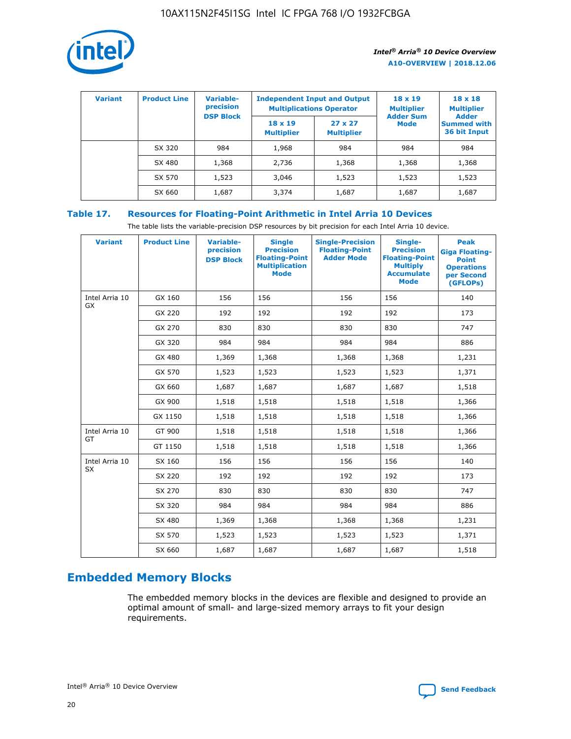| Variant | Product Line | Variable-precision DSP Block | Independent Input and Output Multiplications Operator | | 18 x 19 Multiplier Adder Sum Mode | 18 x 18 Multiplier Adder Summed with 36 bit Input |
|---|---|---|---|---|---|---|
| | | | 18 x 19 Multiplier | 27 x 27 Multiplier | | |
| | SX 320 | 984 | 1,968 | 984 | 984 | 984 |
| | SX 480 | 1,368 | 2,736 | 1,368 | 1,368 | 1,368 |
| | SX 570 | 1,523 | 3,046 | 1,523 | 1,523 | 1,523 |
| | SX 660 | 1,687 | 3,374 | 1,687 | 1,687 | 1,687 |

**Table 17. Resources for Floating-Point Arithmetic in Intel Arria 10 Devices**

The table lists the variable-precision DSP resources by bit precision for each Intel Arria 10 device.

| Variant | Product Line | Variable-precision DSP Block | Single Precision Floating-Point Multiplication Mode | Single-Precision Floating-Point Adder Mode | Single-Precision Floating-Point Multiply Accumulate Mode | Peak Giga Floating-Point Operations per Second (GFLOPs) |
|---|---|---|---|---|---|---|
| Intel Arria 10 GX | GX 160 | 156 | 156 | 156 | 156 | 140 |
| | GX 220 | 192 | 192 | 192 | 192 | 173 |
| | GX 270 | 830 | 830 | 830 | 830 | 747 |
| | GX 320 | 984 | 984 | 984 | 984 | 886 |
| | GX 480 | 1,369 | 1,368 | 1,368 | 1,368 | 1,231 |
| | GX 570 | 1,523 | 1,523 | 1,523 | 1,523 | 1,371 |
| | GX 660 | 1,687 | 1,687 | 1,687 | 1,687 | 1,518 |
| | GX 900 | 1,518 | 1,518 | 1,518 | 1,518 | 1,366 |
| | GX 1150 | 1,518 | 1,518 | 1,518 | 1,518 | 1,366 |
| Intel Arria 10 GT | GT 900 | 1,518 | 1,518 | 1,518 | 1,518 | 1,366 |
| | GT 1150 | 1,518 | 1,518 | 1,518 | 1,518 | 1,366 |
| Intel Arria 10 SX | SX 160 | 156 | 156 | 156 | 156 | 140 |
| | SX 220 | 192 | 192 | 192 | 192 | 173 |
| | SX 270 | 830 | 830 | 830 | 830 | 747 |
| | SX 320 | 984 | 984 | 984 | 984 | 886 |
| | SX 480 | 1,369 | 1,368 | 1,368 | 1,368 | 1,231 |
| | SX 570 | 1,523 | 1,523 | 1,523 | 1,523 | 1,371 |
| | SX 660 | 1,687 | 1,687 | 1,687 | 1,687 | 1,518 |

## Embedded Memory Blocks

The embedded memory blocks in the devices are flexible and designed to provide an optimal amount of small- and large-sized memory arrays to fit your design requirements.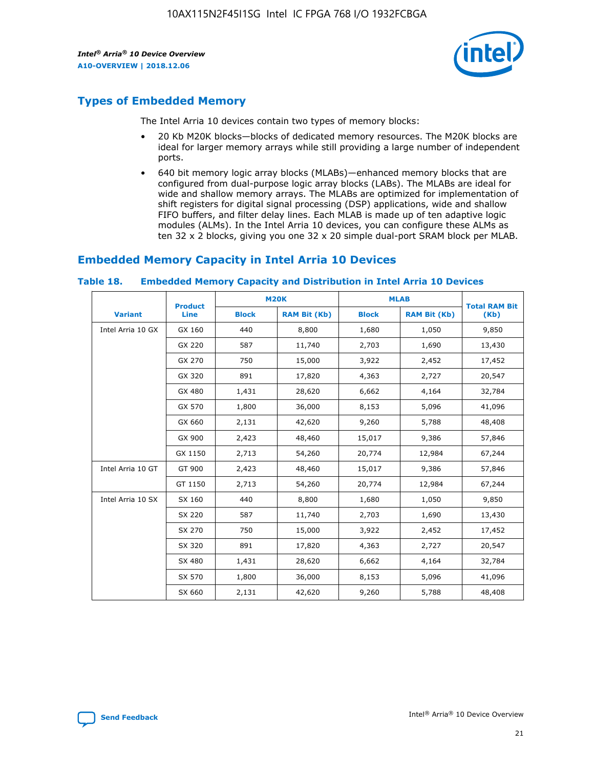## Types of Embedded Memory

The Intel Arria 10 devices contain two types of memory blocks:

- 20 Kb M20K blocks—blocks of dedicated memory resources. The M20K blocks are ideal for larger memory arrays while still providing a large number of independent ports.
- 640 bit memory logic array blocks (MLABs)—enhanced memory blocks that are configured from dual-purpose logic array blocks (LABs). The MLABs are ideal for wide and shallow memory arrays. The MLABs are optimized for implementation of shift registers for digital signal processing (DSP) applications, wide and shallow FIFO buffers, and filter delay lines. Each MLAB is made up of ten adaptive logic modules (ALMs). In the Intel Arria 10 devices, you can configure these ALMs as ten 32 x 2 blocks, giving you one 32 x 20 simple dual-port SRAM block per MLAB.

## Embedded Memory Capacity in Intel Arria 10 Devices

**Table 18. Embedded Memory Capacity and Distribution in Intel Arria 10 Devices**

| Variant | Product Line | M20K | | MLAB | | Total RAM Bit (Kb) |
|---|---|---|---|---|---|---|
| | | Block | RAM Bit (Kb) | Block | RAM Bit (Kb) | |
| Intel Arria 10 GX | GX 160 | 440 | 8,800 | 1,680 | 1,050 | 9,850 |
| | GX 220 | 587 | 11,740 | 2,703 | 1,690 | 13,430 |
| | GX 270 | 750 | 15,000 | 3,922 | 2,452 | 17,452 |
| | GX 320 | 891 | 17,820 | 4,363 | 2,727 | 20,547 |
| | GX 480 | 1,431 | 28,620 | 6,662 | 4,164 | 32,784 |
| | GX 570 | 1,800 | 36,000 | 8,153 | 5,096 | 41,096 |
| | GX 660 | 2,131 | 42,620 | 9,260 | 5,788 | 48,408 |
| | GX 900 | 2,423 | 48,460 | 15,017 | 9,386 | 57,846 |
| | GX 1150 | 2,713 | 54,260 | 20,774 | 12,984 | 67,244 |
| Intel Arria 10 GT | GT 900 | 2,423 | 48,460 | 15,017 | 9,386 | 57,846 |
| | GT 1150 | 2,713 | 54,260 | 20,774 | 12,984 | 67,244 |
| Intel Arria 10 SX | SX 160 | 440 | 8,800 | 1,680 | 1,050 | 9,850 |
| | SX 220 | 587 | 11,740 | 2,703 | 1,690 | 13,430 |
| | SX 270 | 750 | 15,000 | 3,922 | 2,452 | 17,452 |
| | SX 320 | 891 | 17,820 | 4,363 | 2,727 | 20,547 |
| | SX 480 | 1,431 | 28,620 | 6,662 | 4,164 | 32,784 |
| | SX 570 | 1,800 | 36,000 | 8,153 | 5,096 | 41,096 |
| | SX 660 | 2,131 | 42,620 | 9,260 | 5,788 | 48,408 |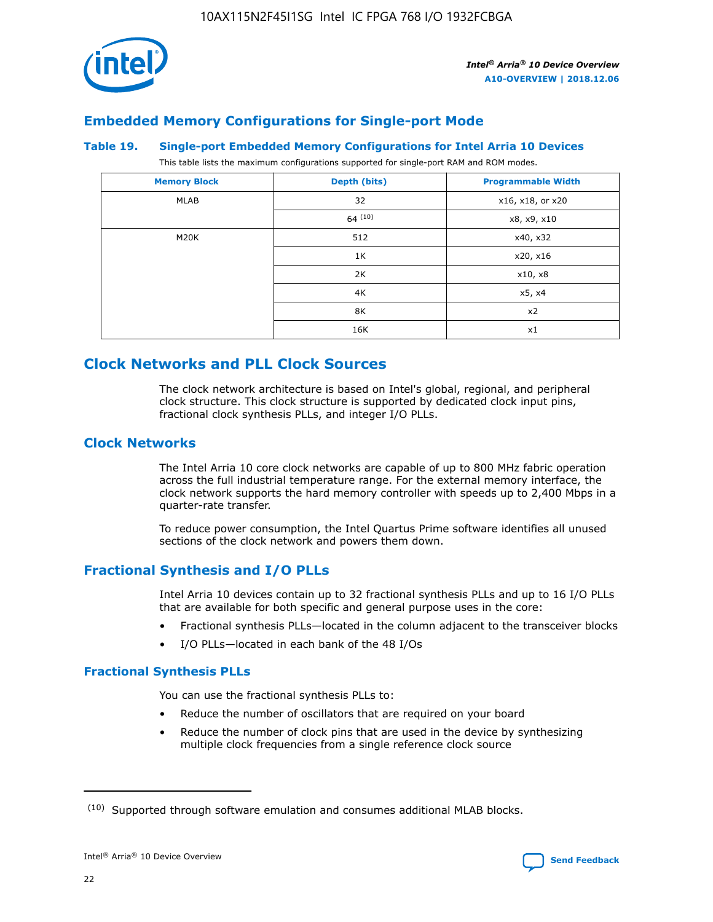## Embedded Memory Configurations for Single-port Mode

### Table 19. Single-port Embedded Memory Configurations for Intel Arria 10 Devices

This table lists the maximum configurations supported for single-port RAM and ROM modes.

| Memory Block | Depth (bits) | Programmable Width |
|---|---|---|
| MLAB | 32 | x16, x18, or x20 |
| | 64 [10] | x8, x9, x10 |
| M20K | 512 | x40, x32 |
| | 1K | x20, x16 |
| | 2K | x10, x8 |
| | 4K | x5, x4 |
| | 8K | x2 |
| | 16K | x1 |

## Clock Networks and PLL Clock Sources

The clock network architecture is based on Intel's global, regional, and peripheral clock structure. This clock structure is supported by dedicated clock input pins, fractional clock synthesis PLLs, and integer I/O PLLs.

## Clock Networks

The Intel Arria 10 core clock networks are capable of up to 800 MHz fabric operation across the full industrial temperature range. For the external memory interface, the clock network supports the hard memory controller with speeds up to 2,400 Mbps in a quarter-rate transfer.

To reduce power consumption, the Intel Quartus Prime software identifies all unused sections of the clock network and powers them down.

## Fractional Synthesis and I/O PLLs

Intel Arria 10 devices contain up to 32 fractional synthesis PLLs and up to 16 I/O PLLs that are available for both specific and general purpose uses in the core:

- Fractional synthesis PLLs—located in the column adjacent to the transceiver blocks
- I/O PLLs—located in each bank of the 48 I/Os

### Fractional Synthesis PLLs

You can use the fractional synthesis PLLs to:

- Reduce the number of oscillators that are required on your board
- Reduce the number of clock pins that are used in the device by synthesizing multiple clock frequencies from a single reference clock source

(10) Supported through software emulation and consumes additional MLAB blocks.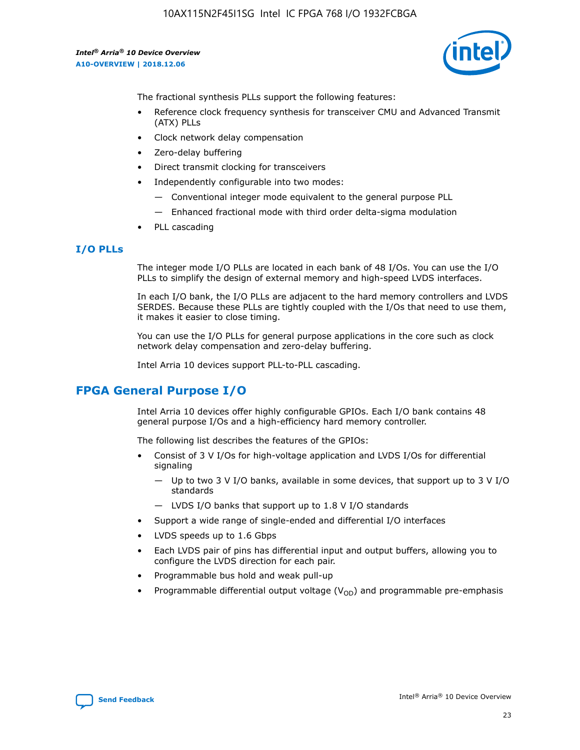The fractional synthesis PLLs support the following features:

- Reference clock frequency synthesis for transceiver CMU and Advanced Transmit (ATX) PLLs
- Clock network delay compensation
- Zero-delay buffering
- Direct transmit clocking for transceivers
- Independently configurable into two modes:
  - — Conventional integer mode equivalent to the general purpose PLL
  - — Enhanced fractional mode with third order delta-sigma modulation
- PLL cascading

### I/O PLLs

The integer mode I/O PLLs are located in each bank of 48 I/Os. You can use the I/O PLLs to simplify the design of external memory and high-speed LVDS interfaces.

In each I/O bank, the I/O PLLs are adjacent to the hard memory controllers and LVDS SERDES. Because these PLLs are tightly coupled with the I/Os that need to use them, it makes it easier to close timing.

You can use the I/O PLLs for general purpose applications in the core such as clock network delay compensation and zero-delay buffering.

Intel Arria 10 devices support PLL-to-PLL cascading.

## FPGA General Purpose I/O

Intel Arria 10 devices offer highly configurable GPIOs. Each I/O bank contains 48 general purpose I/Os and a high-efficiency hard memory controller.

The following list describes the features of the GPIOs:

- Consist of 3 V I/Os for high-voltage application and LVDS I/Os for differential signaling
  - — Up to two 3 V I/O banks, available in some devices, that support up to 3 V I/O standards
  - — LVDS I/O banks that support up to 1.8 V I/O standards
- Support a wide range of single-ended and differential I/O interfaces
- LVDS speeds up to 1.6 Gbps
- Each LVDS pair of pins has differential input and output buffers, allowing you to configure the LVDS direction for each pair.
- Programmable bus hold and weak pull-up
- Programmable differential output voltage ($V_{OD}$) and programmable pre-emphasis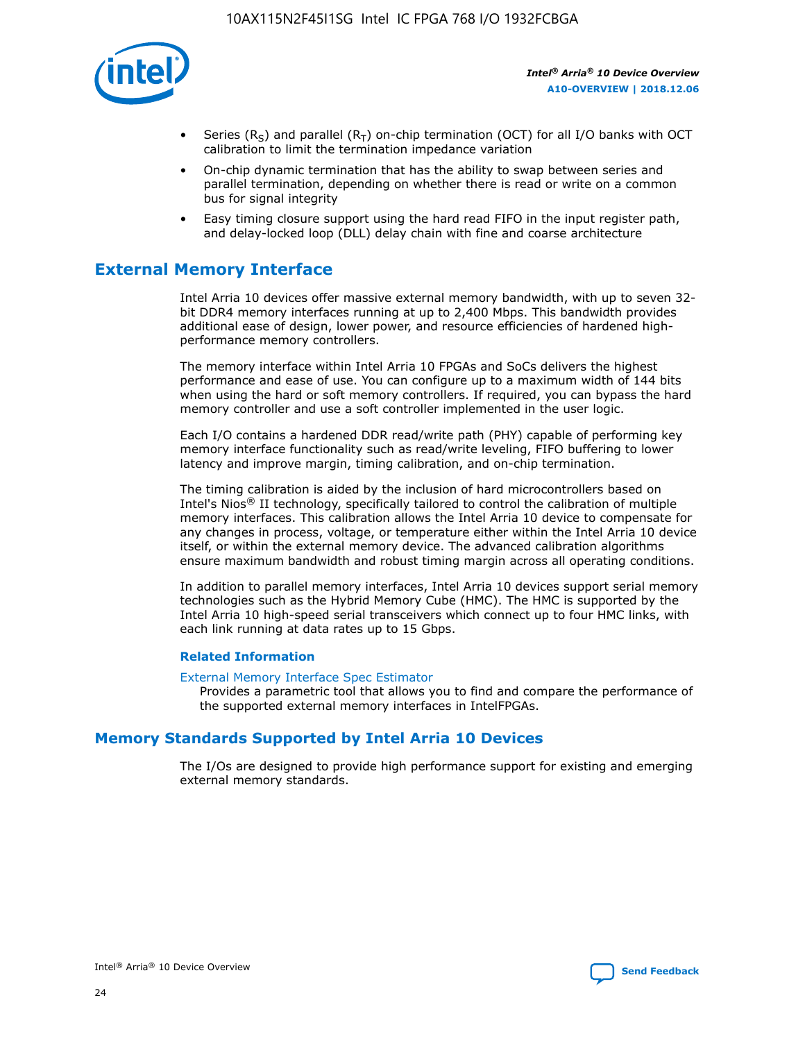- Series ($R_S$) and parallel ($R_T$) on-chip termination (OCT) for all I/O banks with OCT calibration to limit the termination impedance variation
- On-chip dynamic termination that has the ability to swap between series and parallel termination, depending on whether there is read or write on a common bus for signal integrity
- Easy timing closure support using the hard read FIFO in the input register path, and delay-locked loop (DLL) delay chain with fine and coarse architecture

## External Memory Interface

Intel Arria 10 devices offer massive external memory bandwidth, with up to seven 32-bit DDR4 memory interfaces running at up to 2,400 Mbps. This bandwidth provides additional ease of design, lower power, and resource efficiencies of hardened high-performance memory controllers.

The memory interface within Intel Arria 10 FPGAs and SoCs delivers the highest performance and ease of use. You can configure up to a maximum width of 144 bits when using the hard or soft memory controllers. If required, you can bypass the hard memory controller and use a soft controller implemented in the user logic.

Each I/O contains a hardened DDR read/write path (PHY) capable of performing key memory interface functionality such as read/write leveling, FIFO buffering to lower latency and improve margin, timing calibration, and on-chip termination.

The timing calibration is aided by the inclusion of hard microcontrollers based on Intel's Nios® II technology, specifically tailored to control the calibration of multiple memory interfaces. This calibration allows the Intel Arria 10 device to compensate for any changes in process, voltage, or temperature either within the Intel Arria 10 device itself, or within the external memory device. The advanced calibration algorithms ensure maximum bandwidth and robust timing margin across all operating conditions.

In addition to parallel memory interfaces, Intel Arria 10 devices support serial memory technologies such as the Hybrid Memory Cube (HMC). The HMC is supported by the Intel Arria 10 high-speed serial transceivers which connect up to four HMC links, with each link running at data rates up to 15 Gbps.

### Related Information

External Memory Interface Spec Estimator
Provides a parametric tool that allows you to find and compare the performance of the supported external memory interfaces in IntelFPGAs.

## Memory Standards Supported by Intel Arria 10 Devices

The I/Os are designed to provide high performance support for existing and emerging external memory standards.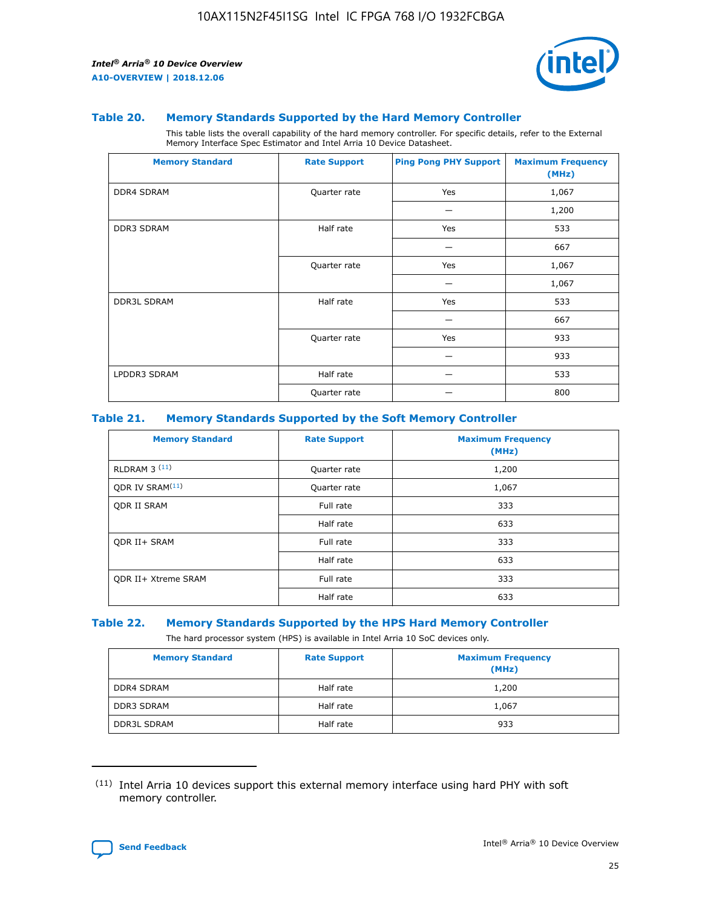#### Table 20. Memory Standards Supported by the Hard Memory Controller

This table lists the overall capability of the hard memory controller. For specific details, refer to the External Memory Interface Spec Estimator and Intel Arria 10 Device Datasheet.

| Memory Standard | Rate Support | Ping Pong PHY Support | Maximum Frequency (MHz) |
|---|---|---|---|
| DDR4 SDRAM | Quarter rate | Yes | 1,067 |
| | | — | 1,200 |
| DDR3 SDRAM | Half rate | Yes | 533 |
| | | — | 667 |
| | Quarter rate | Yes | 1,067 |
| | | — | 1,067 |
| DDR3L SDRAM | Half rate | Yes | 533 |
| | | — | 667 |
| | Quarter rate | Yes | 933 |
| | | — | 933 |
| LPDDR3 SDRAM | Half rate | — | 533 |
| | Quarter rate | — | 800 |

#### Table 21. Memory Standards Supported by the Soft Memory Controller

| Memory Standard | Rate Support | Maximum Frequency (MHz) |
|---|---|---|
| RLDRAM 3 (11) | Quarter rate | 1,200 |
| QDR IV SRAM(11) | Quarter rate | 1,067 |
| QDR II SRAM | Full rate | 333 |
| | Half rate | 633 |
| QDR II+ SRAM | Full rate | 333 |
| | Half rate | 633 |
| QDR II+ Xtreme SRAM | Full rate | 333 |
| | Half rate | 633 |

#### Table 22. Memory Standards Supported by the HPS Hard Memory Controller

The hard processor system (HPS) is available in Intel Arria 10 SoC devices only.

| Memory Standard | Rate Support | Maximum Frequency (MHz) |
|---|---|---|
| DDR4 SDRAM | Half rate | 1,200 |
| DDR3 SDRAM | Half rate | 1,067 |
| DDR3L SDRAM | Half rate | 933 |

(11) Intel Arria 10 devices support this external memory interface using hard PHY with soft memory controller.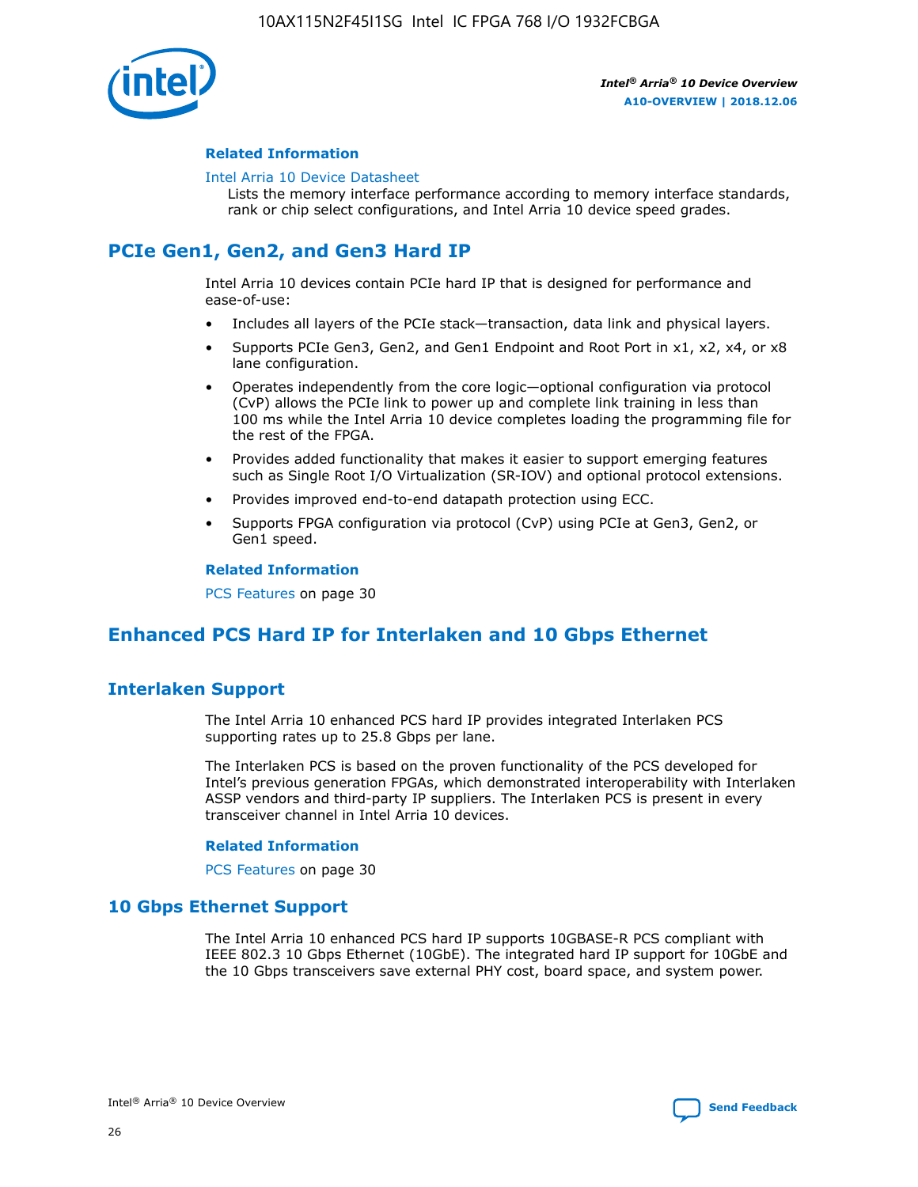#### Related Information

Intel Arria 10 Device Datasheet
Lists the memory interface performance according to memory interface standards, rank or chip select configurations, and Intel Arria 10 device speed grades.

## PCIe Gen1, Gen2, and Gen3 Hard IP

Intel Arria 10 devices contain PCIe hard IP that is designed for performance and ease-of-use:

- Includes all layers of the PCIe stack—transaction, data link and physical layers.
- Supports PCIe Gen3, Gen2, and Gen1 Endpoint and Root Port in x1, x2, x4, or x8 lane configuration.
- Operates independently from the core logic—optional configuration via protocol (CvP) allows the PCIe link to power up and complete link training in less than 100 ms while the Intel Arria 10 device completes loading the programming file for the rest of the FPGA.
- Provides added functionality that makes it easier to support emerging features such as Single Root I/O Virtualization (SR-IOV) and optional protocol extensions.
- Provides improved end-to-end datapath protection using ECC.
- Supports FPGA configuration via protocol (CvP) using PCIe at Gen3, Gen2, or Gen1 speed.

#### Related Information

PCS Features on page 30

## Enhanced PCS Hard IP for Interlaken and 10 Gbps Ethernet

### Interlaken Support

The Intel Arria 10 enhanced PCS hard IP provides integrated Interlaken PCS supporting rates up to 25.8 Gbps per lane.

The Interlaken PCS is based on the proven functionality of the PCS developed for Intel's previous generation FPGAs, which demonstrated interoperability with Interlaken ASSP vendors and third-party IP suppliers. The Interlaken PCS is present in every transceiver channel in Intel Arria 10 devices.

#### Related Information

PCS Features on page 30

### 10 Gbps Ethernet Support

The Intel Arria 10 enhanced PCS hard IP supports 10GBASE-R PCS compliant with IEEE 802.3 10 Gbps Ethernet (10GbE). The integrated hard IP support for 10GbE and the 10 Gbps transceivers save external PHY cost, board space, and system power.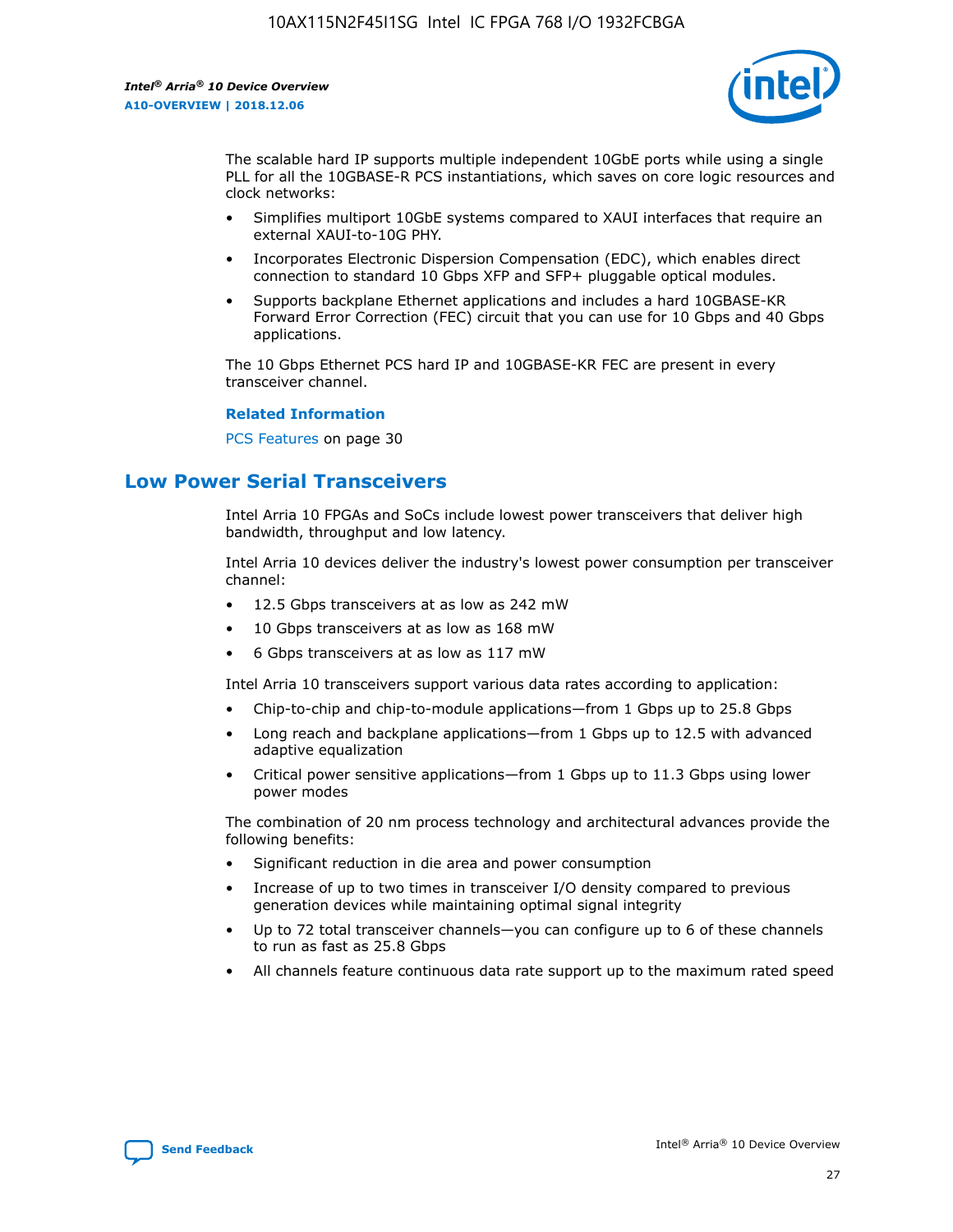The scalable hard IP supports multiple independent 10GbE ports while using a single PLL for all the 10GBASE-R PCS instantiations, which saves on core logic resources and clock networks:

- Simplifies multiport 10GbE systems compared to XAUI interfaces that require an external XAUI-to-10G PHY.
- Incorporates Electronic Dispersion Compensation (EDC), which enables direct connection to standard 10 Gbps XFP and SFP+ pluggable optical modules.
- Supports backplane Ethernet applications and includes a hard 10GBASE-KR Forward Error Correction (FEC) circuit that you can use for 10 Gbps and 40 Gbps applications.

The 10 Gbps Ethernet PCS hard IP and 10GBASE-KR FEC are present in every transceiver channel.

**Related Information**

PCS Features on page 30

## Low Power Serial Transceivers

Intel Arria 10 FPGAs and SoCs include lowest power transceivers that deliver high bandwidth, throughput and low latency.

Intel Arria 10 devices deliver the industry's lowest power consumption per transceiver channel:

- 12.5 Gbps transceivers at as low as 242 mW
- 10 Gbps transceivers at as low as 168 mW
- 6 Gbps transceivers at as low as 117 mW

Intel Arria 10 transceivers support various data rates according to application:

- Chip-to-chip and chip-to-module applications—from 1 Gbps up to 25.8 Gbps
- Long reach and backplane applications—from 1 Gbps up to 12.5 with advanced adaptive equalization
- Critical power sensitive applications—from 1 Gbps up to 11.3 Gbps using lower power modes

The combination of 20 nm process technology and architectural advances provide the following benefits:

- Significant reduction in die area and power consumption
- Increase of up to two times in transceiver I/O density compared to previous generation devices while maintaining optimal signal integrity
- Up to 72 total transceiver channels—you can configure up to 6 of these channels to run as fast as 25.8 Gbps
- All channels feature continuous data rate support up to the maximum rated speed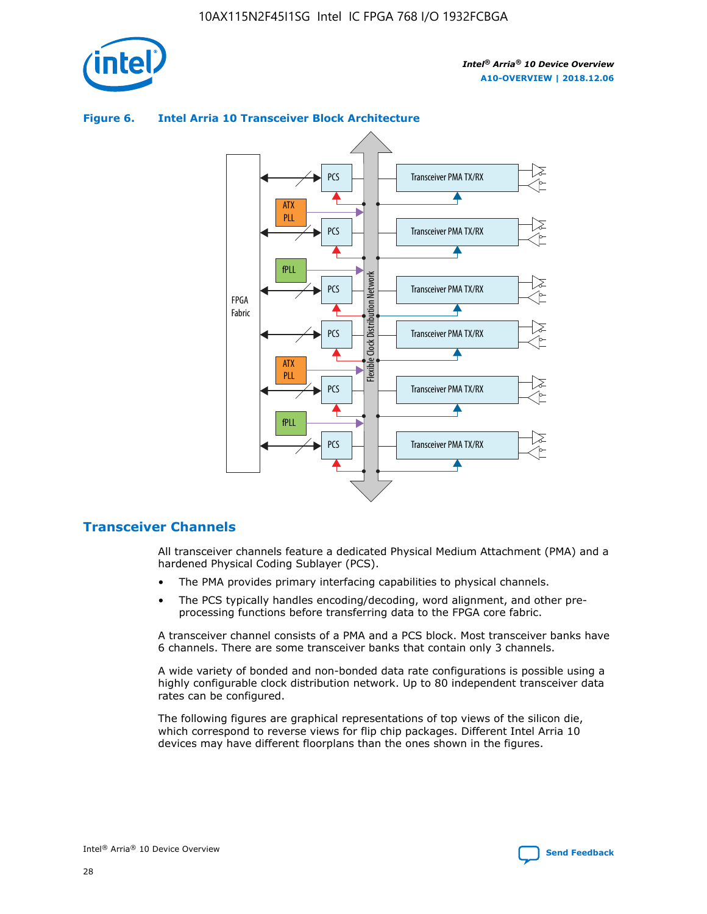**Figure 6. Intel Arria 10 Transceiver Block Architecture**

## Transceiver Channels

All transceiver channels feature a dedicated Physical Medium Attachment (PMA) and a hardened Physical Coding Sublayer (PCS).

- The PMA provides primary interfacing capabilities to physical channels.
- The PCS typically handles encoding/decoding, word alignment, and other pre-processing functions before transferring data to the FPGA core fabric.

A transceiver channel consists of a PMA and a PCS block. Most transceiver banks have 6 channels. There are some transceiver banks that contain only 3 channels.

A wide variety of bonded and non-bonded data rate configurations is possible using a highly configurable clock distribution network. Up to 80 independent transceiver data rates can be configured.

The following figures are graphical representations of top views of the silicon die, which correspond to reverse views for flip chip packages. Different Intel Arria 10 devices may have different floorplans than the ones shown in the figures.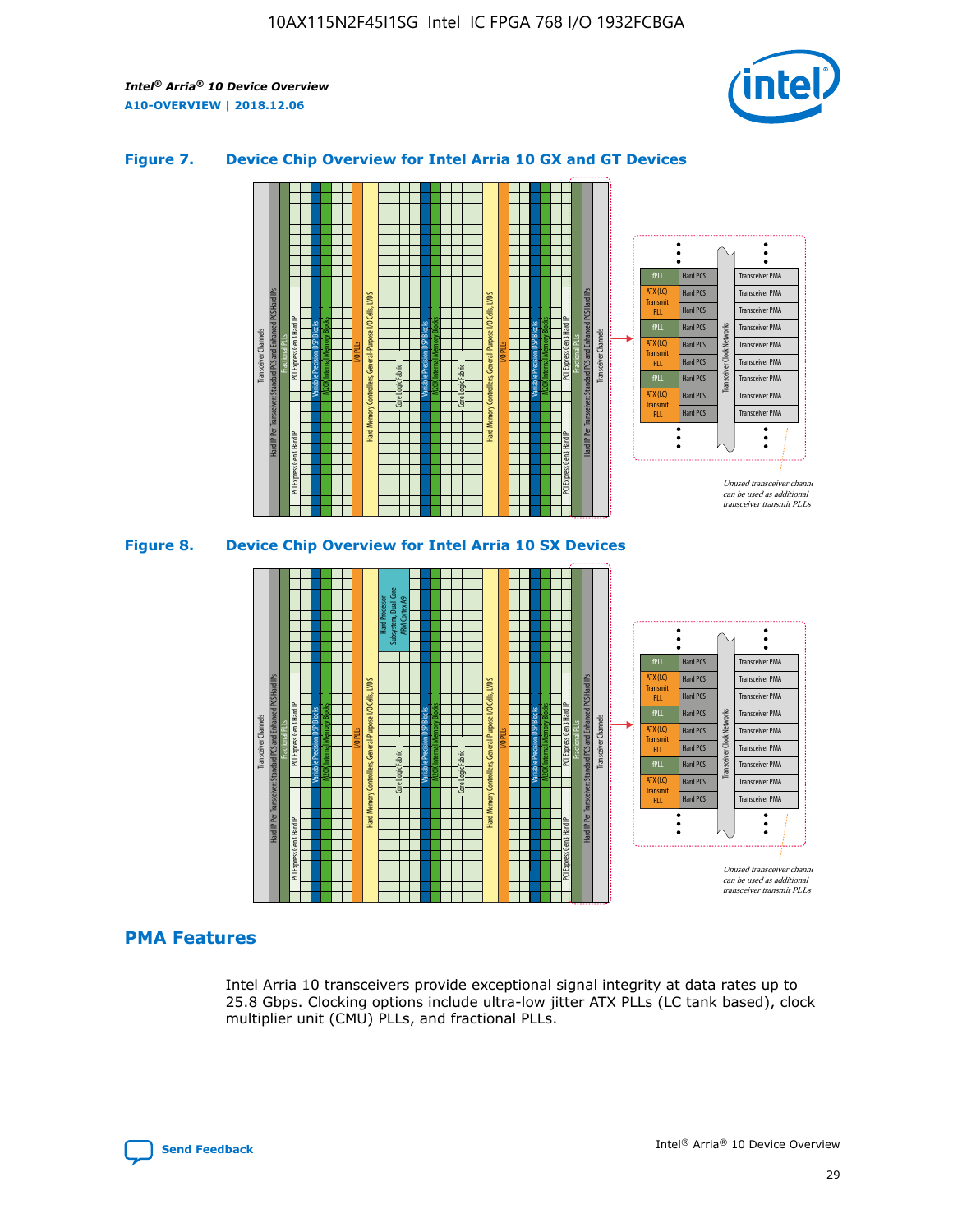### Figure 7. Device Chip Overview for Intel Arria 10 GX and GT Devices

### Figure 8. Device Chip Overview for Intel Arria 10 SX Devices

## PMA Features

Intel Arria 10 transceivers provide exceptional signal integrity at data rates up to 25.8 Gbps. Clocking options include ultra-low jitter ATX PLLs (LC tank based), clock multiplier unit (CMU) PLLs, and fractional PLLs.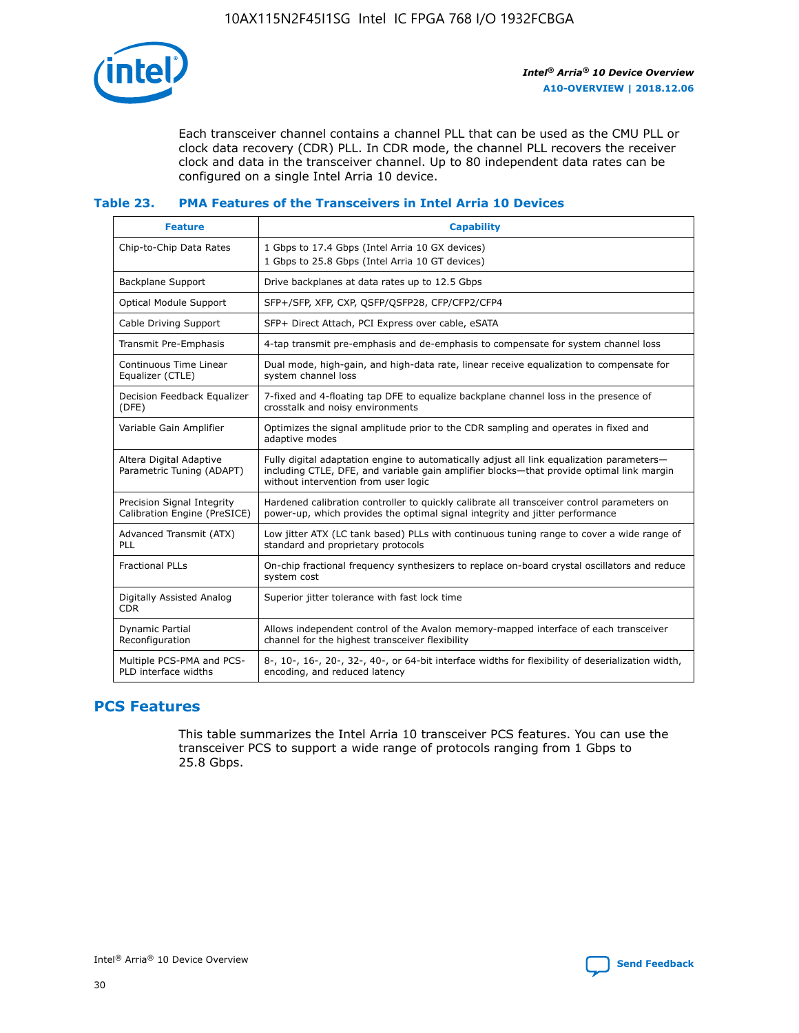Each transceiver channel contains a channel PLL that can be used as the CMU PLL or clock data recovery (CDR) PLL. In CDR mode, the channel PLL recovers the receiver clock and data in the transceiver channel. Up to 80 independent data rates can be configured on a single Intel Arria 10 device.

### Table 23. PMA Features of the Transceivers in Intel Arria 10 Devices

| Feature | Capability |
| --- | --- |
| Chip-to-Chip Data Rates | 1 Gbps to 17.4 Gbps (Intel Arria 10 GX devices)<br>1 Gbps to 25.8 Gbps (Intel Arria 10 GT devices) |
| Backplane Support | Drive backplanes at data rates up to 12.5 Gbps |
| Optical Module Support | SFP+/SFP, XFP, CXP, QSFP/QSFP28, CFP/CFP2/CFP4 |
| Cable Driving Support | SFP+ Direct Attach, PCI Express over cable, eSATA |
| Transmit Pre-Emphasis | 4-tap transmit pre-emphasis and de-emphasis to compensate for system channel loss |
| Continuous Time Linear Equalizer (CTLE) | Dual mode, high-gain, and high-data rate, linear receive equalization to compensate for system channel loss |
| Decision Feedback Equalizer (DFE) | 7-fixed and 4-floating tap DFE to equalize backplane channel loss in the presence of crosstalk and noisy environments |
| Variable Gain Amplifier | Optimizes the signal amplitude prior to the CDR sampling and operates in fixed and adaptive modes |
| Altera Digital Adaptive Parametric Tuning (ADAPT) | Fully digital adaptation engine to automatically adjust all link equalization parameters—including CTLE, DFE, and variable gain amplifier blocks—that provide optimal link margin without intervention from user logic |
| Precision Signal Integrity Calibration Engine (PreSICE) | Hardened calibration controller to quickly calibrate all transceiver control parameters on power-up, which provides the optimal signal integrity and jitter performance |
| Advanced Transmit (ATX) PLL | Low jitter ATX (LC tank based) PLLs with continuous tuning range to cover a wide range of standard and proprietary protocols |
| Fractional PLLs | On-chip fractional frequency synthesizers to replace on-board crystal oscillators and reduce system cost |
| Digitally Assisted Analog CDR | Superior jitter tolerance with fast lock time |
| Dynamic Partial Reconfiguration | Allows independent control of the Avalon memory-mapped interface of each transceiver channel for the highest transceiver flexibility |
| Multiple PCS-PMA and PCS-PLD interface widths | 8-, 10-, 16-, 20-, 32-, 40-, or 64-bit interface widths for flexibility of deserialization width, encoding, and reduced latency |

## PCS Features

This table summarizes the Intel Arria 10 transceiver PCS features. You can use the transceiver PCS to support a wide range of protocols ranging from 1 Gbps to 25.8 Gbps.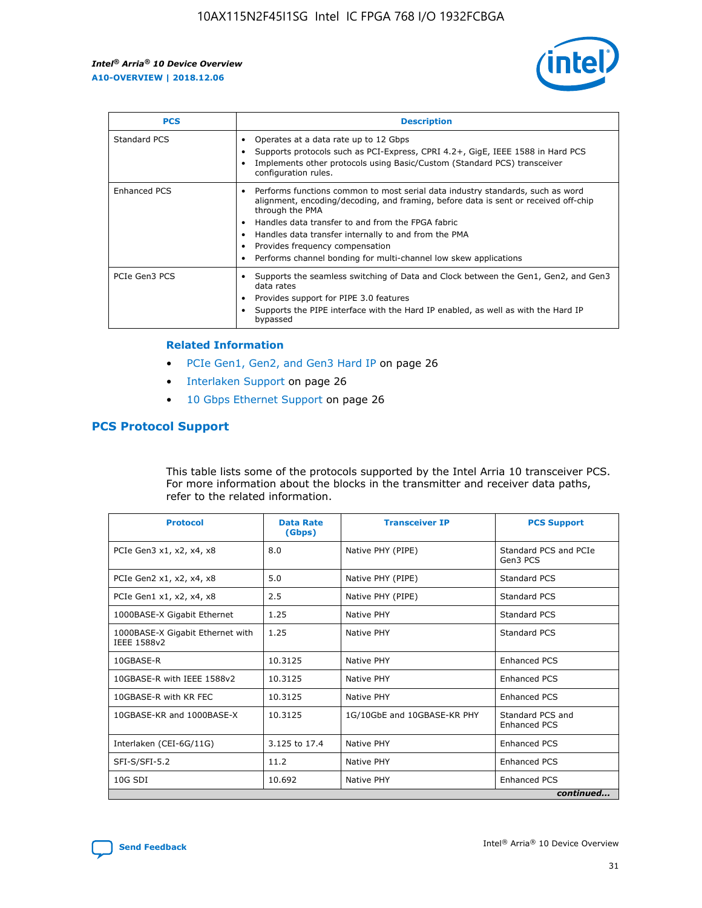| PCS | Description |
| --- | --- |
| Standard PCS | • Operates at a data rate up to 12 Gbps<br>• Supports protocols such as PCI-Express, CPRI 4.2+, GigE, IEEE 1588 in Hard PCS<br>• Implements other protocols using Basic/Custom (Standard PCS) transceiver configuration rules. |
| Enhanced PCS | • Performs functions common to most serial data industry standards, such as word alignment, encoding/decoding, and framing, before data is sent or received off-chip through the PMA<br>• Handles data transfer to and from the FPGA fabric<br>• Handles data transfer internally to and from the PMA<br>• Provides frequency compensation<br>• Performs channel bonding for multi-channel low skew applications |
| PCIe Gen3 PCS | • Supports the seamless switching of Data and Clock between the Gen1, Gen2, and Gen3 data rates<br>• Provides support for PIPE 3.0 features<br>• Supports the PIPE interface with the Hard IP enabled, as well as with the Hard IP bypassed |

### Related Information

- PCIe Gen1, Gen2, and Gen3 Hard IP on page 26
- Interlaken Support on page 26
- 10 Gbps Ethernet Support on page 26

## PCS Protocol Support

This table lists some of the protocols supported by the Intel Arria 10 transceiver PCS. For more information about the blocks in the transmitter and receiver data paths, refer to the related information.

| Protocol | Data Rate (Gbps) | Transceiver IP | PCS Support |
| --- | --- | --- | --- |
| PCIe Gen3 x1, x2, x4, x8 | 8.0 | Native PHY (PIPE) | Standard PCS and PCIe Gen3 PCS |
| PCIe Gen2 x1, x2, x4, x8 | 5.0 | Native PHY (PIPE) | Standard PCS |
| PCIe Gen1 x1, x2, x4, x8 | 2.5 | Native PHY (PIPE) | Standard PCS |
| 1000BASE-X Gigabit Ethernet | 1.25 | Native PHY | Standard PCS |
| 1000BASE-X Gigabit Ethernet with IEEE 1588v2 | 1.25 | Native PHY | Standard PCS |
| 10GBASE-R | 10.3125 | Native PHY | Enhanced PCS |
| 10GBASE-R with IEEE 1588v2 | 10.3125 | Native PHY | Enhanced PCS |
| 10GBASE-R with KR FEC | 10.3125 | Native PHY | Enhanced PCS |
| 10GBASE-KR and 1000BASE-X | 10.3125 | 1G/10GbE and 10GBASE-KR PHY | Standard PCS and Enhanced PCS |
| Interlaken (CEI-6G/11G) | 3.125 to 17.4 | Native PHY | Enhanced PCS |
| SFI-S/SFI-5.2 | 11.2 | Native PHY | Enhanced PCS |
| 10G SDI | 10.692 | Native PHY | Enhanced PCS |

*continued...*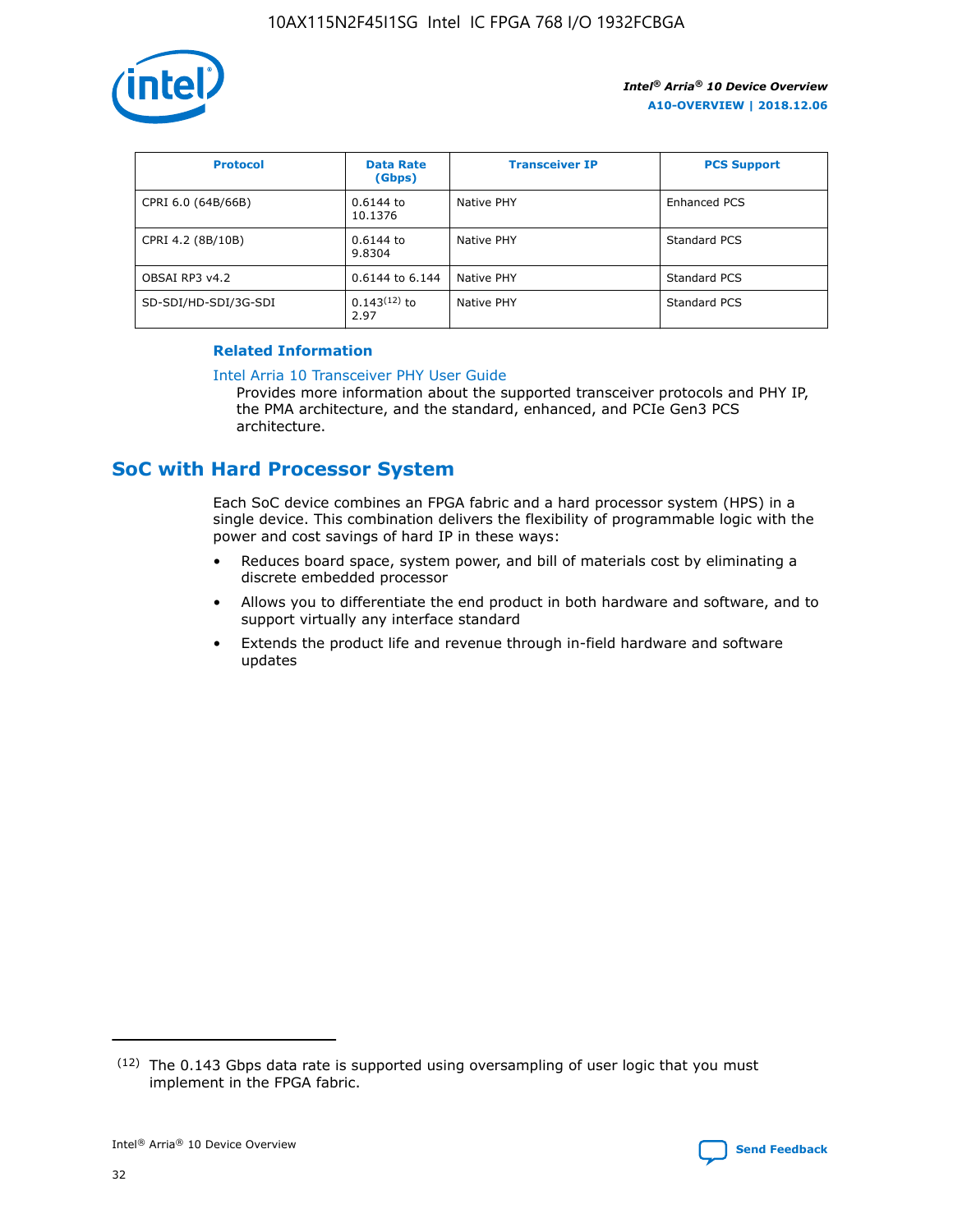| Protocol | Data Rate (Gbps) | Transceiver IP | PCS Support |
|---|---|---|---|
| CPRI 6.0 (64B/66B) | 0.6144 to 10.1376 | Native PHY | Enhanced PCS |
| CPRI 4.2 (8B/10B) | 0.6144 to 9.8304 | Native PHY | Standard PCS |
| OBSAI RP3 v4.2 | 0.6144 to 6.144 | Native PHY | Standard PCS |
| SD-SDI/HD-SDI/3G-SDI | 0.143[12] to 2.97 | Native PHY | Standard PCS |

#### Related Information

Intel Arria 10 Transceiver PHY User Guide

Provides more information about the supported transceiver protocols and PHY IP, the PMA architecture, and the standard, enhanced, and PCIe Gen3 PCS architecture.

## SoC with Hard Processor System

Each SoC device combines an FPGA fabric and a hard processor system (HPS) in a single device. This combination delivers the flexibility of programmable logic with the power and cost savings of hard IP in these ways:

- Reduces board space, system power, and bill of materials cost by eliminating a discrete embedded processor
- Allows you to differentiate the end product in both hardware and software, and to support virtually any interface standard
- Extends the product life and revenue through in-field hardware and software updates

(12) The 0.143 Gbps data rate is supported using oversampling of user logic that you must implement in the FPGA fabric.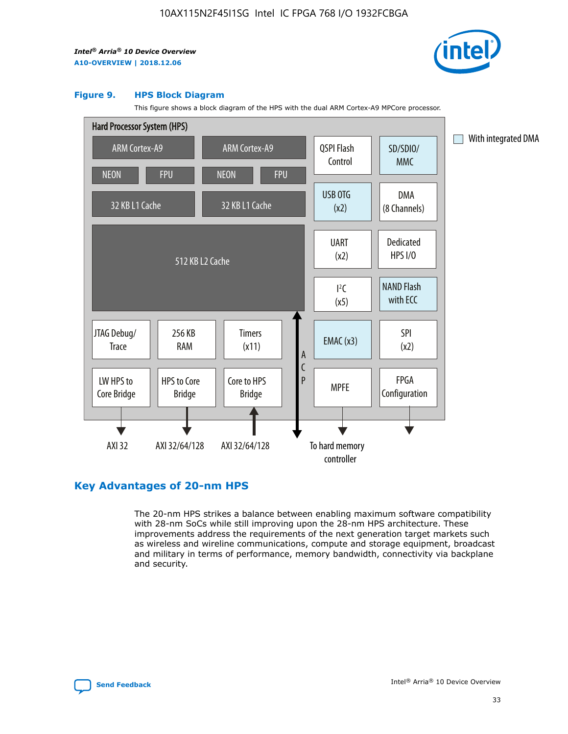#### Figure 9. HPS Block Diagram

This figure shows a block diagram of the HPS with the dual ARM Cortex-A9 MPCore processor.

Hard Processor System (HPS)

ARM Cortex-A9 | ARM Cortex-A9 | QSPI Flash Control | SD/SDIO/MMC

NEON | FPU | NEON | FPU | USB OTG (x2) | DMA (8 Channels)

32 KB L1 Cache | 32 KB L1 Cache | UART (x2) | Dedicated HPS I/O

512 KB L2 Cache | I²C (x5) | NAND Flash with ECC

JTAG Debug/Trace | 256 KB RAM | Timers (x11) | ACP | EMAC (x3) | SPI (x2)

LW HPS to Core Bridge | HPS to Core Bridge | Core to HPS Bridge | MPFE | FPGA Configuration

AXI 32 | AXI 32/64/128 | AXI 32/64/128 | To hard memory controller

With integrated DMA

## Key Advantages of 20-nm HPS

The 20-nm HPS strikes a balance between enabling maximum software compatibility with 28-nm SoCs while still improving upon the 28-nm HPS architecture. These improvements address the requirements of the next generation target markets such as wireless and wireline communications, compute and storage equipment, broadcast and military in terms of performance, memory bandwidth, connectivity via backplane and security.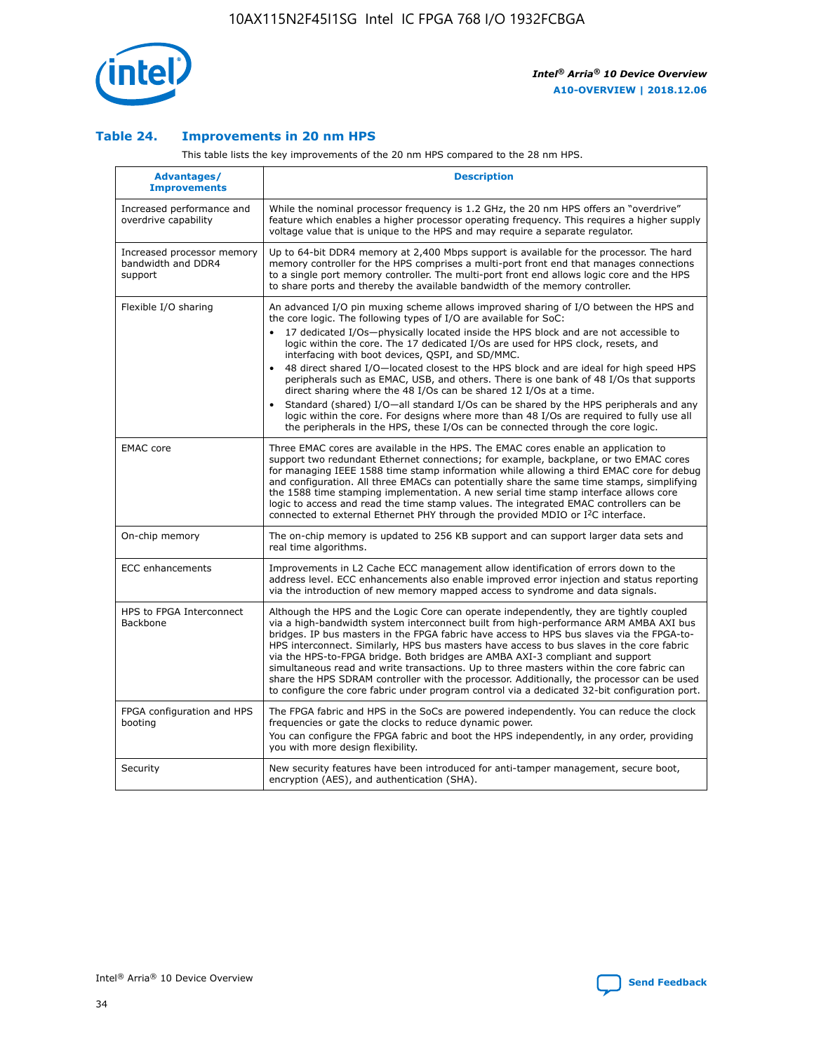### Table 24. Improvements in 20 nm HPS

This table lists the key improvements of the 20 nm HPS compared to the 28 nm HPS.

| Advantages/ Improvements | Description |
|---|---|
| Increased performance and overdrive capability | While the nominal processor frequency is 1.2 GHz, the 20 nm HPS offers an "overdrive" feature which enables a higher processor operating frequency. This requires a higher supply voltage value that is unique to the HPS and may require a separate regulator. |
| Increased processor memory bandwidth and DDR4 support | Up to 64-bit DDR4 memory at 2,400 Mbps support is available for the processor. The hard memory controller for the HPS comprises a multi-port front end that manages connections to a single port memory controller. The multi-port front end allows logic core and the HPS to share ports and thereby the available bandwidth of the memory controller. |
| Flexible I/O sharing | An advanced I/O pin muxing scheme allows improved sharing of I/O between the HPS and the core logic. The following types of I/O are available for SoC: <br>• 17 dedicated I/Os—physically located inside the HPS block and are not accessible to logic within the core. The 17 dedicated I/Os are used for HPS clock, resets, and interfacing with boot devices, QSPI, and SD/MMC. <br>• 48 direct shared I/O—located closest to the HPS block and are ideal for high speed HPS peripherals such as EMAC, USB, and others. There is one bank of 48 I/Os that supports direct sharing where the 48 I/Os can be shared 12 I/Os at a time. <br>• Standard (shared) I/O—all standard I/Os can be shared by the HPS peripherals and any logic within the core. For designs where more than 48 I/Os are required to fully use all the peripherals in the HPS, these I/Os can be connected through the core logic. |
| EMAC core | Three EMAC cores are available in the HPS. The EMAC cores enable an application to support two redundant Ethernet connections; for example, backplane, or two EMAC cores for managing IEEE 1588 time stamp information while allowing a third EMAC core for debug and configuration. All three EMACs can potentially share the same time stamps, simplifying the 1588 time stamping implementation. A new serial time stamp interface allows core logic to access and read the time stamp values. The integrated EMAC controllers can be connected to external Ethernet PHY through the provided MDIO or I²C interface. |
| On-chip memory | The on-chip memory is updated to 256 KB support and can support larger data sets and real time algorithms. |
| ECC enhancements | Improvements in L2 Cache ECC management allow identification of errors down to the address level. ECC enhancements also enable improved error injection and status reporting via the introduction of new memory mapped access to syndrome and data signals. |
| HPS to FPGA Interconnect Backbone | Although the HPS and the Logic Core can operate independently, they are tightly coupled via a high-bandwidth system interconnect built from high-performance ARM AMBA AXI bus bridges. IP bus masters in the FPGA fabric have access to HPS bus slaves via the FPGA-to-HPS interconnect. Similarly, HPS bus masters have access to bus slaves in the core fabric via the HPS-to-FPGA bridge. Both bridges are AMBA AXI-3 compliant and support simultaneous read and write transactions. Up to three masters within the core fabric can share the HPS SDRAM controller with the processor. Additionally, the processor can be used to configure the core fabric under program control via a dedicated 32-bit configuration port. |
| FPGA configuration and HPS booting | The FPGA fabric and HPS in the SoCs are powered independently. You can reduce the clock frequencies or gate the clocks to reduce dynamic power. <br>You can configure the FPGA fabric and boot the HPS independently, in any order, providing you with more design flexibility. |
| Security | New security features have been introduced for anti-tamper management, secure boot, encryption (AES), and authentication (SHA). |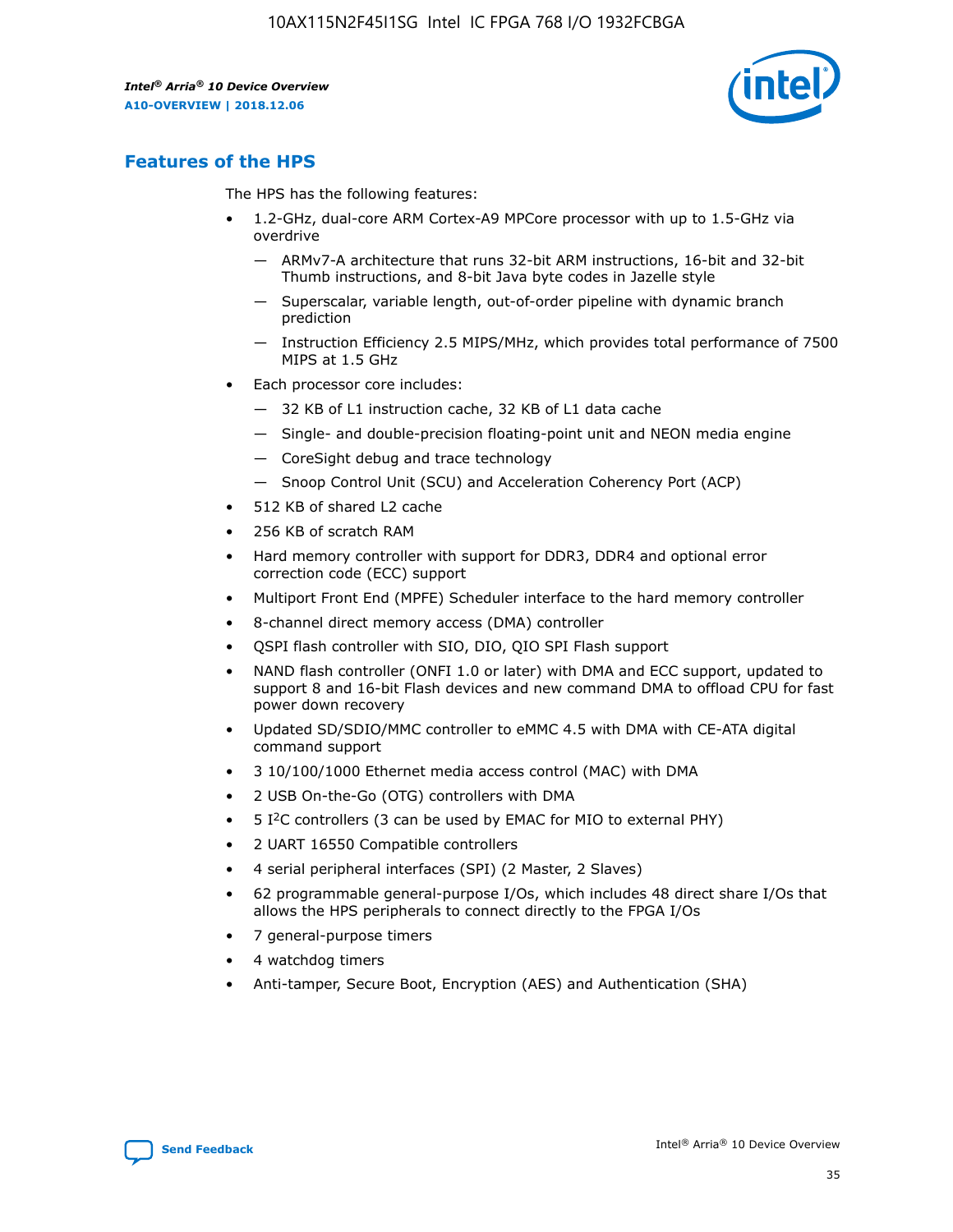## Features of the HPS

The HPS has the following features:

- 1.2-GHz, dual-core ARM Cortex-A9 MPCore processor with up to 1.5-GHz via overdrive
  - — ARMv7-A architecture that runs 32-bit ARM instructions, 16-bit and 32-bit Thumb instructions, and 8-bit Java byte codes in Jazelle style
  - — Superscalar, variable length, out-of-order pipeline with dynamic branch prediction
  - — Instruction Efficiency 2.5 MIPS/MHz, which provides total performance of 7500 MIPS at 1.5 GHz
- Each processor core includes:
  - — 32 KB of L1 instruction cache, 32 KB of L1 data cache
  - — Single- and double-precision floating-point unit and NEON media engine
  - — CoreSight debug and trace technology
  - — Snoop Control Unit (SCU) and Acceleration Coherency Port (ACP)
- 512 KB of shared L2 cache
- 256 KB of scratch RAM
- Hard memory controller with support for DDR3, DDR4 and optional error correction code (ECC) support
- Multiport Front End (MPFE) Scheduler interface to the hard memory controller
- 8-channel direct memory access (DMA) controller
- QSPI flash controller with SIO, DIO, QIO SPI Flash support
- NAND flash controller (ONFI 1.0 or later) with DMA and ECC support, updated to support 8 and 16-bit Flash devices and new command DMA to offload CPU for fast power down recovery
- Updated SD/SDIO/MMC controller to eMMC 4.5 with DMA with CE-ATA digital command support
- 3 10/100/1000 Ethernet media access control (MAC) with DMA
- 2 USB On-the-Go (OTG) controllers with DMA
- 5 I²C controllers (3 can be used by EMAC for MIO to external PHY)
- 2 UART 16550 Compatible controllers
- 4 serial peripheral interfaces (SPI) (2 Master, 2 Slaves)
- 62 programmable general-purpose I/Os, which includes 48 direct share I/Os that allows the HPS peripherals to connect directly to the FPGA I/Os
- 7 general-purpose timers
- 4 watchdog timers
- Anti-tamper, Secure Boot, Encryption (AES) and Authentication (SHA)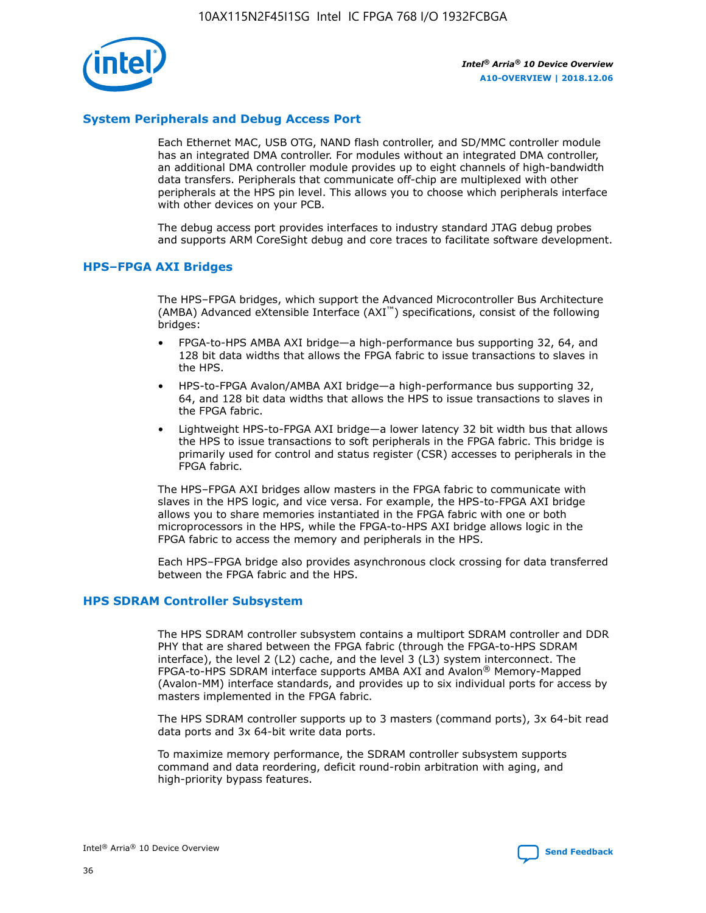## System Peripherals and Debug Access Port

Each Ethernet MAC, USB OTG, NAND flash controller, and SD/MMC controller module has an integrated DMA controller. For modules without an integrated DMA controller, an additional DMA controller module provides up to eight channels of high-bandwidth data transfers. Peripherals that communicate off-chip are multiplexed with other peripherals at the HPS pin level. This allows you to choose which peripherals interface with other devices on your PCB.

The debug access port provides interfaces to industry standard JTAG debug probes and supports ARM CoreSight debug and core traces to facilitate software development.

## HPS–FPGA AXI Bridges

The HPS–FPGA bridges, which support the Advanced Microcontroller Bus Architecture (AMBA) Advanced eXtensible Interface (AXI™) specifications, consist of the following bridges:

- FPGA-to-HPS AMBA AXI bridge—a high-performance bus supporting 32, 64, and 128 bit data widths that allows the FPGA fabric to issue transactions to slaves in the HPS.
- HPS-to-FPGA Avalon/AMBA AXI bridge—a high-performance bus supporting 32, 64, and 128 bit data widths that allows the HPS to issue transactions to slaves in the FPGA fabric.
- Lightweight HPS-to-FPGA AXI bridge—a lower latency 32 bit width bus that allows the HPS to issue transactions to soft peripherals in the FPGA fabric. This bridge is primarily used for control and status register (CSR) accesses to peripherals in the FPGA fabric.

The HPS–FPGA AXI bridges allow masters in the FPGA fabric to communicate with slaves in the HPS logic, and vice versa. For example, the HPS-to-FPGA AXI bridge allows you to share memories instantiated in the FPGA fabric with one or both microprocessors in the HPS, while the FPGA-to-HPS AXI bridge allows logic in the FPGA fabric to access the memory and peripherals in the HPS.

Each HPS–FPGA bridge also provides asynchronous clock crossing for data transferred between the FPGA fabric and the HPS.

## HPS SDRAM Controller Subsystem

The HPS SDRAM controller subsystem contains a multiport SDRAM controller and DDR PHY that are shared between the FPGA fabric (through the FPGA-to-HPS SDRAM interface), the level 2 (L2) cache, and the level 3 (L3) system interconnect. The FPGA-to-HPS SDRAM interface supports AMBA AXI and Avalon® Memory-Mapped (Avalon-MM) interface standards, and provides up to six individual ports for access by masters implemented in the FPGA fabric.

The HPS SDRAM controller supports up to 3 masters (command ports), 3x 64-bit read data ports and 3x 64-bit write data ports.

To maximize memory performance, the SDRAM controller subsystem supports command and data reordering, deficit round-robin arbitration with aging, and high-priority bypass features.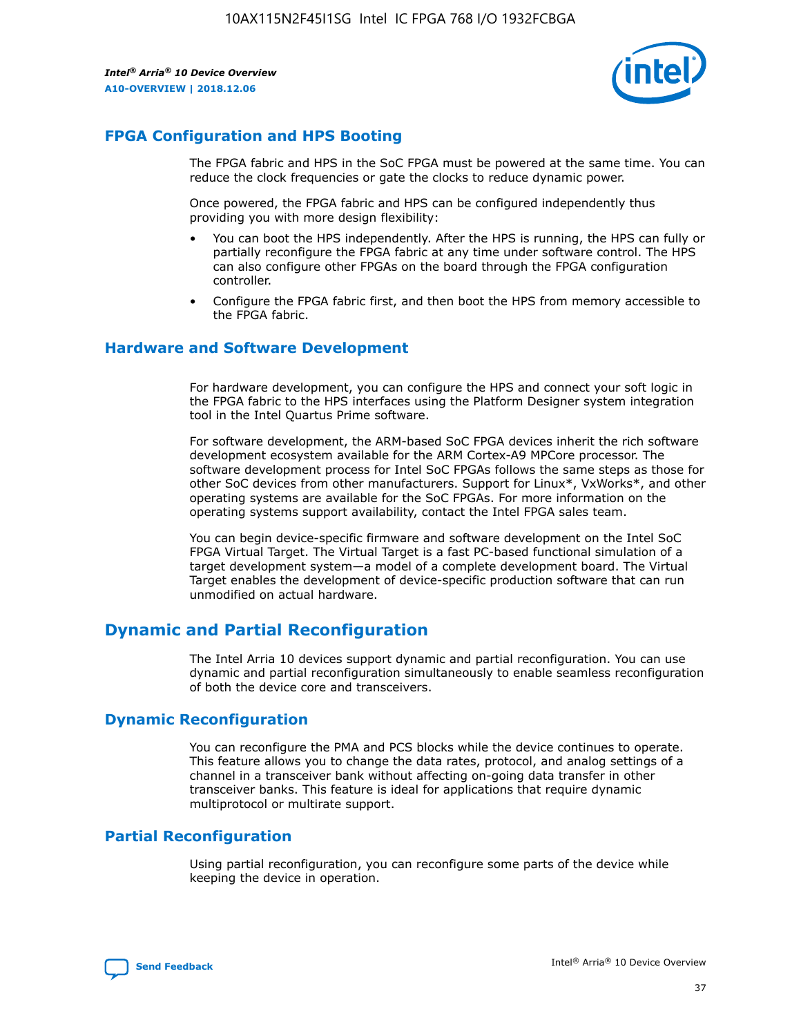## FPGA Configuration and HPS Booting

The FPGA fabric and HPS in the SoC FPGA must be powered at the same time. You can reduce the clock frequencies or gate the clocks to reduce dynamic power.

Once powered, the FPGA fabric and HPS can be configured independently thus providing you with more design flexibility:

- You can boot the HPS independently. After the HPS is running, the HPS can fully or partially reconfigure the FPGA fabric at any time under software control. The HPS can also configure other FPGAs on the board through the FPGA configuration controller.
- Configure the FPGA fabric first, and then boot the HPS from memory accessible to the FPGA fabric.

## Hardware and Software Development

For hardware development, you can configure the HPS and connect your soft logic in the FPGA fabric to the HPS interfaces using the Platform Designer system integration tool in the Intel Quartus Prime software.

For software development, the ARM-based SoC FPGA devices inherit the rich software development ecosystem available for the ARM Cortex-A9 MPCore processor. The software development process for Intel SoC FPGAs follows the same steps as those for other SoC devices from other manufacturers. Support for Linux*, VxWorks*, and other operating systems are available for the SoC FPGAs. For more information on the operating systems support availability, contact the Intel FPGA sales team.

You can begin device-specific firmware and software development on the Intel SoC FPGA Virtual Target. The Virtual Target is a fast PC-based functional simulation of a target development system—a model of a complete development board. The Virtual Target enables the development of device-specific production software that can run unmodified on actual hardware.

# Dynamic and Partial Reconfiguration

The Intel Arria 10 devices support dynamic and partial reconfiguration. You can use dynamic and partial reconfiguration simultaneously to enable seamless reconfiguration of both the device core and transceivers.

## Dynamic Reconfiguration

You can reconfigure the PMA and PCS blocks while the device continues to operate. This feature allows you to change the data rates, protocol, and analog settings of a channel in a transceiver bank without affecting on-going data transfer in other transceiver banks. This feature is ideal for applications that require dynamic multiprotocol or multirate support.

## Partial Reconfiguration

Using partial reconfiguration, you can reconfigure some parts of the device while keeping the device in operation.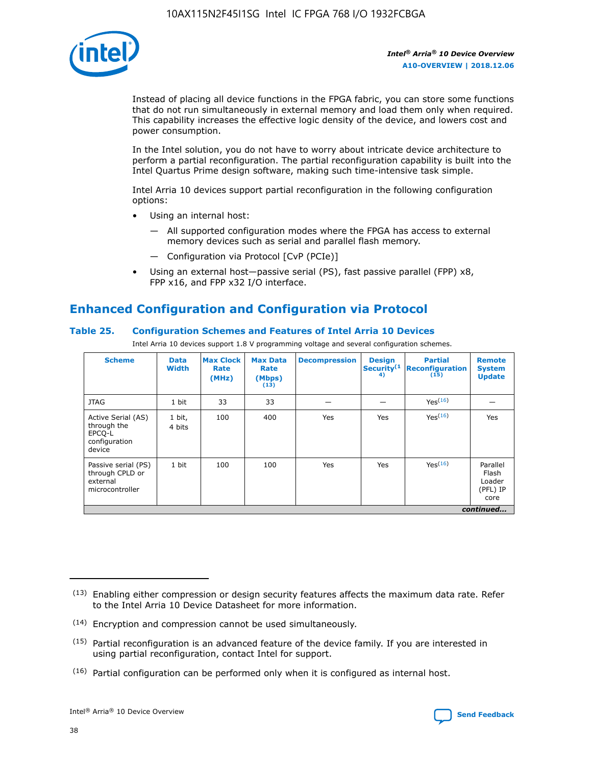Instead of placing all device functions in the FPGA fabric, you can store some functions that do not run simultaneously in external memory and load them only when required. This capability increases the effective logic density of the device, and lowers cost and power consumption.

In the Intel solution, you do not have to worry about intricate device architecture to perform a partial reconfiguration. The partial reconfiguration capability is built into the Intel Quartus Prime design software, making such time-intensive task simple.

Intel Arria 10 devices support partial reconfiguration in the following configuration options:

- Using an internal host:
  - — All supported configuration modes where the FPGA has access to external memory devices such as serial and parallel flash memory.
  - — Configuration via Protocol [CvP (PCIe)]
- Using an external host—passive serial (PS), fast passive parallel (FPP) x8, FPP x16, and FPP x32 I/O interface.

## Enhanced Configuration and Configuration via Protocol

### Table 25. Configuration Schemes and Features of Intel Arria 10 Devices

Intel Arria 10 devices support 1.8 V programming voltage and several configuration schemes.

| Scheme | Data Width | Max Clock Rate (MHz) | Max Data Rate (Mbps) (13) | Decompression | Design Security(14) | Partial Reconfiguration (15) | Remote System Update |
|---|---|---|---|---|---|---|---|
| JTAG | 1 bit | 33 | 33 | — | — | Yes(16) | — |
| Active Serial (AS) through the EPCQ-L configuration device | 1 bit, 4 bits | 100 | 400 | Yes | Yes | Yes(16) | Yes |
| Passive serial (PS) through CPLD or external microcontroller | 1 bit | 100 | 100 | Yes | Yes | Yes(16) | Parallel Flash Loader (PFL) IP core |

*continued...*

(13) Enabling either compression or design security features affects the maximum data rate. Refer to the Intel Arria 10 Device Datasheet for more information.

(14) Encryption and compression cannot be used simultaneously.

(15) Partial reconfiguration is an advanced feature of the device family. If you are interested in using partial reconfiguration, contact Intel for support.

(16) Partial configuration can be performed only when it is configured as internal host.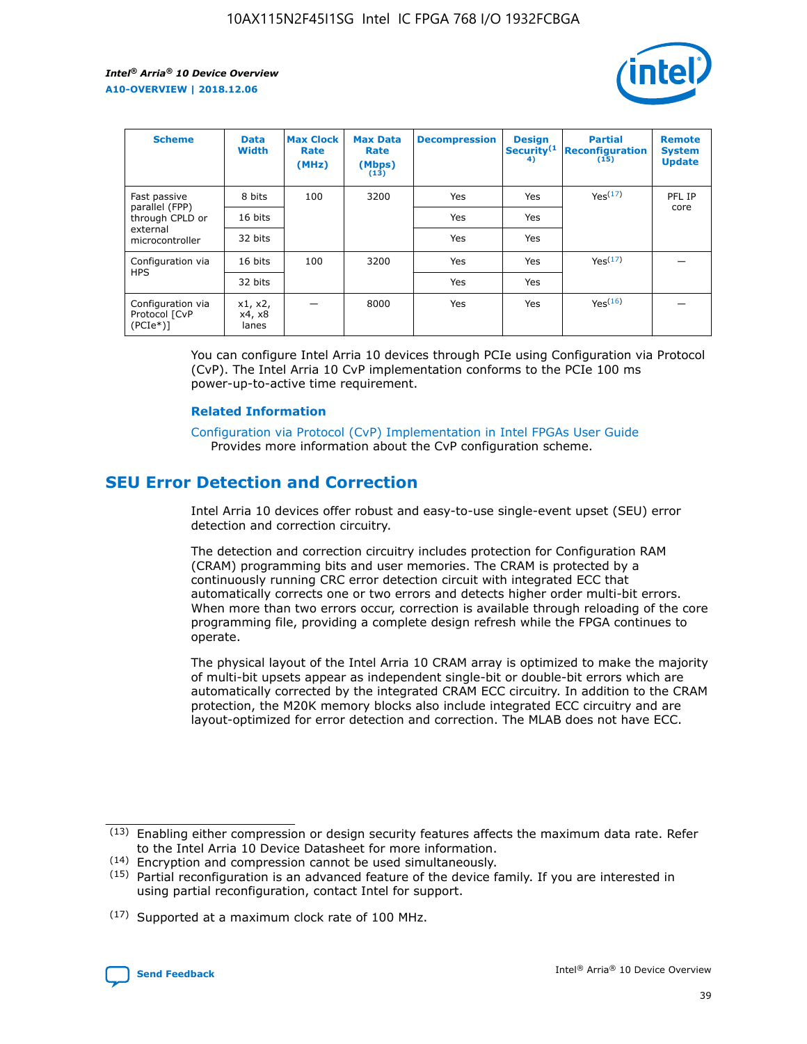| Scheme | Data Width | Max Clock Rate (MHz) | Max Data Rate (Mbps) (13) | Decompression | Design Security(14) | Partial Reconfiguration (15) | Remote System Update |
|---|---|---|---|---|---|---|---|
| Fast passive parallel (FPP) through CPLD or external microcontroller | 8 bits | 100 | 3200 | Yes | Yes | Yes(17) | PFL IP core |
| | 16 bits | | | Yes | Yes | | |
| | 32 bits | | | Yes | Yes | | |
| Configuration via HPS | 16 bits | 100 | 3200 | Yes | Yes | Yes(17) | — |
| | 32 bits | | | Yes | Yes | | |
| Configuration via Protocol [CvP (PCIe*)] | x1, x2, x4, x8 lanes | — | 8000 | Yes | Yes | Yes(16) | — |

You can configure Intel Arria 10 devices through PCIe using Configuration via Protocol (CvP). The Intel Arria 10 CvP implementation conforms to the PCIe 100 ms power-up-to-active time requirement.

### Related Information

Configuration via Protocol (CvP) Implementation in Intel FPGAs User Guide
Provides more information about the CvP configuration scheme.

## SEU Error Detection and Correction

Intel Arria 10 devices offer robust and easy-to-use single-event upset (SEU) error detection and correction circuitry.

The detection and correction circuitry includes protection for Configuration RAM (CRAM) programming bits and user memories. The CRAM is protected by a continuously running CRC error detection circuit with integrated ECC that automatically corrects one or two errors and detects higher order multi-bit errors. When more than two errors occur, correction is available through reloading of the core programming file, providing a complete design refresh while the FPGA continues to operate.

The physical layout of the Intel Arria 10 CRAM array is optimized to make the majority of multi-bit upsets appear as independent single-bit or double-bit errors which are automatically corrected by the integrated CRAM ECC circuitry. In addition to the CRAM protection, the M20K memory blocks also include integrated ECC circuitry and are layout-optimized for error detection and correction. The MLAB does not have ECC.

(13) Enabling either compression or design security features affects the maximum data rate. Refer to the Intel Arria 10 Device Datasheet for more information.

(14) Encryption and compression cannot be used simultaneously.

(15) Partial reconfiguration is an advanced feature of the device family. If you are interested in using partial reconfiguration, contact Intel for support.

(17) Supported at a maximum clock rate of 100 MHz.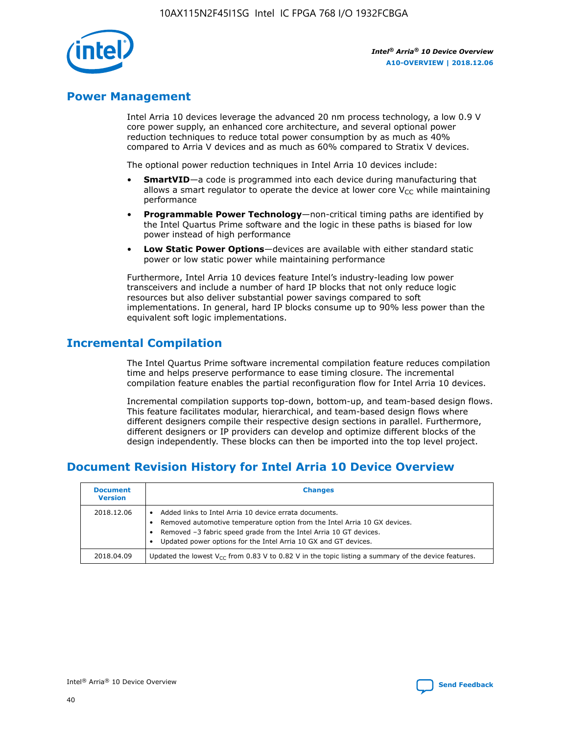## Power Management

Intel Arria 10 devices leverage the advanced 20 nm process technology, a low 0.9 V core power supply, an enhanced core architecture, and several optional power reduction techniques to reduce total power consumption by as much as 40% compared to Arria V devices and as much as 60% compared to Stratix V devices.

The optional power reduction techniques in Intel Arria 10 devices include:

- **SmartVID**—a code is programmed into each device during manufacturing that allows a smart regulator to operate the device at lower core $V_{CC}$ while maintaining performance
- **Programmable Power Technology**—non-critical timing paths are identified by the Intel Quartus Prime software and the logic in these paths is biased for low power instead of high performance
- **Low Static Power Options**—devices are available with either standard static power or low static power while maintaining performance

Furthermore, Intel Arria 10 devices feature Intel's industry-leading low power transceivers and include a number of hard IP blocks that not only reduce logic resources but also deliver substantial power savings compared to soft implementations. In general, hard IP blocks consume up to 90% less power than the equivalent soft logic implementations.

## Incremental Compilation

The Intel Quartus Prime software incremental compilation feature reduces compilation time and helps preserve performance to ease timing closure. The incremental compilation feature enables the partial reconfiguration flow for Intel Arria 10 devices.

Incremental compilation supports top-down, bottom-up, and team-based design flows. This feature facilitates modular, hierarchical, and team-based design flows where different designers compile their respective design sections in parallel. Furthermore, different designers or IP providers can develop and optimize different blocks of the design independently. These blocks can then be imported into the top level project.

## Document Revision History for Intel Arria 10 Device Overview

| Document Version | Changes |
| --- | --- |
| 2018.12.06 | • Added links to Intel Arria 10 device errata documents.<br>• Removed automotive temperature option from the Intel Arria 10 GX devices.<br>• Removed –3 fabric speed grade from the Intel Arria 10 GT devices.<br>• Updated power options for the Intel Arria 10 GX and GT devices. |
| 2018.04.09 | Updated the lowest $V_{CC}$ from 0.83 V to 0.82 V in the topic listing a summary of the device features. |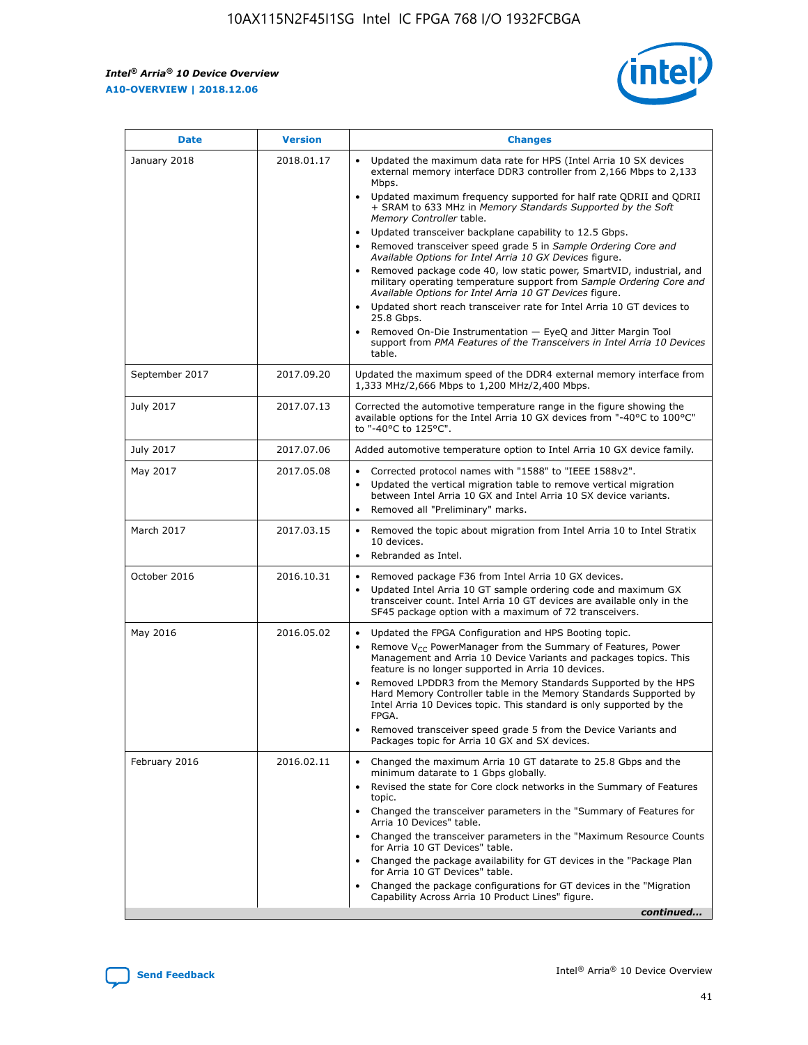| Date | Version | Changes |
| --- | --- | --- |
| January 2018 | 2018.01.17 | • Updated the maximum data rate for HPS (Intel Arria 10 SX devices external memory interface DDR3 controller from 2,166 Mbps to 2,133 Mbps.<br>• Updated maximum frequency supported for half rate QDRII and QDRII + SRAM to 633 MHz in *Memory Standards Supported by the Soft Memory Controller* table.<br>• Updated transceiver backplane capability to 12.5 Gbps.<br>• Removed transceiver speed grade 5 in *Sample Ordering Core and Available Options for Intel Arria 10 GX Devices* figure.<br>• Removed package code 40, low static power, SmartVID, industrial, and military operating temperature support from *Sample Ordering Core and Available Options for Intel Arria 10 GT Devices* figure.<br>• Updated short reach transceiver rate for Intel Arria 10 GT devices to 25.8 Gbps.<br>• Removed On-Die Instrumentation — EyeQ and Jitter Margin Tool support from *PMA Features of the Transceivers in Intel Arria 10 Devices* table. |
| September 2017 | 2017.09.20 | Updated the maximum speed of the DDR4 external memory interface from 1,333 MHz/2,666 Mbps to 1,200 MHz/2,400 Mbps. |
| July 2017 | 2017.07.13 | Corrected the automotive temperature range in the figure showing the available options for the Intel Arria 10 GX devices from "-40°C to 100°C" to "-40°C to 125°C". |
| July 2017 | 2017.07.06 | Added automotive temperature option to Intel Arria 10 GX device family. |
| May 2017 | 2017.05.08 | • Corrected protocol names with "1588" to "IEEE 1588v2".<br>• Updated the vertical migration table to remove vertical migration between Intel Arria 10 GX and Intel Arria 10 SX device variants.<br>• Removed all "Preliminary" marks. |
| March 2017 | 2017.03.15 | • Removed the topic about migration from Intel Arria 10 to Intel Stratix 10 devices.<br>• Rebranded as Intel. |
| October 2016 | 2016.10.31 | • Removed package F36 from Intel Arria 10 GX devices.<br>• Updated Intel Arria 10 GT sample ordering code and maximum GX transceiver count. Intel Arria 10 GT devices are available only in the SF45 package option with a maximum of 72 transceivers. |
| May 2016 | 2016.05.02 | • Updated the FPGA Configuration and HPS Booting topic.<br>• Remove $V_{CC}$ PowerManager from the Summary of Features, Power Management and Arria 10 Device Variants and packages topics. This feature is no longer supported in Arria 10 devices.<br>• Removed LPDDR3 from the Memory Standards Supported by the HPS Hard Memory Controller table in the Memory Standards Supported by Intel Arria 10 Devices topic. This standard is only supported by the FPGA.<br>• Removed transceiver speed grade 5 from the Device Variants and Packages topic for Arria 10 GX and SX devices. |
| February 2016 | 2016.02.11 | • Changed the maximum Arria 10 GT datarate to 25.8 Gbps and the minimum datarate to 1 Gbps globally.<br>• Revised the state for Core clock networks in the Summary of Features topic.<br>• Changed the transceiver parameters in the "Summary of Features for Arria 10 Devices" table.<br>• Changed the transceiver parameters in the "Maximum Resource Counts for Arria 10 GT Devices" table.<br>• Changed the package availability for GT devices in the "Package Plan for Arria 10 GT Devices" table.<br>• Changed the package configurations for GT devices in the "Migration Capability Across Arria 10 Product Lines" figure. |

*continued...*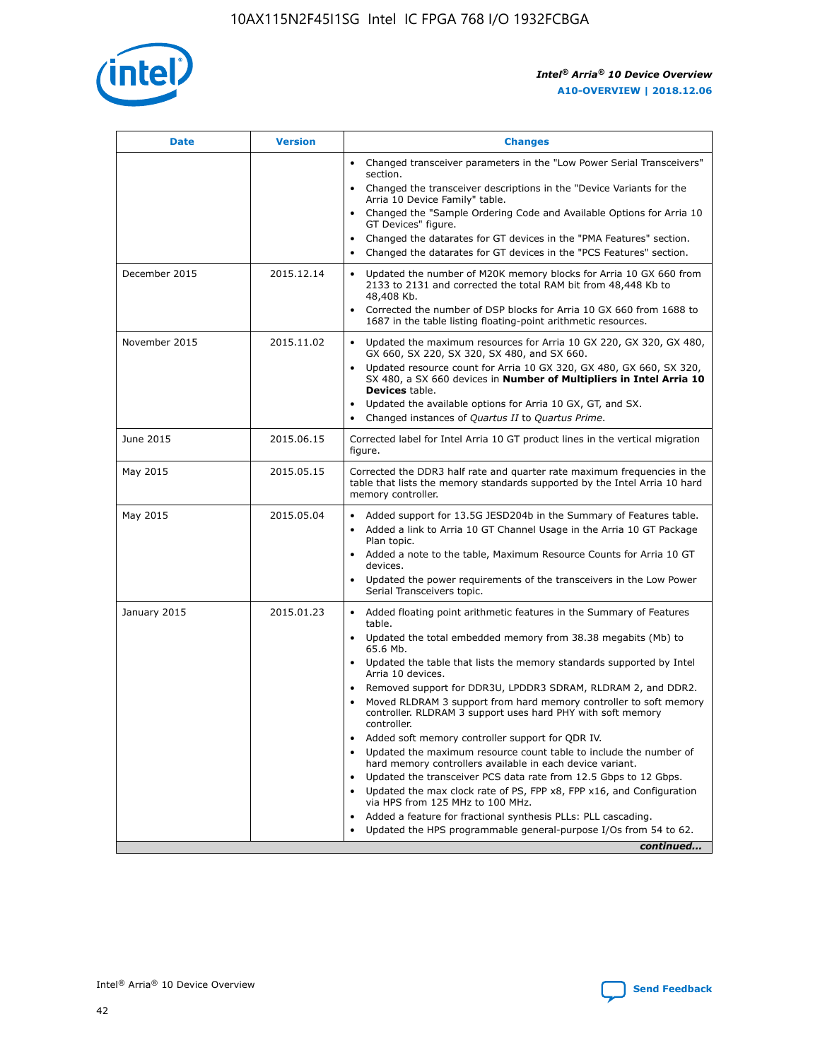| Date | Version | Changes |
| --- | --- | --- |
| | | • Changed transceiver parameters in the "Low Power Serial Transceivers" section.<br>• Changed the transceiver descriptions in the "Device Variants for the Arria 10 Device Family" table.<br>• Changed the "Sample Ordering Code and Available Options for Arria 10 GT Devices" figure.<br>• Changed the datarates for GT devices in the "PMA Features" section.<br>• Changed the datarates for GT devices in the "PCS Features" section. |
| December 2015 | 2015.12.14 | • Updated the number of M20K memory blocks for Arria 10 GX 660 from 2133 to 2131 and corrected the total RAM bit from 48,448 Kb to 48,408 Kb.<br>• Corrected the number of DSP blocks for Arria 10 GX 660 from 1688 to 1687 in the table listing floating-point arithmetic resources. |
| November 2015 | 2015.11.02 | • Updated the maximum resources for Arria 10 GX 220, GX 320, GX 480, GX 660, SX 220, SX 320, SX 480, and SX 660.<br>• Updated resource count for Arria 10 GX 320, GX 480, GX 660, SX 320, SX 480, a SX 660 devices in **Number of Multipliers in Intel Arria 10 Devices** table.<br>• Updated the available options for Arria 10 GX, GT, and SX.<br>• Changed instances of *Quartus II* to *Quartus Prime*. |
| June 2015 | 2015.06.15 | Corrected label for Intel Arria 10 GT product lines in the vertical migration figure. |
| May 2015 | 2015.05.15 | Corrected the DDR3 half rate and quarter rate maximum frequencies in the table that lists the memory standards supported by the Intel Arria 10 hard memory controller. |
| May 2015 | 2015.05.04 | • Added support for 13.5G JESD204b in the Summary of Features table.<br>• Added a link to Arria 10 GT Channel Usage in the Arria 10 GT Package Plan topic.<br>• Added a note to the table, Maximum Resource Counts for Arria 10 GT devices.<br>• Updated the power requirements of the transceivers in the Low Power Serial Transceivers topic. |
| January 2015 | 2015.01.23 | • Added floating point arithmetic features in the Summary of Features table.<br>• Updated the total embedded memory from 38.38 megabits (Mb) to 65.6 Mb.<br>• Updated the table that lists the memory standards supported by Intel Arria 10 devices.<br>• Removed support for DDR3U, LPDDR3 SDRAM, RLDRAM 2, and DDR2.<br>• Moved RLDRAM 3 support from hard memory controller to soft memory controller. RLDRAM 3 support uses hard PHY with soft memory controller.<br>• Added soft memory controller support for QDR IV.<br>• Updated the maximum resource count table to include the number of hard memory controllers available in each device variant.<br>• Updated the transceiver PCS data rate from 12.5 Gbps to 12 Gbps.<br>• Updated the max clock rate of PS, FPP x8, FPP x16, and Configuration via HPS from 125 MHz to 100 MHz.<br>• Added a feature for fractional synthesis PLLs: PLL cascading.<br>• Updated the HPS programmable general-purpose I/Os from 54 to 62. |

*continued...*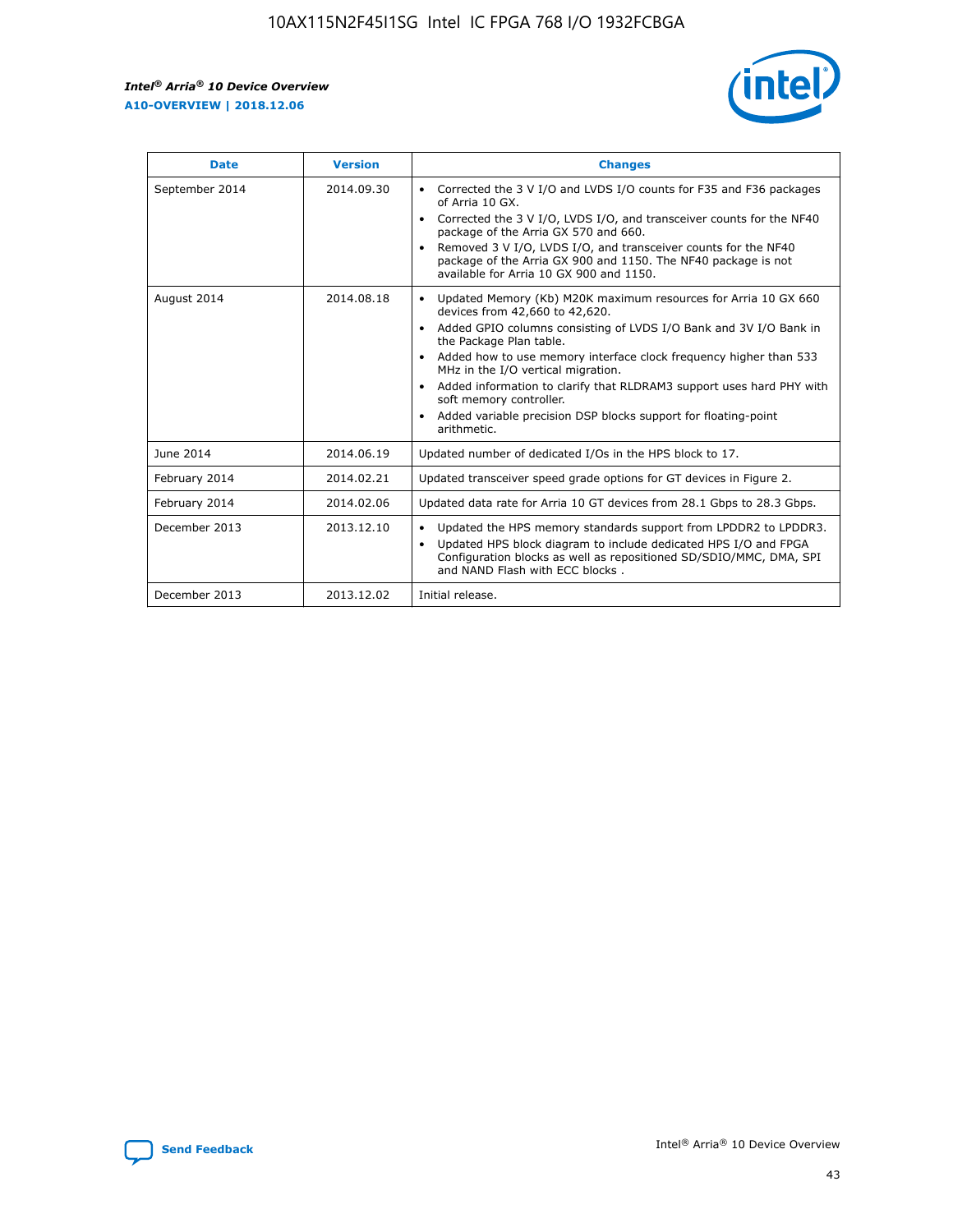| Date | Version | Changes |
| --- | --- | --- |
| September 2014 | 2014.09.30 | • Corrected the 3 V I/O and LVDS I/O counts for F35 and F36 packages of Arria 10 GX.<br>• Corrected the 3 V I/O, LVDS I/O, and transceiver counts for the NF40 package of the Arria GX 570 and 660.<br>• Removed 3 V I/O, LVDS I/O, and transceiver counts for the NF40 package of the Arria GX 900 and 1150. The NF40 package is not available for Arria 10 GX 900 and 1150. |
| August 2014 | 2014.08.18 | • Updated Memory (Kb) M20K maximum resources for Arria 10 GX 660 devices from 42,660 to 42,620.<br>• Added GPIO columns consisting of LVDS I/O Bank and 3V I/O Bank in the Package Plan table.<br>• Added how to use memory interface clock frequency higher than 533 MHz in the I/O vertical migration.<br>• Added information to clarify that RLDRAM3 support uses hard PHY with soft memory controller.<br>• Added variable precision DSP blocks support for floating-point arithmetic. |
| June 2014 | 2014.06.19 | Updated number of dedicated I/Os in the HPS block to 17. |
| February 2014 | 2014.02.21 | Updated transceiver speed grade options for GT devices in Figure 2. |
| February 2014 | 2014.02.06 | Updated data rate for Arria 10 GT devices from 28.1 Gbps to 28.3 Gbps. |
| December 2013 | 2013.12.10 | • Updated the HPS memory standards support from LPDDR2 to LPDDR3.<br>• Updated HPS block diagram to include dedicated HPS I/O and FPGA Configuration blocks as well as repositioned SD/SDIO/MMC, DMA, SPI and NAND Flash with ECC blocks . |
| December 2013 | 2013.12.02 | Initial release. |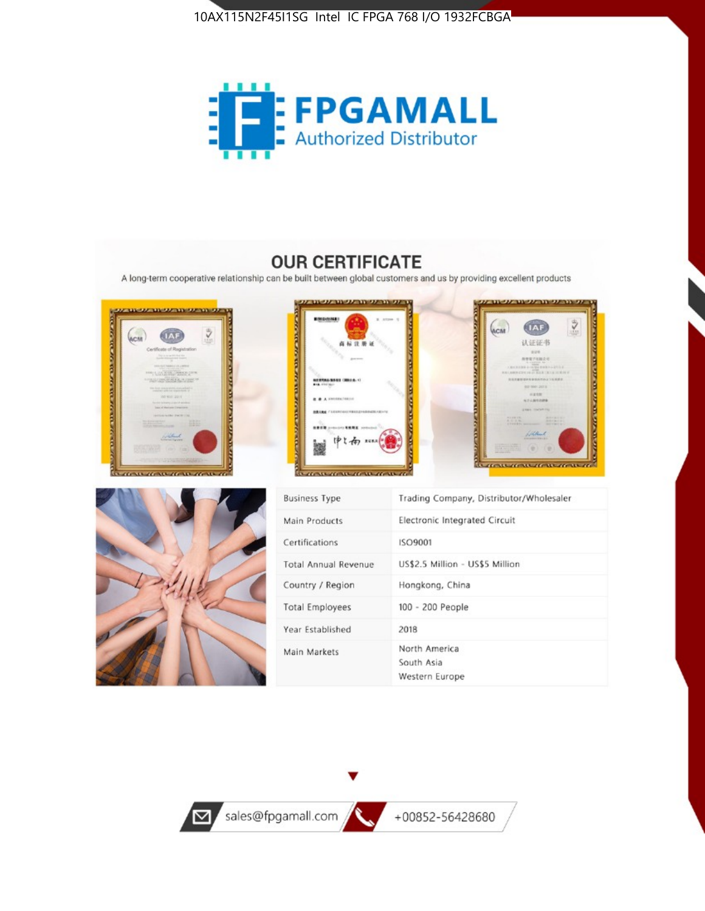FPGAMALL
Authorized Distributor

## OUR CERTIFICATE

A long-term cooperative relationship can be built between global customers and us by providing excellent products

| | |
|---|---|
| Business Type | Trading Company, Distributor/Wholesaler |
| Main Products | Electronic Integrated Circuit |
| Certifications | ISO9001 |
| Total Annual Revenue | US$2.5 Million - US$5 Million |
| Country / Region | Hongkong, China |
| Total Employees | 100 - 200 People |
| Year Established | 2018 |
| Main Markets | North America<br>South Asia<br>Western Europe |

sales@fpgamall.com +00852-56428680